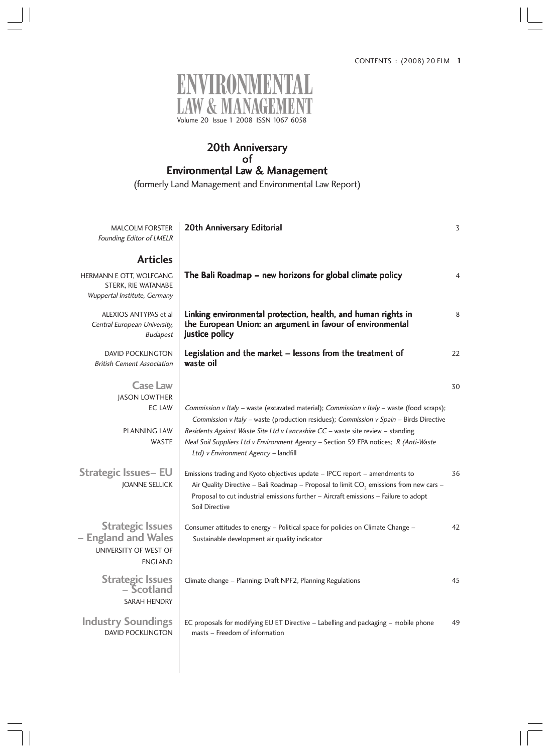# ENVIRONMENTAL LAW & MANAGEMENT

Volume 20 Issue 1 2008 ISSN 1067 6058

## 20th Anniversary of Environmental Law & Management

(formerly Land Management and Environmental Law Report)

| | | |
|---|---|---|
| MALCOLM FORSTER *Founding Editor of LMELR* | **20th Anniversary Editorial** | 3 |
| **Articles** | | |
| HERMANN E OTT, WOLFGANG STERK, RIE WATANABE *Wuppertal Institute, Germany* | **The Bali Roadmap – new horizons for global climate policy** | 4 |
| ALEXIOS ANTYPAS et al *Central European University, Budapest* | **Linking environmental protection, health, and human rights in the European Union: an argument in favour of environmental justice policy** | 8 |
| DAVID POCKLINGTON *British Cement Association* | **Legislation and the market – lessons from the treatment of waste oil** | 22 |
| **Case Law** JASON LOWTHER | | 30 |
| EC LAW | *Commission v Italy* – waste (excavated material); *Commission v Italy* – waste (food scraps); *Commission v Italy* – waste (production residues); *Commission v Spain* – Birds Directive | |
| PLANNING LAW | *Residents Against Waste Site Ltd v Lancashire CC* – waste site review – standing | |
| WASTE | *Neal Soil Suppliers Ltd v Environment Agency* – Section 59 EPA notices; *R (Anti-Waste Ltd) v Environment Agency* – landfill | |
| **Strategic Issues – EU** JOANNE SELLICK | Emissions trading and Kyoto objectives update – IPCC report – amendments to Air Quality Directive – Bali Roadmap – Proposal to limit $CO_2$ emissions from new cars – Proposal to cut industrial emissions further – Aircraft emissions – Failure to adopt Soil Directive | 36 |
| **Strategic Issues – England and Wales** UNIVERSITY OF WEST OF ENGLAND | Consumer attitudes to energy – Political space for policies on Climate Change – Sustainable development air quality indicator | 42 |
| **Strategic Issues – Scotland** SARAH HENDRY | Climate change – Planning: Draft NPF2, Planning Regulations | 45 |
| **Industry Soundings** DAVID POCKLINGTON | EC proposals for modifying EU ET Directive – Labelling and packaging – mobile phone masts – Freedom of information | 49 |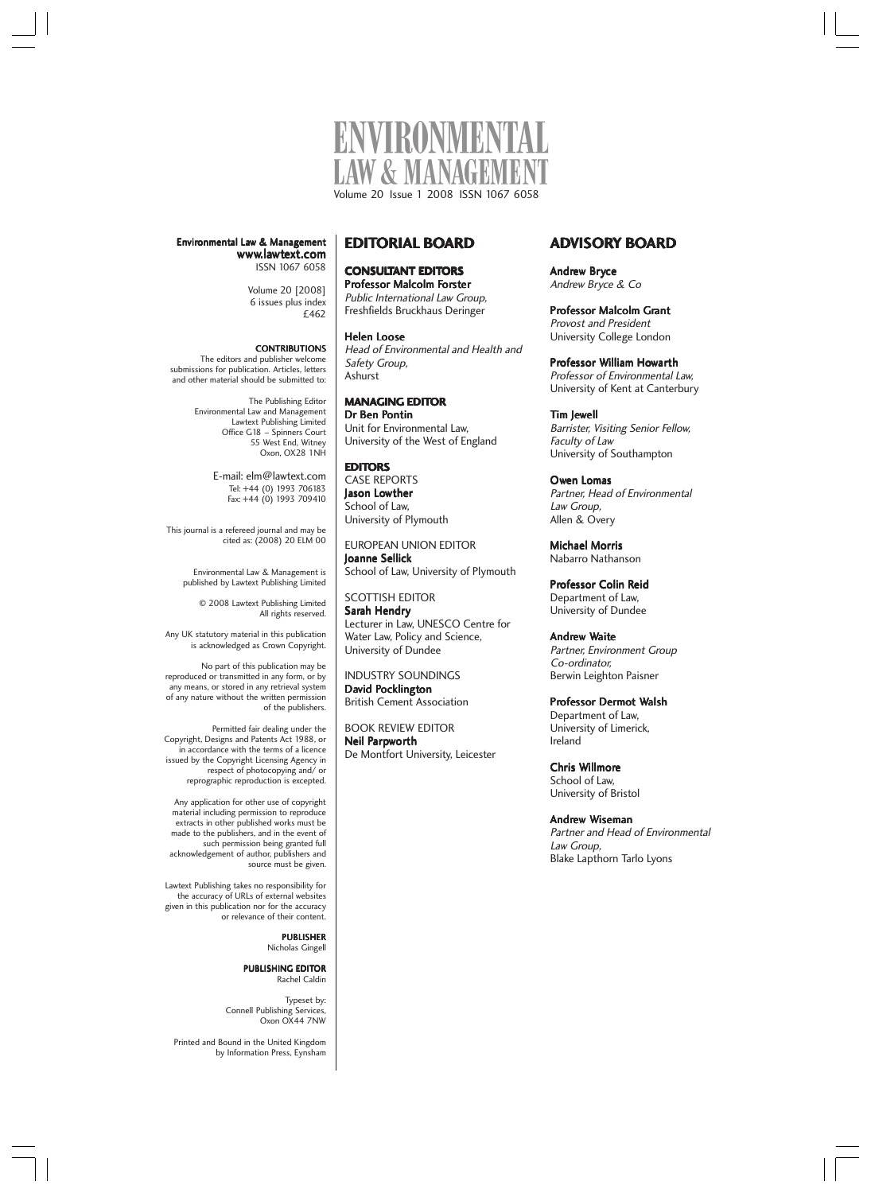# ENVIRONMENTAL LAW & MANAGEMENT

Volume 20 Issue 1 2008 ISSN 1067 6058

**Environmental Law & Management**
**www.lawtext.com**
ISSN 1067 6058

Volume 20 [2008]
6 issues plus index
£462

**CONTRIBUTIONS**
The editors and publisher welcome submissions for publication. Articles, letters and other material should be submitted to:

The Publishing Editor
Environmental Law and Management
Lawtext Publishing Limited
Office G18 – Spinners Court
55 West End, Witney
Oxon, OX28 1NH

E-mail: elm@lawtext.com
Tel: +44 (0) 1993 706183
Fax: +44 (0) 1993 709410

This journal is a refereed journal and may be cited as: (2008) 20 ELM 00

Environmental Law & Management is published by Lawtext Publishing Limited

© 2008 Lawtext Publishing Limited
All rights reserved.

Any UK statutory material in this publication is acknowledged as Crown Copyright.

No part of this publication may be reproduced or transmitted in any form, or by any means, or stored in any retrieval system of any nature without the written permission of the publishers.

Permitted fair dealing under the Copyright, Designs and Patents Act 1988, or in accordance with the terms of a licence issued by the Copyright Licensing Agency in respect of photocopying and/ or reprographic reproduction is excepted.

Any application for other use of copyright material including permission to reproduce extracts in other published works must be made to the publishers, and in the event of such permission being granted full acknowledgement of author, publishers and source must be given.

Lawtext Publishing takes no responsibility for the accuracy of URLs of external websites given in this publication nor for the accuracy or relevance of their content.

**PUBLISHER**
Nicholas Gingell

**PUBLISHING EDITOR**
Rachel Caldin

Typeset by:
Connell Publishing Services,
Oxon OX44 7NW

Printed and Bound in the United Kingdom by Information Press, Eynsham

## EDITORIAL BOARD

**CONSULTANT EDITORS**

**Professor Malcolm Forster**
*Public International Law Group,*
Freshfields Bruckhaus Deringer

**Helen Loose**
*Head of Environmental and Health and Safety Group,*
Ashurst

**MANAGING EDITOR**

**Dr Ben Pontin**
Unit for Environmental Law,
University of the West of England

**EDITORS**

CASE REPORTS
**Jason Lowther**
School of Law,
University of Plymouth

EUROPEAN UNION EDITOR
**Joanne Sellick**
School of Law, University of Plymouth

SCOTTISH EDITOR
**Sarah Hendry**
Lecturer in Law, UNESCO Centre for Water Law, Policy and Science,
University of Dundee

INDUSTRY SOUNDINGS
**David Pocklington**
British Cement Association

BOOK REVIEW EDITOR
**Neil Parpworth**
De Montfort University, Leicester

## ADVISORY BOARD

**Andrew Bryce**
*Andrew Bryce & Co*

**Professor Malcolm Grant**
*Provost and President*
University College London

**Professor William Howarth**
*Professor of Environmental Law,*
University of Kent at Canterbury

**Tim Jewell**
*Barrister, Visiting Senior Fellow, Faculty of Law*
University of Southampton

**Owen Lomas**
*Partner, Head of Environmental Law Group,*
Allen & Overy

**Michael Morris**
Nabarro Nathanson

**Professor Colin Reid**
Department of Law,
University of Dundee

**Andrew Waite**
*Partner, Environment Group Co-ordinator,*
Berwin Leighton Paisner

**Professor Dermot Walsh**
Department of Law,
University of Limerick,
Ireland

**Chris Willmore**
School of Law,
University of Bristol

**Andrew Wiseman**
*Partner and Head of Environmental Law Group,*
Blake Lapthorn Tarlo Lyons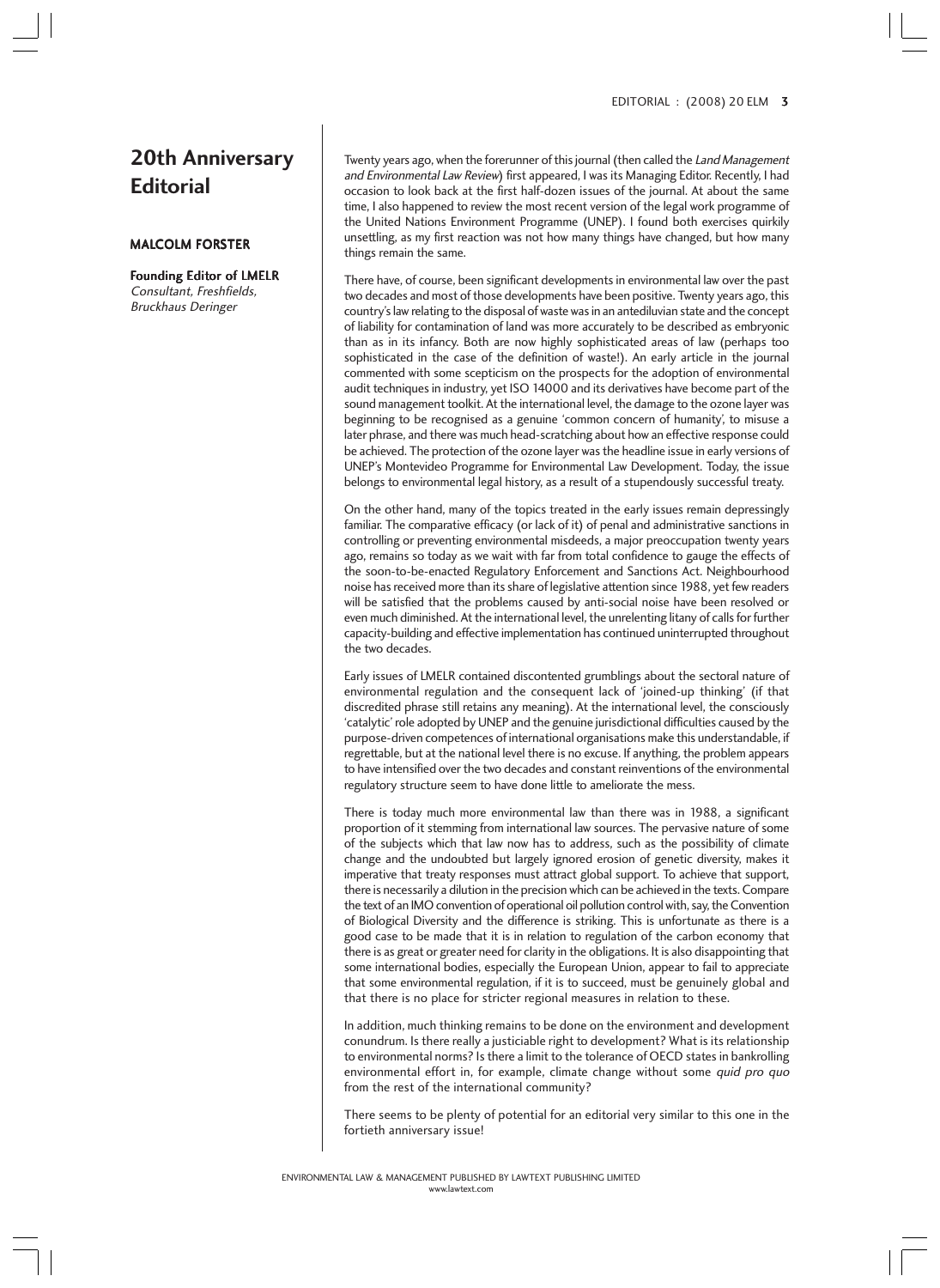# 20th Anniversary Editorial

**MALCOLM FORSTER**

**Founding Editor of LMELR**
*Consultant, Freshfields, Bruckhaus Deringer*

Twenty years ago, when the forerunner of this journal (then called the *Land Management and Environmental Law Review*) first appeared, I was its Managing Editor. Recently, I had occasion to look back at the first half-dozen issues of the journal. At about the same time, I also happened to review the most recent version of the legal work programme of the United Nations Environment Programme (UNEP). I found both exercises quirkily unsettling, as my first reaction was not how many things have changed, but how many things remain the same.

There have, of course, been significant developments in environmental law over the past two decades and most of those developments have been positive. Twenty years ago, this country's law relating to the disposal of waste was in an antediluvian state and the concept of liability for contamination of land was more accurately to be described as embryonic than as in its infancy. Both are now highly sophisticated areas of law (perhaps too sophisticated in the case of the definition of waste!). An early article in the journal commented with some scepticism on the prospects for the adoption of environmental audit techniques in industry, yet ISO 14000 and its derivatives have become part of the sound management toolkit. At the international level, the damage to the ozone layer was beginning to be recognised as a genuine 'common concern of humanity', to misuse a later phrase, and there was much head-scratching about how an effective response could be achieved. The protection of the ozone layer was the headline issue in early versions of UNEP's Montevideo Programme for Environmental Law Development. Today, the issue belongs to environmental legal history, as a result of a stupendously successful treaty.

On the other hand, many of the topics treated in the early issues remain depressingly familiar. The comparative efficacy (or lack of it) of penal and administrative sanctions in controlling or preventing environmental misdeeds, a major preoccupation twenty years ago, remains so today as we wait with far from total confidence to gauge the effects of the soon-to-be-enacted Regulatory Enforcement and Sanctions Act. Neighbourhood noise has received more than its share of legislative attention since 1988, yet few readers will be satisfied that the problems caused by anti-social noise have been resolved or even much diminished. At the international level, the unrelenting litany of calls for further capacity-building and effective implementation has continued uninterrupted throughout the two decades.

Early issues of LMELR contained discontented grumblings about the sectoral nature of environmental regulation and the consequent lack of 'joined-up thinking' (if that discredited phrase still retains any meaning). At the international level, the consciously 'catalytic' role adopted by UNEP and the genuine jurisdictional difficulties caused by the purpose-driven competences of international organisations make this understandable, if regrettable, but at the national level there is no excuse. If anything, the problem appears to have intensified over the two decades and constant reinventions of the environmental regulatory structure seem to have done little to ameliorate the mess.

There is today much more environmental law than there was in 1988, a significant proportion of it stemming from international law sources. The pervasive nature of some of the subjects which that law now has to address, such as the possibility of climate change and the undoubted but largely ignored erosion of genetic diversity, makes it imperative that treaty responses must attract global support. To achieve that support, there is necessarily a dilution in the precision which can be achieved in the texts. Compare the text of an IMO convention of operational oil pollution control with, say, the Convention of Biological Diversity and the difference is striking. This is unfortunate as there is a good case to be made that it is in relation to regulation of the carbon economy that there is as great or greater need for clarity in the obligations. It is also disappointing that some international bodies, especially the European Union, appear to fail to appreciate that some environmental regulation, if it is to succeed, must be genuinely global and that there is no place for stricter regional measures in relation to these.

In addition, much thinking remains to be done on the environment and development conundrum. Is there really a justiciable right to development? What is its relationship to environmental norms? Is there a limit to the tolerance of OECD states in bankrolling environmental effort in, for example, climate change without some *quid pro quo* from the rest of the international community?

There seems to be plenty of potential for an editorial very similar to this one in the fortieth anniversary issue!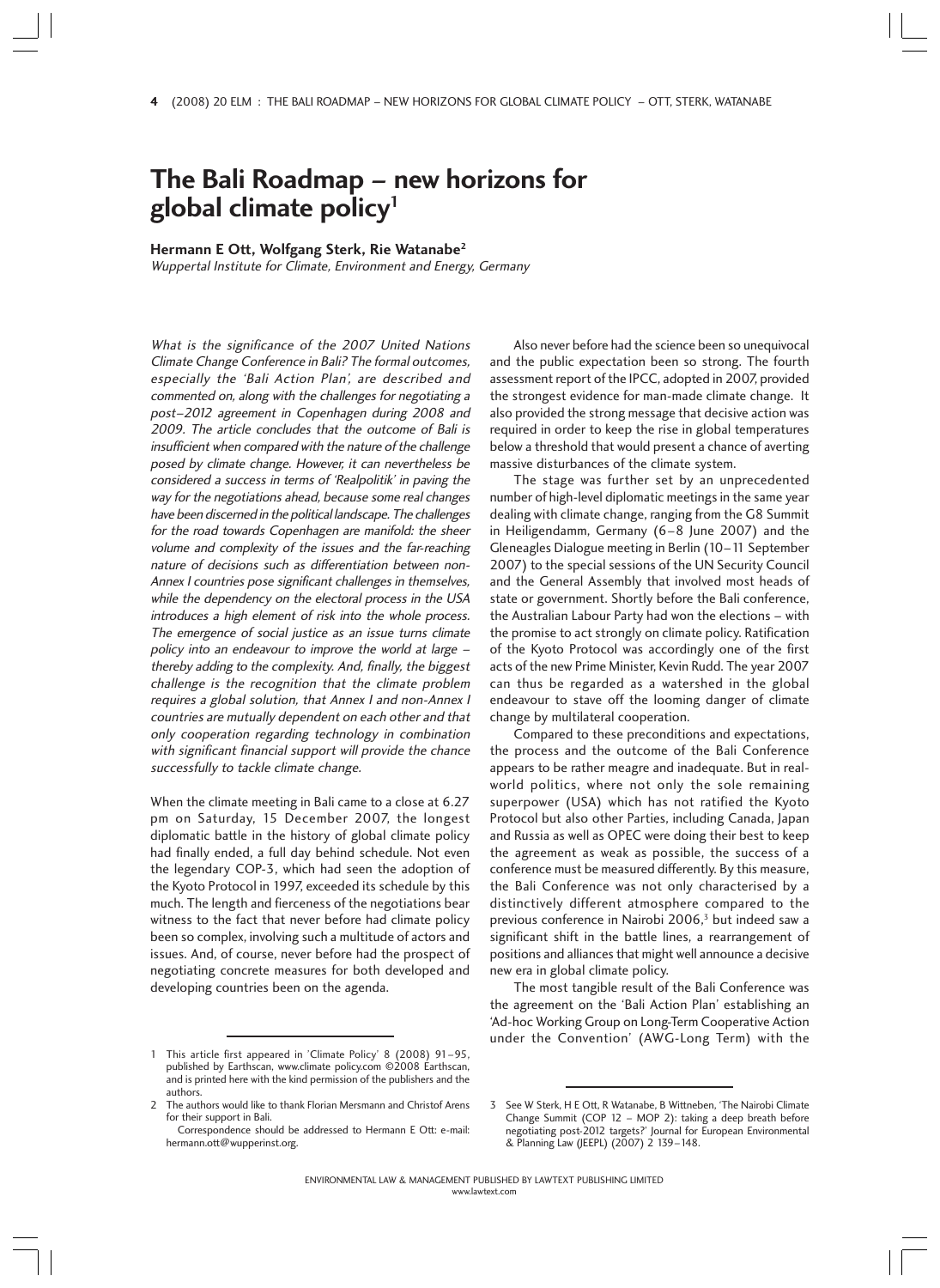# The Bali Roadmap – new horizons for global climate policy[1]

**Hermann E Ott, Wolfgang Sterk, Rie Watanabe[2]**

*Wuppertal Institute for Climate, Environment and Energy, Germany*

*What is the significance of the 2007 United Nations Climate Change Conference in Bali? The formal outcomes, especially the 'Bali Action Plan', are described and commented on, along with the challenges for negotiating a post–2012 agreement in Copenhagen during 2008 and 2009. The article concludes that the outcome of Bali is insufficient when compared with the nature of the challenge posed by climate change. However, it can nevertheless be considered a success in terms of 'Realpolitik' in paving the way for the negotiations ahead, because some real changes have been discerned in the political landscape. The challenges for the road towards Copenhagen are manifold: the sheer volume and complexity of the issues and the far-reaching nature of decisions such as differentiation between non-Annex I countries pose significant challenges in themselves, while the dependency on the electoral process in the USA introduces a high element of risk into the whole process. The emergence of social justice as an issue turns climate policy into an endeavour to improve the world at large – thereby adding to the complexity. And, finally, the biggest challenge is the recognition that the climate problem requires a global solution, that Annex I and non-Annex I countries are mutually dependent on each other and that only cooperation regarding technology in combination with significant financial support will provide the chance successfully to tackle climate change.*

When the climate meeting in Bali came to a close at 6.27 pm on Saturday, 15 December 2007, the longest diplomatic battle in the history of global climate policy had finally ended, a full day behind schedule. Not even the legendary COP-3, which had seen the adoption of the Kyoto Protocol in 1997, exceeded its schedule by this much. The length and fierceness of the negotiations bear witness to the fact that never before had climate policy been so complex, involving such a multitude of actors and issues. And, of course, never before had the prospect of negotiating concrete measures for both developed and developing countries been on the agenda.

Also never before had the science been so unequivocal and the public expectation been so strong. The fourth assessment report of the IPCC, adopted in 2007, provided the strongest evidence for man-made climate change. It also provided the strong message that decisive action was required in order to keep the rise in global temperatures below a threshold that would present a chance of averting massive disturbances of the climate system.

The stage was further set by an unprecedented number of high-level diplomatic meetings in the same year dealing with climate change, ranging from the G8 Summit in Heiligendamm, Germany (6–8 June 2007) and the Gleneagles Dialogue meeting in Berlin (10–11 September 2007) to the special sessions of the UN Security Council and the General Assembly that involved most heads of state or government. Shortly before the Bali conference, the Australian Labour Party had won the elections – with the promise to act strongly on climate policy. Ratification of the Kyoto Protocol was accordingly one of the first acts of the new Prime Minister, Kevin Rudd. The year 2007 can thus be regarded as a watershed in the global endeavour to stave off the looming danger of climate change by multilateral cooperation.

Compared to these preconditions and expectations, the process and the outcome of the Bali Conference appears to be rather meagre and inadequate. But in real-world politics, where not only the sole remaining superpower (USA) which has not ratified the Kyoto Protocol but also other Parties, including Canada, Japan and Russia as well as OPEC were doing their best to keep the agreement as weak as possible, the success of a conference must be measured differently. By this measure, the Bali Conference was not only characterised by a distinctively different atmosphere compared to the previous conference in Nairobi 2006,[3] but indeed saw a significant shift in the battle lines, a rearrangement of positions and alliances that might well announce a decisive new era in global climate policy.

The most tangible result of the Bali Conference was the agreement on the 'Bali Action Plan' establishing an 'Ad-hoc Working Group on Long-Term Cooperative Action under the Convention' (AWG-Long Term) with the

---

1 This article first appeared in 'Climate Policy' 8 (2008) 91–95, published by Earthscan, www.climate policy.com ©2008 Earthscan, and is printed here with the kind permission of the publishers and the authors.

2 The authors would like to thank Florian Mersmann and Christof Arens for their support in Bali.
Correspondence should be addressed to Hermann E Ott: e-mail: hermann.ott@wupperinst.org.

3 See W Sterk, H E Ott, R Watanabe, B Wittneben, 'The Nairobi Climate Change Summit (COP 12 – MOP 2): taking a deep breath before negotiating post-2012 targets?' Journal for European Environmental & Planning Law (JEEPL) (2007) 2 139–148.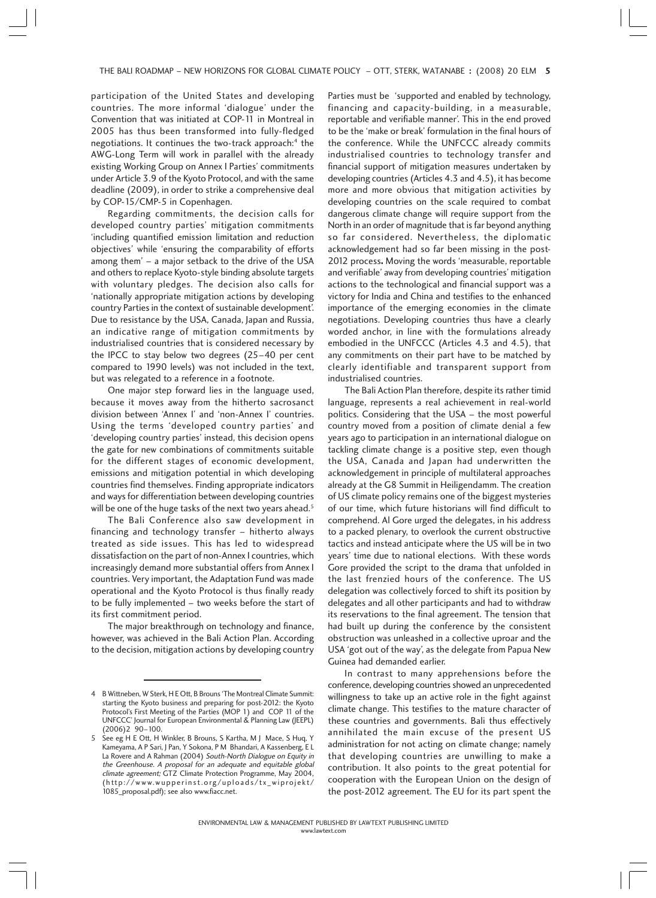participation of the United States and developing countries. The more informal 'dialogue' under the Convention that was initiated at COP-11 in Montreal in 2005 has thus been transformed into fully-fledged negotiations. It continues the two-track approach:[4] the AWG-Long Term will work in parallel with the already existing Working Group on Annex I Parties' commitments under Article 3.9 of the Kyoto Protocol, and with the same deadline (2009), in order to strike a comprehensive deal by COP-15/CMP-5 in Copenhagen.

Regarding commitments, the decision calls for developed country parties' mitigation commitments 'including quantified emission limitation and reduction objectives' while 'ensuring the comparability of efforts among them' – a major setback to the drive of the USA and others to replace Kyoto-style binding absolute targets with voluntary pledges. The decision also calls for 'nationally appropriate mitigation actions by developing country Parties in the context of sustainable development'. Due to resistance by the USA, Canada, Japan and Russia, an indicative range of mitigation commitments by industrialised countries that is considered necessary by the IPCC to stay below two degrees (25–40 per cent compared to 1990 levels) was not included in the text, but was relegated to a reference in a footnote.

One major step forward lies in the language used, because it moves away from the hitherto sacrosanct division between 'Annex I' and 'non-Annex I' countries. Using the terms 'developed country parties' and 'developing country parties' instead, this decision opens the gate for new combinations of commitments suitable for the different stages of economic development, emissions and mitigation potential in which developing countries find themselves. Finding appropriate indicators and ways for differentiation between developing countries will be one of the huge tasks of the next two years ahead.[5]

The Bali Conference also saw development in financing and technology transfer – hitherto always treated as side issues. This has led to widespread dissatisfaction on the part of non-Annex I countries, which increasingly demand more substantial offers from Annex I countries. Very important, the Adaptation Fund was made operational and the Kyoto Protocol is thus finally ready to be fully implemented – two weeks before the start of its first commitment period.

The major breakthrough on technology and finance, however, was achieved in the Bali Action Plan. According to the decision, mitigation actions by developing country Parties must be 'supported and enabled by technology, financing and capacity-building, in a measurable, reportable and verifiable manner'. This in the end proved to be the 'make or break' formulation in the final hours of the conference. While the UNFCCC already commits industrialised countries to technology transfer and financial support of mitigation measures undertaken by developing countries (Articles 4.3 and 4.5), it has become more and more obvious that mitigation activities by developing countries on the scale required to combat dangerous climate change will require support from the North in an order of magnitude that is far beyond anything so far considered. Nevertheless, the diplomatic acknowledgement had so far been missing in the post-2012 process**.** Moving the words 'measurable, reportable and verifiable' away from developing countries' mitigation actions to the technological and financial support was a victory for India and China and testifies to the enhanced importance of the emerging economies in the climate negotiations. Developing countries thus have a clearly worded anchor, in line with the formulations already embodied in the UNFCCC (Articles 4.3 and 4.5), that any commitments on their part have to be matched by clearly identifiable and transparent support from industrialised countries.

The Bali Action Plan therefore, despite its rather timid language, represents a real achievement in real-world politics. Considering that the USA – the most powerful country moved from a position of climate denial a few years ago to participation in an international dialogue on tackling climate change is a positive step, even though the USA, Canada and Japan had underwritten the acknowledgement in principle of multilateral approaches already at the G8 Summit in Heiligendamm. The creation of US climate policy remains one of the biggest mysteries of our time, which future historians will find difficult to comprehend. Al Gore urged the delegates, in his address to a packed plenary, to overlook the current obstructive tactics and instead anticipate where the US will be in two years' time due to national elections. With these words Gore provided the script to the drama that unfolded in the last frenzied hours of the conference. The US delegation was collectively forced to shift its position by delegates and all other participants and had to withdraw its reservations to the final agreement. The tension that had built up during the conference by the consistent obstruction was unleashed in a collective uproar and the USA 'got out of the way', as the delegate from Papua New Guinea had demanded earlier.

In contrast to many apprehensions before the conference, developing countries showed an unprecedented willingness to take up an active role in the fight against climate change. This testifies to the mature character of these countries and governments. Bali thus effectively annihilated the main excuse of the present US administration for not acting on climate change; namely that developing countries are unwilling to make a contribution. It also points to the great potential for cooperation with the European Union on the design of the post-2012 agreement. The EU for its part spent the

---

4 B Wittneben, W Sterk, H E Ott, B Brouns 'The Montreal Climate Summit: starting the Kyoto business and preparing for post-2012: the Kyoto Protocol's First Meeting of the Parties (MOP 1) and COP 11 of the UNFCCC' Journal for European Environmental & Planning Law (JEEPL) (2006)2 90–100.

5 See eg H E Ott, H Winkler, B Brouns, S Kartha, M J Mace, S Huq, Y Kameyama, A P Sari, J Pan, Y Sokona, P M Bhandari, A Kassenberg, E L La Rovere and A Rahman (2004) *South-North Dialogue on Equity in the Greenhouse. A proposal for an adequate and equitable global climate agreement;* GTZ Climate Protection Programme, May 2004, (http://www.wupperinst.org/uploads/tx_wiprojekt/1085_proposal.pdf); see also www.fiacc.net.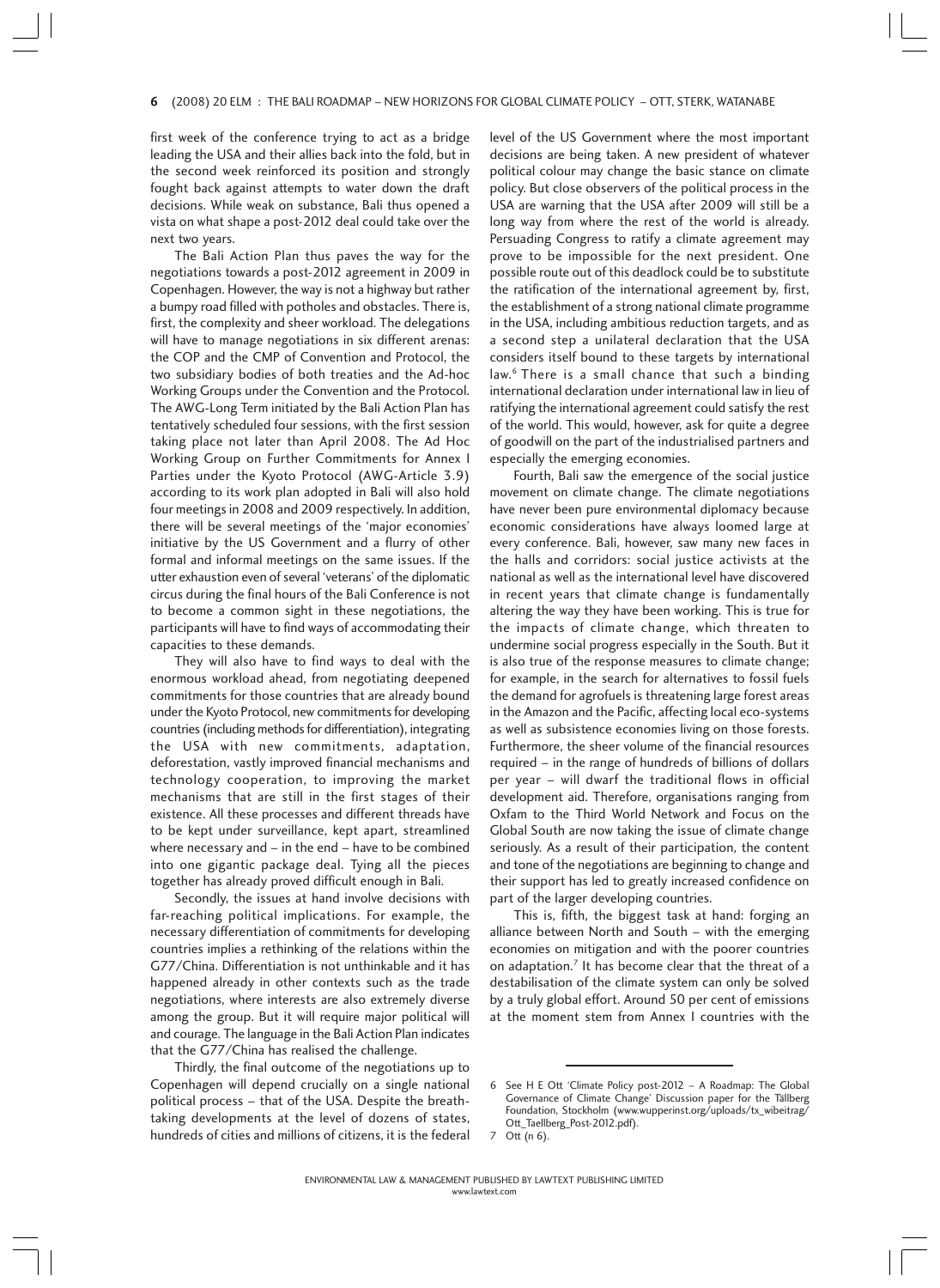first week of the conference trying to act as a bridge leading the USA and their allies back into the fold, but in the second week reinforced its position and strongly fought back against attempts to water down the draft decisions. While weak on substance, Bali thus opened a vista on what shape a post-2012 deal could take over the next two years.

The Bali Action Plan thus paves the way for the negotiations towards a post-2012 agreement in 2009 in Copenhagen. However, the way is not a highway but rather a bumpy road filled with potholes and obstacles. There is, first, the complexity and sheer workload. The delegations will have to manage negotiations in six different arenas: the COP and the CMP of Convention and Protocol, the two subsidiary bodies of both treaties and the Ad-hoc Working Groups under the Convention and the Protocol. The AWG-Long Term initiated by the Bali Action Plan has tentatively scheduled four sessions, with the first session taking place not later than April 2008. The Ad Hoc Working Group on Further Commitments for Annex I Parties under the Kyoto Protocol (AWG-Article 3.9) according to its work plan adopted in Bali will also hold four meetings in 2008 and 2009 respectively. In addition, there will be several meetings of the 'major economies' initiative by the US Government and a flurry of other formal and informal meetings on the same issues. If the utter exhaustion even of several 'veterans' of the diplomatic circus during the final hours of the Bali Conference is not to become a common sight in these negotiations, the participants will have to find ways of accommodating their capacities to these demands.

They will also have to find ways to deal with the enormous workload ahead, from negotiating deepened commitments for those countries that are already bound under the Kyoto Protocol, new commitments for developing countries (including methods for differentiation), integrating the USA with new commitments, adaptation, deforestation, vastly improved financial mechanisms and technology cooperation, to improving the market mechanisms that are still in the first stages of their existence. All these processes and different threads have to be kept under surveillance, kept apart, streamlined where necessary and – in the end – have to be combined into one gigantic package deal. Tying all the pieces together has already proved difficult enough in Bali.

Secondly, the issues at hand involve decisions with far-reaching political implications. For example, the necessary differentiation of commitments for developing countries implies a rethinking of the relations within the G77/China. Differentiation is not unthinkable and it has happened already in other contexts such as the trade negotiations, where interests are also extremely diverse among the group. But it will require major political will and courage. The language in the Bali Action Plan indicates that the G77/China has realised the challenge.

Thirdly, the final outcome of the negotiations up to Copenhagen will depend crucially on a single national political process – that of the USA. Despite the breath-taking developments at the level of dozens of states, hundreds of cities and millions of citizens, it is the federal level of the US Government where the most important decisions are being taken. A new president of whatever political colour may change the basic stance on climate policy. But close observers of the political process in the USA are warning that the USA after 2009 will still be a long way from where the rest of the world is already. Persuading Congress to ratify a climate agreement may prove to be impossible for the next president. One possible route out of this deadlock could be to substitute the ratification of the international agreement by, first, the establishment of a strong national climate programme in the USA, including ambitious reduction targets, and as a second step a unilateral declaration that the USA considers itself bound to these targets by international law.[6] There is a small chance that such a binding international declaration under international law in lieu of ratifying the international agreement could satisfy the rest of the world. This would, however, ask for quite a degree of goodwill on the part of the industrialised partners and especially the emerging economies.

Fourth, Bali saw the emergence of the social justice movement on climate change. The climate negotiations have never been pure environmental diplomacy because economic considerations have always loomed large at every conference. Bali, however, saw many new faces in the halls and corridors: social justice activists at the national as well as the international level have discovered in recent years that climate change is fundamentally altering the way they have been working. This is true for the impacts of climate change, which threaten to undermine social progress especially in the South. But it is also true of the response measures to climate change; for example, in the search for alternatives to fossil fuels the demand for agrofuels is threatening large forest areas in the Amazon and the Pacific, affecting local eco-systems as well as subsistence economies living on those forests. Furthermore, the sheer volume of the financial resources required – in the range of hundreds of billions of dollars per year – will dwarf the traditional flows in official development aid. Therefore, organisations ranging from Oxfam to the Third World Network and Focus on the Global South are now taking the issue of climate change seriously. As a result of their participation, the content and tone of the negotiations are beginning to change and their support has led to greatly increased confidence on part of the larger developing countries.

This is, fifth, the biggest task at hand: forging an alliance between North and South – with the emerging economies on mitigation and with the poorer countries on adaptation.[7] It has become clear that the threat of a destabilisation of the climate system can only be solved by a truly global effort. Around 50 per cent of emissions at the moment stem from Annex I countries with the

---

6 See H E Ott 'Climate Policy post-2012 – A Roadmap: The Global Governance of Climate Change' Discussion paper for the Tällberg Foundation, Stockholm (www.wupperinst.org/uploads/tx_wibeitrag/Ott_Taellberg_Post-2012.pdf).

7 Ott (n 6).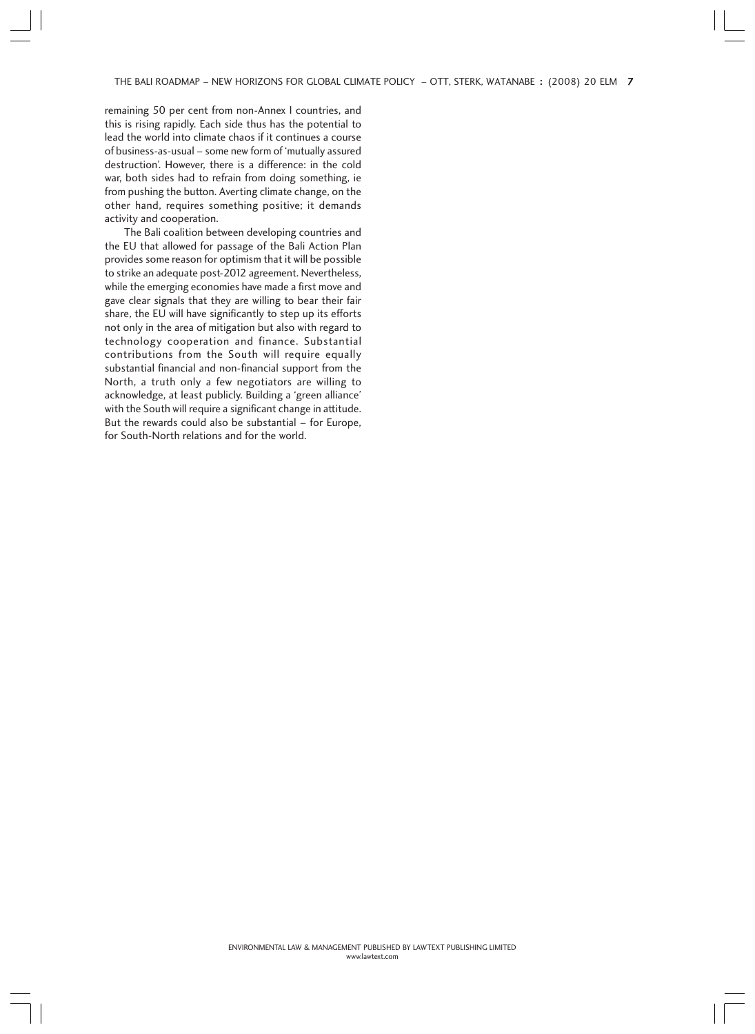remaining 50 per cent from non-Annex I countries, and this is rising rapidly. Each side thus has the potential to lead the world into climate chaos if it continues a course of business-as-usual – some new form of 'mutually assured destruction'. However, there is a difference: in the cold war, both sides had to refrain from doing something, ie from pushing the button. Averting climate change, on the other hand, requires something positive; it demands activity and cooperation.

The Bali coalition between developing countries and the EU that allowed for passage of the Bali Action Plan provides some reason for optimism that it will be possible to strike an adequate post-2012 agreement. Nevertheless, while the emerging economies have made a first move and gave clear signals that they are willing to bear their fair share, the EU will have significantly to step up its efforts not only in the area of mitigation but also with regard to technology cooperation and finance. Substantial contributions from the South will require equally substantial financial and non-financial support from the North, a truth only a few negotiators are willing to acknowledge, at least publicly. Building a 'green alliance' with the South will require a significant change in attitude. But the rewards could also be substantial – for Europe, for South-North relations and for the world.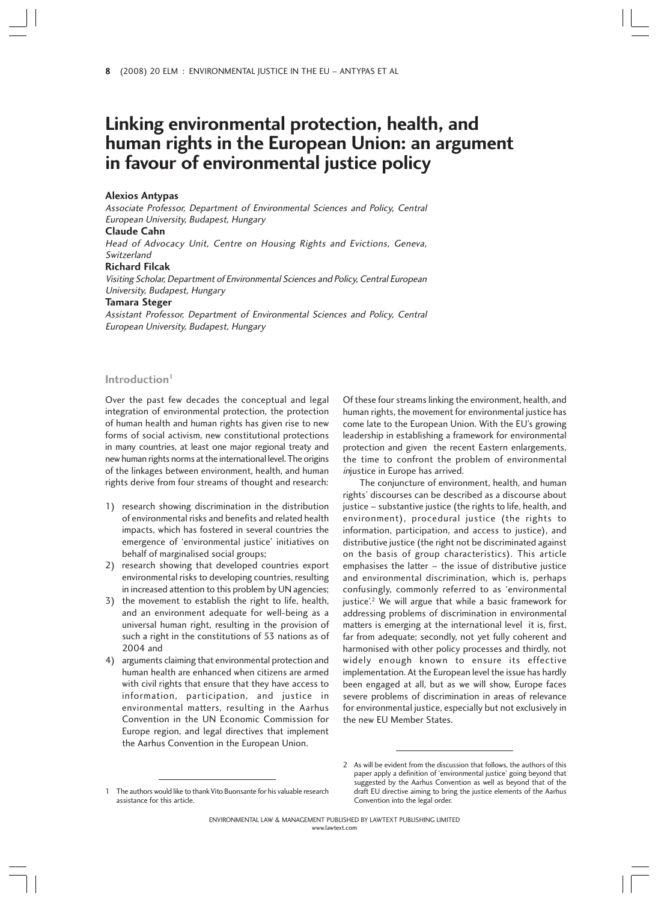# Linking environmental protection, health, and human rights in the European Union: an argument in favour of environmental justice policy

**Alexios Antypas**

*Associate Professor, Department of Environmental Sciences and Policy, Central European University, Budapest, Hungary*

**Claude Cahn**

*Head of Advocacy Unit, Centre on Housing Rights and Evictions, Geneva, Switzerland*

**Richard Filcak**

*Visiting Scholar, Department of Environmental Sciences and Policy, Central European University, Budapest, Hungary*

**Tamara Steger**

*Assistant Professor, Department of Environmental Sciences and Policy, Central European University, Budapest, Hungary*

## Introduction[1]

Over the past few decades the conceptual and legal integration of environmental protection, the protection of human health and human rights has given rise to new forms of social activism, new constitutional protections in many countries, at least one major regional treaty and new human rights norms at the international level. The origins of the linkages between environment, health, and human rights derive from four streams of thought and research:

1) research showing discrimination in the distribution of environmental risks and benefits and related health impacts, which has fostered in several countries the emergence of 'environmental justice' initiatives on behalf of marginalised social groups;
2) research showing that developed countries export environmental risks to developing countries, resulting in increased attention to this problem by UN agencies;
3) the movement to establish the right to life, health, and an environment adequate for well-being as a universal human right, resulting in the provision of such a right in the constitutions of 53 nations as of 2004 and
4) arguments claiming that environmental protection and human health are enhanced when citizens are armed with civil rights that ensure that they have access to information, participation, and justice in environmental matters, resulting in the Aarhus Convention in the UN Economic Commission for Europe region, and legal directives that implement the Aarhus Convention in the European Union.

Of these four streams linking the environment, health, and human rights, the movement for environmental justice has come late to the European Union. With the EU's growing leadership in establishing a framework for environmental protection and given the recent Eastern enlargements, the time to confront the problem of environmental *in*justice in Europe has arrived.

The conjuncture of environment, health, and human rights' discourses can be described as a discourse about justice – substantive justice (the rights to life, health, and environment), procedural justice (the rights to information, participation, and access to justice), and distributive justice (the right not be discriminated against on the basis of group characteristics). This article emphasises the latter – the issue of distributive justice and environmental discrimination, which is, perhaps confusingly, commonly referred to as 'environmental justice'.[2] We will argue that while a basic framework for addressing problems of discrimination in environmental matters is emerging at the international level it is, first, far from adequate; secondly, not yet fully coherent and harmonised with other policy processes and thirdly, not widely enough known to ensure its effective implementation. At the European level the issue has hardly been engaged at all, but as we will show, Europe faces severe problems of discrimination in areas of relevance for environmental justice, especially but not exclusively in the new EU Member States.

---

1 The authors would like to thank Vito Buonsante for his valuable research assistance for this article.

2 As will be evident from the discussion that follows, the authors of this paper apply a definition of 'environmental justice' going beyond that suggested by the Aarhus Convention as well as beyond that of the draft EU directive aiming to bring the justice elements of the Aarhus Convention into the legal order.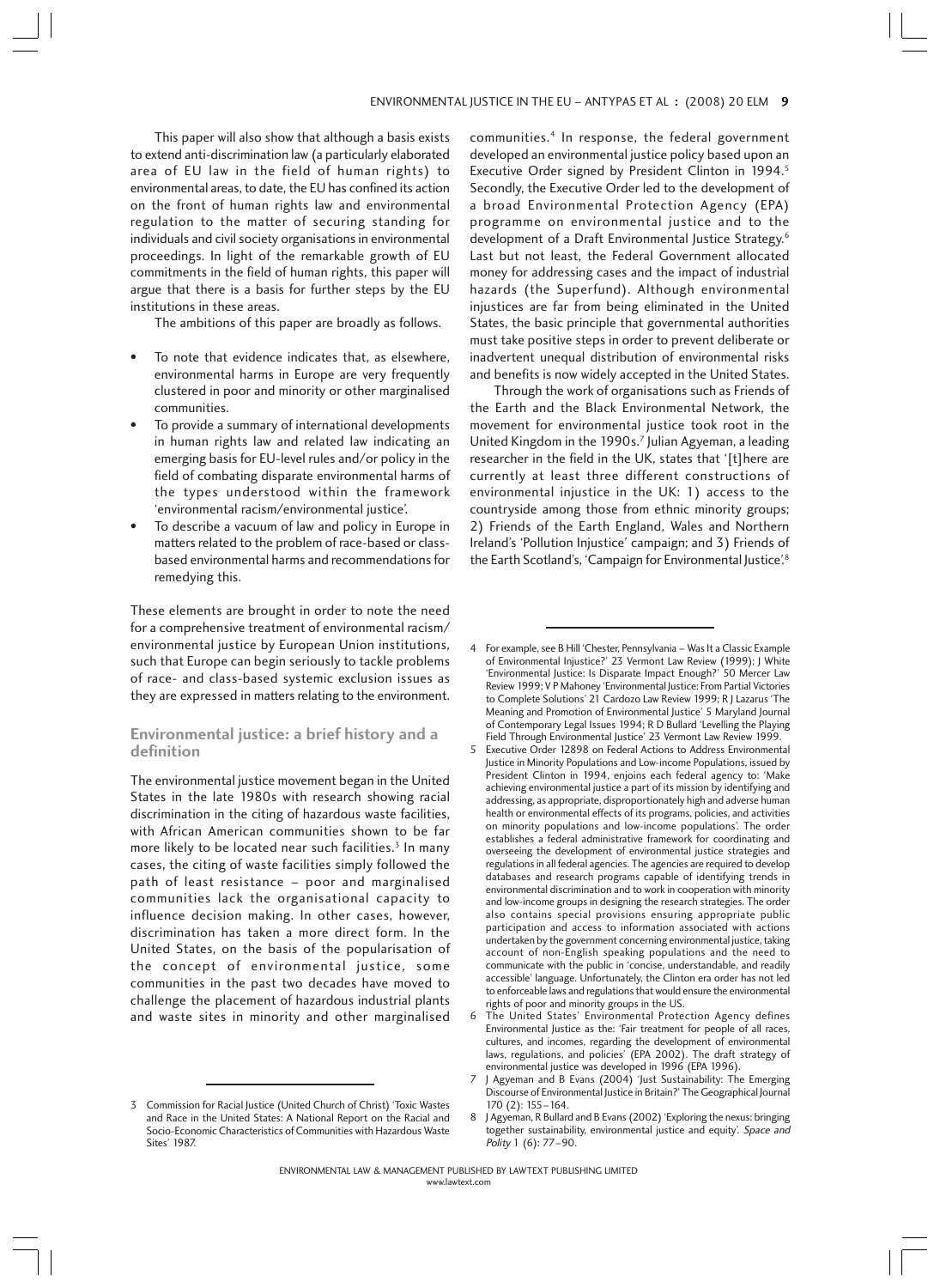This paper will also show that although a basis exists to extend anti-discrimination law (a particularly elaborated area of EU law in the field of human rights) to environmental areas, to date, the EU has confined its action on the front of human rights law and environmental regulation to the matter of securing standing for individuals and civil society organisations in environmental proceedings. In light of the remarkable growth of EU commitments in the field of human rights, this paper will argue that there is a basis for further steps by the EU institutions in these areas.

The ambitions of this paper are broadly as follows.

- To note that evidence indicates that, as elsewhere, environmental harms in Europe are very frequently clustered in poor and minority or other marginalised communities.
- To provide a summary of international developments in human rights law and related law indicating an emerging basis for EU-level rules and/or policy in the field of combating disparate environmental harms of the types understood within the framework 'environmental racism/environmental justice'.
- To describe a vacuum of law and policy in Europe in matters related to the problem of race-based or class-based environmental harms and recommendations for remedying this.

These elements are brought in order to note the need for a comprehensive treatment of environmental racism/environmental justice by European Union institutions, such that Europe can begin seriously to tackle problems of race- and class-based systemic exclusion issues as they are expressed in matters relating to the environment.

## Environmental justice: a brief history and a definition

The environmental justice movement began in the United States in the late 1980s with research showing racial discrimination in the citing of hazardous waste facilities, with African American communities shown to be far more likely to be located near such facilities.[3] In many cases, the citing of waste facilities simply followed the path of least resistance – poor and marginalised communities lack the organisational capacity to influence decision making. In other cases, however, discrimination has taken a more direct form. In the United States, on the basis of the popularisation of the concept of environmental justice, some communities in the past two decades have moved to challenge the placement of hazardous industrial plants and waste sites in minority and other marginalised communities.[4] In response, the federal government developed an environmental justice policy based upon an Executive Order signed by President Clinton in 1994.[5] Secondly, the Executive Order led to the development of a broad Environmental Protection Agency (EPA) programme on environmental justice and to the development of a Draft Environmental Justice Strategy.[6] Last but not least, the Federal Government allocated money for addressing cases and the impact of industrial hazards (the Superfund). Although environmental injustices are far from being eliminated in the United States, the basic principle that governmental authorities must take positive steps in order to prevent deliberate or inadvertent unequal distribution of environmental risks and benefits is now widely accepted in the United States.

Through the work of organisations such as Friends of the Earth and the Black Environmental Network, the movement for environmental justice took root in the United Kingdom in the 1990s.[7] Julian Agyeman, a leading researcher in the field in the UK, states that '[t]here are currently at least three different constructions of environmental injustice in the UK: 1) access to the countryside among those from ethnic minority groups; 2) Friends of the Earth England, Wales and Northern Ireland's 'Pollution Injustice' campaign; and 3) Friends of the Earth Scotland's, 'Campaign for Environmental Justice'.[8]

---

3 Commission for Racial Justice (United Church of Christ) 'Toxic Wastes and Race in the United States: A National Report on the Racial and Socio-Economic Characteristics of Communities with Hazardous Waste Sites' 1987.

4 For example, see B Hill 'Chester, Pennsylvania – Was It a Classic Example of Environmental Injustice?' 23 Vermont Law Review (1999); J White 'Environmental Justice: Is Disparate Impact Enough?' 50 Mercer Law Review 1999; V P Mahoney 'Environmental Justice: From Partial Victories to Complete Solutions' 21 Cardozo Law Review 1999; R J Lazarus 'The Meaning and Promotion of Environmental Justice' 5 Maryland Journal of Contemporary Legal Issues 1994; R D Bullard 'Levelling the Playing Field Through Environmental Justice' 23 Vermont Law Review 1999.

5 Executive Order 12898 on Federal Actions to Address Environmental Justice in Minority Populations and Low-income Populations, issued by President Clinton in 1994, enjoins each federal agency to: 'Make achieving environmental justice a part of its mission by identifying and addressing, as appropriate, disproportionately high and adverse human health or environmental effects of its programs, policies, and activities on minority populations and low-income populations'. The order establishes a federal administrative framework for coordinating and overseeing the development of environmental justice strategies and regulations in all federal agencies. The agencies are required to develop databases and research programs capable of identifying trends in environmental discrimination and to work in cooperation with minority and low-income groups in designing the research strategies. The order also contains special provisions ensuring appropriate public participation and access to information associated with actions undertaken by the government concerning environmental justice, taking account of non-English speaking populations and the need to communicate with the public in 'concise, understandable, and readily accessible' language. Unfortunately, the Clinton era order has not led to enforceable laws and regulations that would ensure the environmental rights of poor and minority groups in the US.

6 The United States' Environmental Protection Agency defines Environmental Justice as the: 'Fair treatment for people of all races, cultures, and incomes, regarding the development of environmental laws, regulations, and policies' (EPA 2002). The draft strategy of environmental justice was developed in 1996 (EPA 1996).

7 J Agyeman and B Evans (2004) 'Just Sustainability: The Emerging Discourse of Environmental Justice in Britain?' The Geographical Journal 170 (2): 155–164.

8 J Agyeman, R Bullard and B Evans (2002) 'Exploring the nexus: bringing together sustainability, environmental justice and equity'. *Space and Polity* 1 (6): 77–90.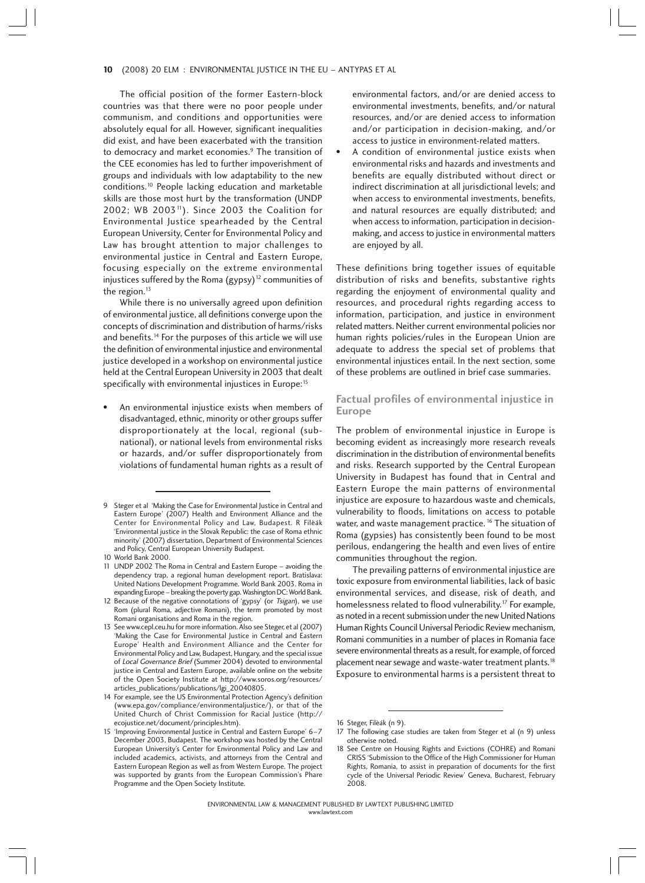The official position of the former Eastern-block countries was that there were no poor people under communism, and conditions and opportunities were absolutely equal for all. However, significant inequalities did exist, and have been exacerbated with the transition to democracy and market economies.[9] The transition of the CEE economies has led to further impoverishment of groups and individuals with low adaptability to the new conditions.[10] People lacking education and marketable skills are those most hurt by the transformation (UNDP 2002; WB 2003[11]). Since 2003 the Coalition for Environmental Justice spearheaded by the Central European University, Center for Environmental Policy and Law has brought attention to major challenges to environmental justice in Central and Eastern Europe, focusing especially on the extreme environmental injustices suffered by the Roma (gypsy)[12] communities of the region.[13]

While there is no universally agreed upon definition of environmental justice, all definitions converge upon the concepts of discrimination and distribution of harms/risks and benefits.[14] For the purposes of this article we will use the definition of environmental injustice and environmental justice developed in a workshop on environmental justice held at the Central European University in 2003 that dealt specifically with environmental injustices in Europe:[15]

- An environmental injustice exists when members of disadvantaged, ethnic, minority or other groups suffer disproportionately at the local, regional (sub-national), or national levels from environmental risks or hazards, and/or suffer disproportionately from violations of fundamental human rights as a result of environmental factors, and/or are denied access to environmental investments, benefits, and/or natural resources, and/or are denied access to information and/or participation in decision-making, and/or access to justice in environment-related matters.
- A condition of environmental justice exists when environmental risks and hazards and investments and benefits are equally distributed without direct or indirect discrimination at all jurisdictional levels; and when access to environmental investments, benefits, and natural resources are equally distributed; and when access to information, participation in decision-making, and access to justice in environmental matters are enjoyed by all.

These definitions bring together issues of equitable distribution of risks and benefits, substantive rights regarding the enjoyment of environmental quality and resources, and procedural rights regarding access to information, participation, and justice in environment related matters. Neither current environmental policies nor human rights policies/rules in the European Union are adequate to address the special set of problems that environmental injustices entail. In the next section, some of these problems are outlined in brief case summaries.

## Factual profiles of environmental injustice in Europe

The problem of environmental injustice in Europe is becoming evident as increasingly more research reveals discrimination in the distribution of environmental benefits and risks. Research supported by the Central European University in Budapest has found that in Central and Eastern Europe the main patterns of environmental injustice are exposure to hazardous waste and chemicals, vulnerability to floods, limitations on access to potable water, and waste management practice.[16] The situation of Roma (gypsies) has consistently been found to be most perilous, endangering the health and even lives of entire communities throughout the region.

The prevailing patterns of environmental injustice are toxic exposure from environmental liabilities, lack of basic environmental services, and disease, risk of death, and homelessness related to flood vulnerability.[17] For example, as noted in a recent submission under the new United Nations Human Rights Council Universal Periodic Review mechanism, Romani communities in a number of places in Romania face severe environmental threats as a result, for example, of forced placement near sewage and waste-water treatment plants.[18] Exposure to environmental harms is a persistent threat to

---

9 Steger et al 'Making the Case for Environmental Justice in Central and Eastern Europe' (2007) Health and Environment Alliance and the Center for Environmental Policy and Law, Budapest. R Filèák 'Environmental justice in the Slovak Republic: the case of Roma ethnic minority' (2007) dissertation, Department of Environmental Sciences and Policy, Central European University Budapest.

10 World Bank 2000.

11 UNDP 2002 The Roma in Central and Eastern Europe – avoiding the dependency trap, a regional human development report. Bratislava: United Nations Development Programme. World Bank 2003. Roma in expanding Europe – breaking the poverty gap. Washington DC: World Bank.

12 Because of the negative connotations of 'gypsy' (or *Tsigan*), we use Rom (plural Roma, adjective Romani), the term promoted by most Romani organisations and Roma in the region.

13 See www.cepl.ceu.hu for more information. Also see Steger, et al (2007) 'Making the Case for Environmental Justice in Central and Eastern Europe' Health and Environment Alliance and the Center for Environmental Policy and Law, Budapest, Hungary, and the special issue of *Local Governance Brief* (Summer 2004) devoted to environmental justice in Central and Eastern Europe, available online on the website of the Open Society Institute at http://www.soros.org/resources/articles_publications/publications/lgi_20040805.

14 For example, see the US Environmental Protection Agency's definition (www.epa.gov/compliance/environmentaljustice/), or that of the United Church of Christ Commission for Racial Justice (http://ecojustice.net/document/principles.htm).

15 'Improving Environmental Justice in Central and Eastern Europe' 6–7 December 2003, Budapest. The workshop was hosted by the Central European University's Center for Environmental Policy and Law and included academics, activists, and attorneys from the Central and Eastern European Region as well as from Western Europe. The project was supported by grants from the European Commission's Phare Programme and the Open Society Institute.

16 Steger, Filèák (n 9).

17 The following case studies are taken from Steger et al (n 9) unless otherwise noted.

18 See Centre on Housing Rights and Evictions (COHRE) and Romani CRISS 'Submission to the Office of the High Commissioner for Human Rights, Romania, to assist in preparation of documents for the first cycle of the Universal Periodic Review' Geneva, Bucharest, February 2008.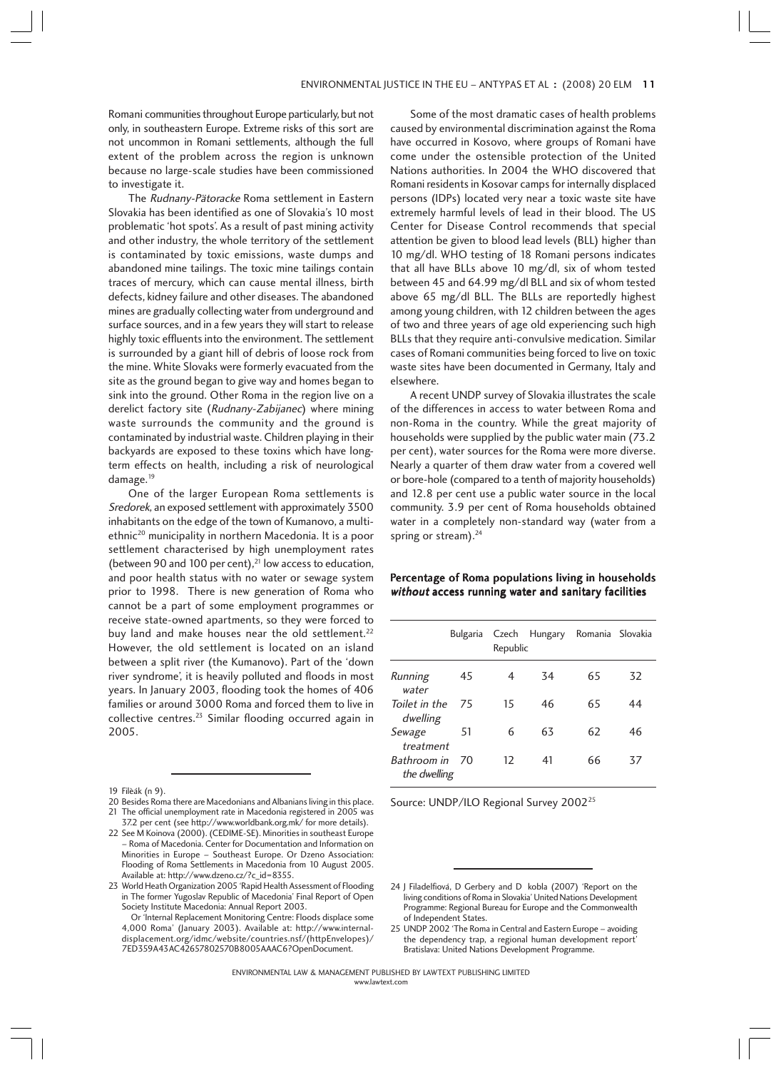Romani communities throughout Europe particularly, but not only, in southeastern Europe. Extreme risks of this sort are not uncommon in Romani settlements, although the full extent of the problem across the region is unknown because no large-scale studies have been commissioned to investigate it.

The *Rudnany-Pätoracke* Roma settlement in Eastern Slovakia has been identified as one of Slovakia's 10 most problematic 'hot spots'. As a result of past mining activity and other industry, the whole territory of the settlement is contaminated by toxic emissions, waste dumps and abandoned mine tailings. The toxic mine tailings contain traces of mercury, which can cause mental illness, birth defects, kidney failure and other diseases. The abandoned mines are gradually collecting water from underground and surface sources, and in a few years they will start to release highly toxic effluents into the environment. The settlement is surrounded by a giant hill of debris of loose rock from the mine. White Slovaks were formerly evacuated from the site as the ground began to give way and homes began to sink into the ground. Other Roma in the region live on a derelict factory site (*Rudnany-Zabijanec*) where mining waste surrounds the community and the ground is contaminated by industrial waste. Children playing in their backyards are exposed to these toxins which have long-term effects on health, including a risk of neurological damage.[19]

One of the larger European Roma settlements is *Sredorek*, an exposed settlement with approximately 3500 inhabitants on the edge of the town of Kumanovo, a multi-ethnic[20] municipality in northern Macedonia. It is a poor settlement characterised by high unemployment rates (between 90 and 100 per cent),[21] low access to education, and poor health status with no water or sewage system prior to 1998. There is new generation of Roma who cannot be a part of some employment programmes or receive state-owned apartments, so they were forced to buy land and make houses near the old settlement.[22] However, the old settlement is located on an island between a split river (the Kumanovo). Part of the 'down river syndrome', it is heavily polluted and floods in most years. In January 2003, flooding took the homes of 406 families or around 3000 Roma and forced them to live in collective centres.[23] Similar flooding occurred again in 2005.

Some of the most dramatic cases of health problems caused by environmental discrimination against the Roma have occurred in Kosovo, where groups of Romani have come under the ostensible protection of the United Nations authorities. In 2004 the WHO discovered that Romani residents in Kosovar camps for internally displaced persons (IDPs) located very near a toxic waste site have extremely harmful levels of lead in their blood. The US Center for Disease Control recommends that special attention be given to blood lead levels (BLL) higher than 10 mg/dl. WHO testing of 18 Romani persons indicates that all have BLLs above 10 mg/dl, six of whom tested between 45 and 64.99 mg/dl BLL and six of whom tested above 65 mg/dl BLL. The BLLs are reportedly highest among young children, with 12 children between the ages of two and three years of age old experiencing such high BLLs that they require anti-convulsive medication. Similar cases of Romani communities being forced to live on toxic waste sites have been documented in Germany, Italy and elsewhere.

A recent UNDP survey of Slovakia illustrates the scale of the differences in access to water between Roma and non-Roma in the country. While the great majority of households were supplied by the public water main (73.2 per cent), water sources for the Roma were more diverse. Nearly a quarter of them draw water from a covered well or bore-hole (compared to a tenth of majority households) and 12.8 per cent use a public water source in the local community. 3.9 per cent of Roma households obtained water in a completely non-standard way (water from a spring or stream).[24]

**Percentage of Roma populations living in households *without* access running water and sanitary facilities**

| | Bulgaria | Czech Republic | Hungary | Romania | Slovakia |
|---|---|---|---|---|---|
| *Running water* | 45 | 4 | 34 | 65 | 32 |
| *Toilet in the dwelling* | 75 | 15 | 46 | 65 | 44 |
| *Sewage treatment* | 51 | 6 | 63 | 62 | 46 |
| *Bathroom in the dwelling* | 70 | 12 | 41 | 66 | 37 |

Source: UNDP/ILO Regional Survey 2002[25]

---

19 Filèák (n 9).

20 Besides Roma there are Macedonians and Albanians living in this place.

21 The official unemployment rate in Macedonia registered in 2005 was 37.2 per cent (see http://www.worldbank.org.mk/ for more details).

22 See M Koinova (2000). (CEDIME-SE). Minorities in southeast Europe – Roma of Macedonia. Center for Documentation and Information on Minorities in Europe – Southeast Europe. Or Dzeno Association: Flooding of Roma Settlements in Macedonia from 10 August 2005. Available at: http://www.dzeno.cz/?c_id=8355.

23 World Heath Organization 2005 'Rapid Health Assessment of Flooding in The former Yugoslav Republic of Macedonia' Final Report of Open Society Institute Macedonia: Annual Report 2003.
Or 'Internal Replacement Monitoring Centre: Floods displace some 4,000 Roma' (January 2003). Available at: http://www.internal-displacement.org/idmc/website/countries.nsf/(httpEnvelopes)/7ED359A43AC42657802570B8005AAAC6?OpenDocument.

24 J Filadelfiová, D Gerbery and D kobla (2007) 'Report on the living conditions of Roma in Slovakia' United Nations Development Programme: Regional Bureau for Europe and the Commonwealth of Independent States.

25 UNDP 2002 'The Roma in Central and Eastern Europe – avoiding the dependency trap, a regional human development report' Bratislava: United Nations Development Programme.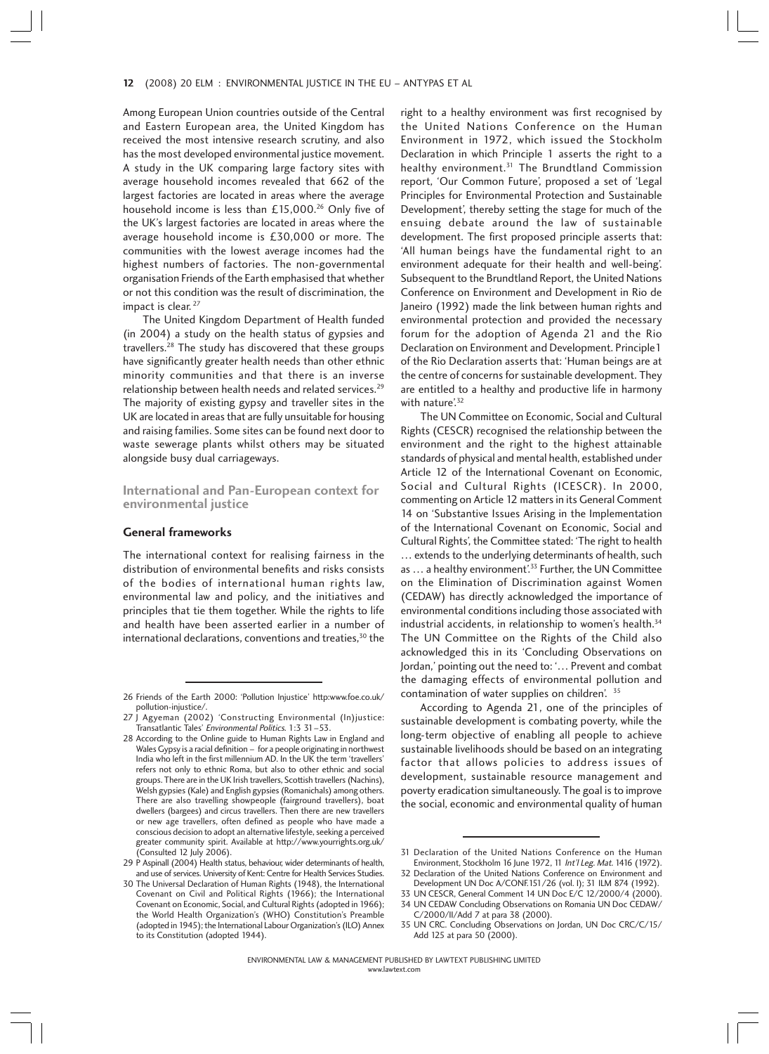Among European Union countries outside of the Central and Eastern European area, the United Kingdom has received the most intensive research scrutiny, and also has the most developed environmental justice movement. A study in the UK comparing large factory sites with average household incomes revealed that 662 of the largest factories are located in areas where the average household income is less than £15,000.[26] Only five of the UK's largest factories are located in areas where the average household income is £30,000 or more. The communities with the lowest average incomes had the highest numbers of factories. The non-governmental organisation Friends of the Earth emphasised that whether or not this condition was the result of discrimination, the impact is clear.[27]

The United Kingdom Department of Health funded (in 2004) a study on the health status of gypsies and travellers.[28] The study has discovered that these groups have significantly greater health needs than other ethnic minority communities and that there is an inverse relationship between health needs and related services.[29] The majority of existing gypsy and traveller sites in the UK are located in areas that are fully unsuitable for housing and raising families. Some sites can be found next door to waste sewerage plants whilst others may be situated alongside busy dual carriageways.

## International and Pan-European context for environmental justice

### General frameworks

The international context for realising fairness in the distribution of environmental benefits and risks consists of the bodies of international human rights law, environmental law and policy, and the initiatives and principles that tie them together. While the rights to life and health have been asserted earlier in a number of international declarations, conventions and treaties,[30] the right to a healthy environment was first recognised by the United Nations Conference on the Human Environment in 1972, which issued the Stockholm Declaration in which Principle 1 asserts the right to a healthy environment.[31] The Brundtland Commission report, 'Our Common Future', proposed a set of 'Legal Principles for Environmental Protection and Sustainable Development', thereby setting the stage for much of the ensuing debate around the law of sustainable development. The first proposed principle asserts that: 'All human beings have the fundamental right to an environment adequate for their health and well-being'. Subsequent to the Brundtland Report, the United Nations Conference on Environment and Development in Rio de Janeiro (1992) made the link between human rights and environmental protection and provided the necessary forum for the adoption of Agenda 21 and the Rio Declaration on Environment and Development. Principle1 of the Rio Declaration asserts that: 'Human beings are at the centre of concerns for sustainable development. They are entitled to a healthy and productive life in harmony with nature'.[32]

The UN Committee on Economic, Social and Cultural Rights (CESCR) recognised the relationship between the environment and the right to the highest attainable standards of physical and mental health, established under Article 12 of the International Covenant on Economic, Social and Cultural Rights (ICESCR). In 2000, commenting on Article 12 matters in its General Comment 14 on 'Substantive Issues Arising in the Implementation of the International Covenant on Economic, Social and Cultural Rights', the Committee stated: 'The right to health … extends to the underlying determinants of health, such as … a healthy environment'.[33] Further, the UN Committee on the Elimination of Discrimination against Women (CEDAW) has directly acknowledged the importance of environmental conditions including those associated with industrial accidents, in relationship to women's health.[34] The UN Committee on the Rights of the Child also acknowledged this in its 'Concluding Observations on Jordan,' pointing out the need to: '… Prevent and combat the damaging effects of environmental pollution and contamination of water supplies on children'.[35]

According to Agenda 21, one of the principles of sustainable development is combating poverty, while the long-term objective of enabling all people to achieve sustainable livelihoods should be based on an integrating factor that allows policies to address issues of development, sustainable resource management and poverty eradication simultaneously. The goal is to improve the social, economic and environmental quality of human

---

26 Friends of the Earth 2000: 'Pollution Injustice' http:www.foe.co.uk/pollution-injustice/.

27 J Agyeman (2002) 'Constructing Environmental (In)justice: Transatlantic Tales' *Environmental Politics*. 1:3 31–53.

28 According to the Online guide to Human Rights Law in England and Wales Gypsy is a racial definition – for a people originating in northwest India who left in the first millennium AD. In the UK the term 'travellers' refers not only to ethnic Roma, but also to other ethnic and social groups. There are in the UK Irish travellers, Scottish travellers (Nachins), Welsh gypsies (Kale) and English gypsies (Romanichals) among others. There are also travelling showpeople (fairground travellers), boat dwellers (bargees) and circus travellers. Then there are new travellers or new age travellers, often defined as people who have made a conscious decision to adopt an alternative lifestyle, seeking a perceived greater community spirit. Available at http://www.yourrights.org.uk/ (Consulted 12 July 2006).

29 P Aspinall (2004) Health status, behaviour, wider determinants of health, and use of services. University of Kent: Centre for Health Services Studies.

30 The Universal Declaration of Human Rights (1948), the International Covenant on Civil and Political Rights (1966); the International Covenant on Economic, Social, and Cultural Rights (adopted in 1966); the World Health Organization's (WHO) Constitution's Preamble (adopted in 1945); the International Labour Organization's (ILO) Annex to its Constitution (adopted 1944).

31 Declaration of the United Nations Conference on the Human Environment, Stockholm 16 June 1972, 11 *Int'l Leg. Mat.* 1416 (1972).

32 Declaration of the United Nations Conference on Environment and Development UN Doc A/CONF.151/26 (vol. I); 31 ILM 874 (1992).

33 UN CESCR, General Comment 14 UN Doc E/C 12/2000/4 (2000).

34 UN CEDAW Concluding Observations on Romania UN Doc CEDAW/C/2000/II/Add 7 at para 38 (2000).

35 UN CRC. Concluding Observations on Jordan, UN Doc CRC/C/15/Add 125 at para 50 (2000).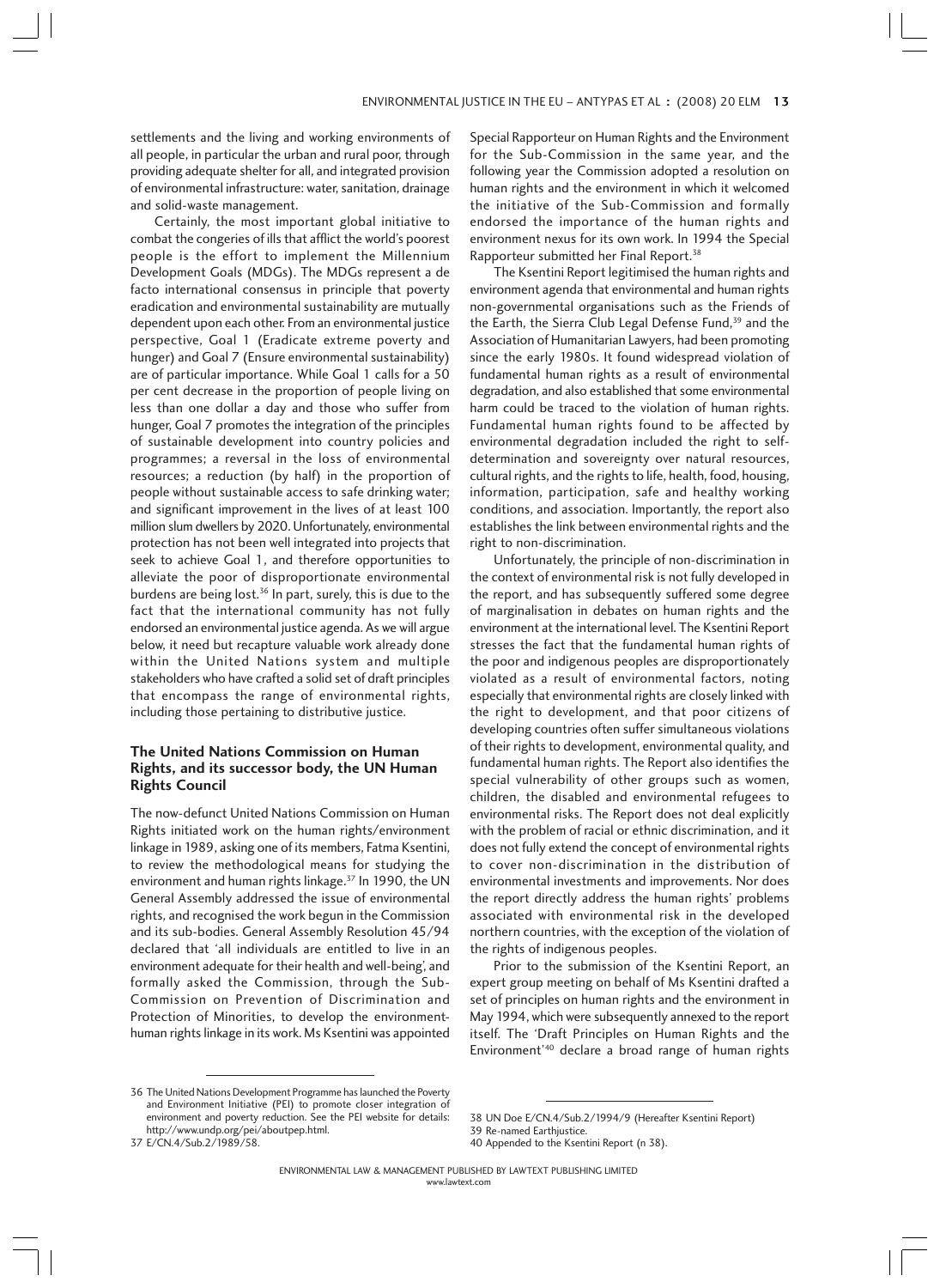settlements and the living and working environments of all people, in particular the urban and rural poor, through providing adequate shelter for all, and integrated provision of environmental infrastructure: water, sanitation, drainage and solid-waste management.

Certainly, the most important global initiative to combat the congeries of ills that afflict the world's poorest people is the effort to implement the Millennium Development Goals (MDGs). The MDGs represent a de facto international consensus in principle that poverty eradication and environmental sustainability are mutually dependent upon each other. From an environmental justice perspective, Goal 1 (Eradicate extreme poverty and hunger) and Goal 7 (Ensure environmental sustainability) are of particular importance. While Goal 1 calls for a 50 per cent decrease in the proportion of people living on less than one dollar a day and those who suffer from hunger, Goal 7 promotes the integration of the principles of sustainable development into country policies and programmes; a reversal in the loss of environmental resources; a reduction (by half) in the proportion of people without sustainable access to safe drinking water; and significant improvement in the lives of at least 100 million slum dwellers by 2020. Unfortunately, environmental protection has not been well integrated into projects that seek to achieve Goal 1, and therefore opportunities to alleviate the poor of disproportionate environmental burdens are being lost.[36] In part, surely, this is due to the fact that the international community has not fully endorsed an environmental justice agenda. As we will argue below, it need but recapture valuable work already done within the United Nations system and multiple stakeholders who have crafted a solid set of draft principles that encompass the range of environmental rights, including those pertaining to distributive justice.

## The United Nations Commission on Human Rights, and its successor body, the UN Human Rights Council

The now-defunct United Nations Commission on Human Rights initiated work on the human rights/environment linkage in 1989, asking one of its members, Fatma Ksentini, to review the methodological means for studying the environment and human rights linkage.[37] In 1990, the UN General Assembly addressed the issue of environmental rights, and recognised the work begun in the Commission and its sub-bodies. General Assembly Resolution 45/94 declared that 'all individuals are entitled to live in an environment adequate for their health and well-being', and formally asked the Commission, through the Sub-Commission on Prevention of Discrimination and Protection of Minorities, to develop the environment-human rights linkage in its work. Ms Ksentini was appointed Special Rapporteur on Human Rights and the Environment for the Sub-Commission in the same year, and the following year the Commission adopted a resolution on human rights and the environment in which it welcomed the initiative of the Sub-Commission and formally endorsed the importance of the human rights and environment nexus for its own work. In 1994 the Special Rapporteur submitted her Final Report.[38]

The Ksentini Report legitimised the human rights and environment agenda that environmental and human rights non-governmental organisations such as the Friends of the Earth, the Sierra Club Legal Defense Fund,[39] and the Association of Humanitarian Lawyers, had been promoting since the early 1980s. It found widespread violation of fundamental human rights as a result of environmental degradation, and also established that some environmental harm could be traced to the violation of human rights. Fundamental human rights found to be affected by environmental degradation included the right to self-determination and sovereignty over natural resources, cultural rights, and the rights to life, health, food, housing, information, participation, safe and healthy working conditions, and association. Importantly, the report also establishes the link between environmental rights and the right to non-discrimination.

Unfortunately, the principle of non-discrimination in the context of environmental risk is not fully developed in the report, and has subsequently suffered some degree of marginalisation in debates on human rights and the environment at the international level. The Ksentini Report stresses the fact that the fundamental human rights of the poor and indigenous peoples are disproportionately violated as a result of environmental factors, noting especially that environmental rights are closely linked with the right to development, and that poor citizens of developing countries often suffer simultaneous violations of their rights to development, environmental quality, and fundamental human rights. The Report also identifies the special vulnerability of other groups such as women, children, the disabled and environmental refugees to environmental risks. The Report does not deal explicitly with the problem of racial or ethnic discrimination, and it does not fully extend the concept of environmental rights to cover non-discrimination in the distribution of environmental investments and improvements. Nor does the report directly address the human rights' problems associated with environmental risk in the developed northern countries, with the exception of the violation of the rights of indigenous peoples.

Prior to the submission of the Ksentini Report, an expert group meeting on behalf of Ms Ksentini drafted a set of principles on human rights and the environment in May 1994, which were subsequently annexed to the report itself. The 'Draft Principles on Human Rights and the Environment'[40] declare a broad range of human rights

---

36 The United Nations Development Programme has launched the Poverty and Environment Initiative (PEI) to promote closer integration of environment and poverty reduction. See the PEI website for details: http://www.undp.org/pei/aboutpep.html.

37 E/CN.4/Sub.2/1989/58.

38 UN Doe E/CN.4/Sub.2/1994/9 (Hereafter Ksentini Report)

39 Re-named Earthjustice.

40 Appended to the Ksentini Report (n 38).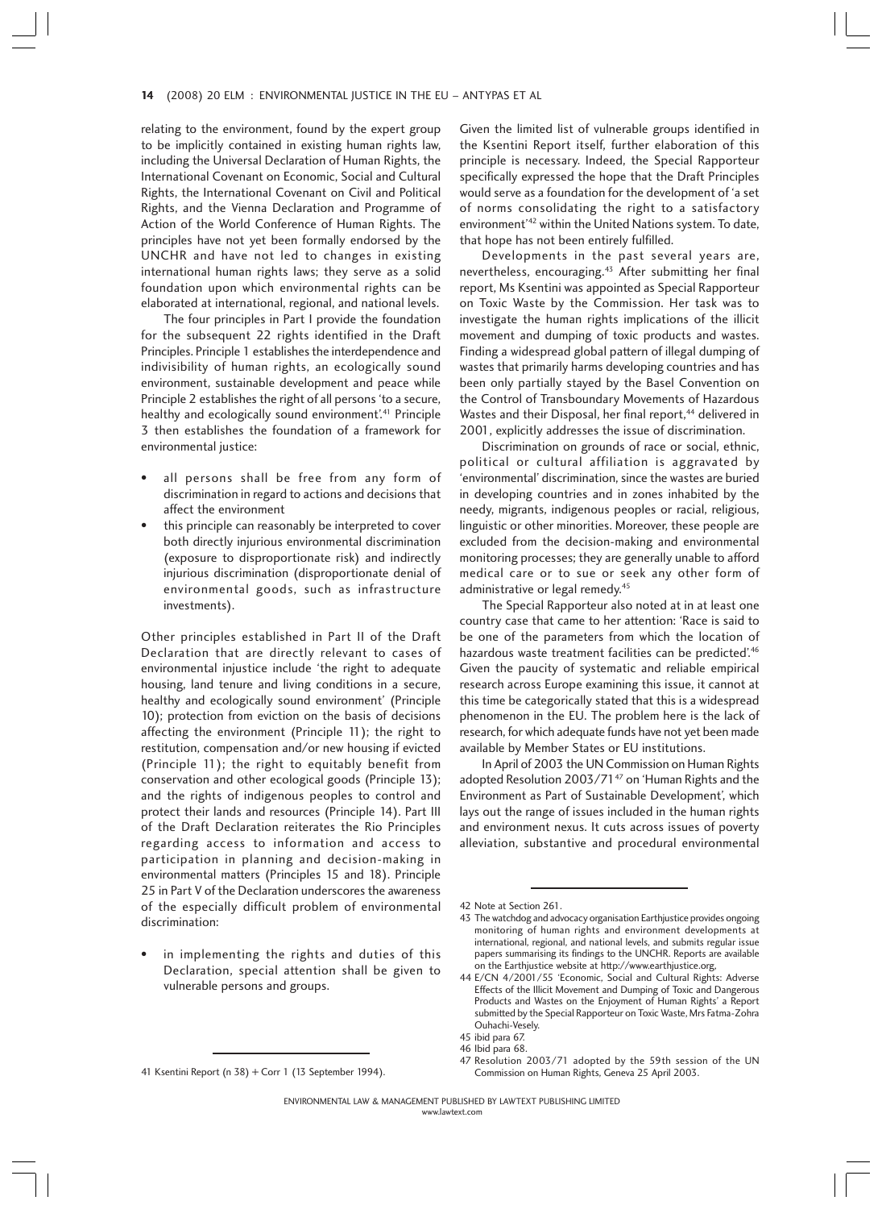relating to the environment, found by the expert group to be implicitly contained in existing human rights law, including the Universal Declaration of Human Rights, the International Covenant on Economic, Social and Cultural Rights, the International Covenant on Civil and Political Rights, and the Vienna Declaration and Programme of Action of the World Conference of Human Rights. The principles have not yet been formally endorsed by the UNCHR and have not led to changes in existing international human rights laws; they serve as a solid foundation upon which environmental rights can be elaborated at international, regional, and national levels.

The four principles in Part I provide the foundation for the subsequent 22 rights identified in the Draft Principles. Principle 1 establishes the interdependence and indivisibility of human rights, an ecologically sound environment, sustainable development and peace while Principle 2 establishes the right of all persons 'to a secure, healthy and ecologically sound environment'.[41] Principle 3 then establishes the foundation of a framework for environmental justice:

- all persons shall be free from any form of discrimination in regard to actions and decisions that affect the environment
- this principle can reasonably be interpreted to cover both directly injurious environmental discrimination (exposure to disproportionate risk) and indirectly injurious discrimination (disproportionate denial of environmental goods, such as infrastructure investments).

Other principles established in Part II of the Draft Declaration that are directly relevant to cases of environmental injustice include 'the right to adequate housing, land tenure and living conditions in a secure, healthy and ecologically sound environment' (Principle 10); protection from eviction on the basis of decisions affecting the environment (Principle 11); the right to restitution, compensation and/or new housing if evicted (Principle 11); the right to equitably benefit from conservation and other ecological goods (Principle 13); and the rights of indigenous peoples to control and protect their lands and resources (Principle 14). Part III of the Draft Declaration reiterates the Rio Principles regarding access to information and access to participation in planning and decision-making in environmental matters (Principles 15 and 18). Principle 25 in Part V of the Declaration underscores the awareness of the especially difficult problem of environmental discrimination:

- in implementing the rights and duties of this Declaration, special attention shall be given to vulnerable persons and groups.

Given the limited list of vulnerable groups identified in the Ksentini Report itself, further elaboration of this principle is necessary. Indeed, the Special Rapporteur specifically expressed the hope that the Draft Principles would serve as a foundation for the development of 'a set of norms consolidating the right to a satisfactory environment'[42] within the United Nations system. To date, that hope has not been entirely fulfilled.

Developments in the past several years are, nevertheless, encouraging.[43] After submitting her final report, Ms Ksentini was appointed as Special Rapporteur on Toxic Waste by the Commission. Her task was to investigate the human rights implications of the illicit movement and dumping of toxic products and wastes. Finding a widespread global pattern of illegal dumping of wastes that primarily harms developing countries and has been only partially stayed by the Basel Convention on the Control of Transboundary Movements of Hazardous Wastes and their Disposal, her final report,[44] delivered in 2001, explicitly addresses the issue of discrimination.

Discrimination on grounds of race or social, ethnic, political or cultural affiliation is aggravated by 'environmental' discrimination, since the wastes are buried in developing countries and in zones inhabited by the needy, migrants, indigenous peoples or racial, religious, linguistic or other minorities. Moreover, these people are excluded from the decision-making and environmental monitoring processes; they are generally unable to afford medical care or to sue or seek any other form of administrative or legal remedy.[45]

The Special Rapporteur also noted at in at least one country case that came to her attention: 'Race is said to be one of the parameters from which the location of hazardous waste treatment facilities can be predicted'.[46] Given the paucity of systematic and reliable empirical research across Europe examining this issue, it cannot at this time be categorically stated that this is a widespread phenomenon in the EU. The problem here is the lack of research, for which adequate funds have not yet been made available by Member States or EU institutions.

In April of 2003 the UN Commission on Human Rights adopted Resolution 2003/71[47] on 'Human Rights and the Environment as Part of Sustainable Development', which lays out the range of issues included in the human rights and environment nexus. It cuts across issues of poverty alleviation, substantive and procedural environmental

---

41 Ksentini Report (n 38) + Corr 1 (13 September 1994).

42 Note at Section 261.

43 The watchdog and advocacy organisation Earthjustice provides ongoing monitoring of human rights and environment developments at international, regional, and national levels, and submits regular issue papers summarising its findings to the UNCHR. Reports are available on the Earthjustice website at http://www.earthjustice.org,

44 E/CN 4/2001/55 'Economic, Social and Cultural Rights: Adverse Effects of the Illicit Movement and Dumping of Toxic and Dangerous Products and Wastes on the Enjoyment of Human Rights' a Report submitted by the Special Rapporteur on Toxic Waste, Mrs Fatma-Zohra Ouhachi-Vesely.

45 ibid para 67.

46 Ibid para 68.

47 Resolution 2003/71 adopted by the 59th session of the UN Commission on Human Rights, Geneva 25 April 2003.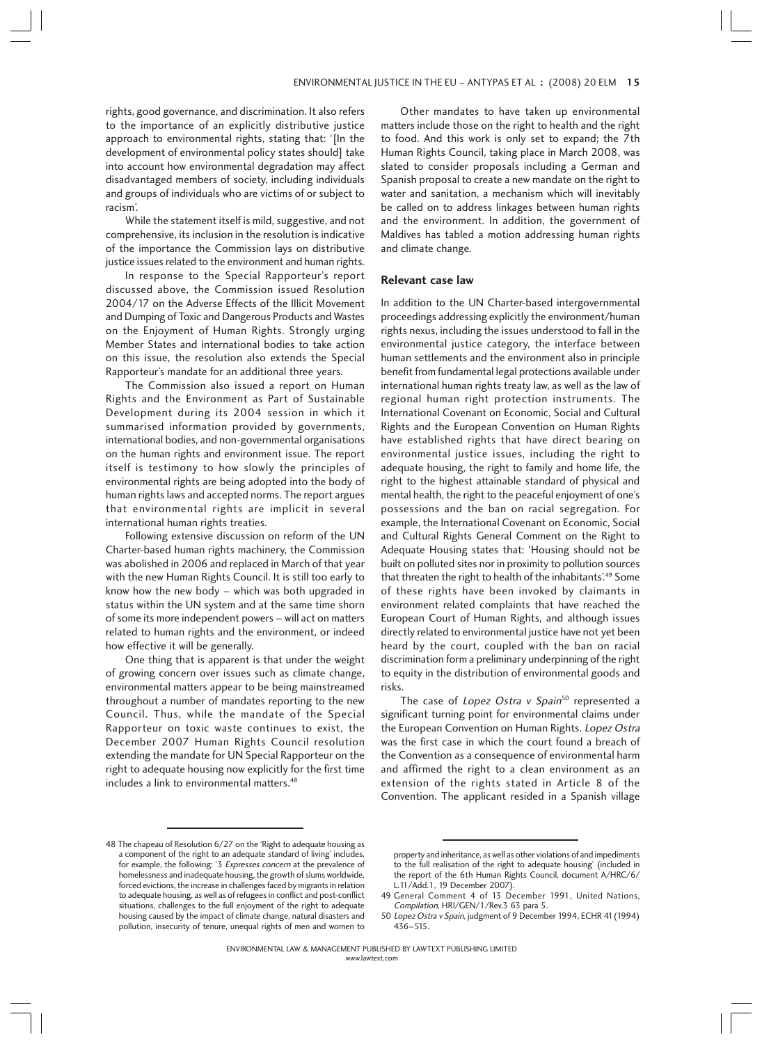rights, good governance, and discrimination. It also refers to the importance of an explicitly distributive justice approach to environmental rights, stating that: '[In the development of environmental policy states should] take into account how environmental degradation may affect disadvantaged members of society, including individuals and groups of individuals who are victims of or subject to racism'.

While the statement itself is mild, suggestive, and not comprehensive, its inclusion in the resolution is indicative of the importance the Commission lays on distributive justice issues related to the environment and human rights.

In response to the Special Rapporteur's report discussed above, the Commission issued Resolution 2004/17 on the Adverse Effects of the Illicit Movement and Dumping of Toxic and Dangerous Products and Wastes on the Enjoyment of Human Rights. Strongly urging Member States and international bodies to take action on this issue, the resolution also extends the Special Rapporteur's mandate for an additional three years.

The Commission also issued a report on Human Rights and the Environment as Part of Sustainable Development during its 2004 session in which it summarised information provided by governments, international bodies, and non-governmental organisations on the human rights and environment issue. The report itself is testimony to how slowly the principles of environmental rights are being adopted into the body of human rights laws and accepted norms. The report argues that environmental rights are implicit in several international human rights treaties.

Following extensive discussion on reform of the UN Charter-based human rights machinery, the Commission was abolished in 2006 and replaced in March of that year with the new Human Rights Council. It is still too early to know how the new body – which was both upgraded in status within the UN system and at the same time shorn of some its more independent powers – will act on matters related to human rights and the environment, or indeed how effective it will be generally.

One thing that is apparent is that under the weight of growing concern over issues such as climate change, environmental matters appear to be being mainstreamed throughout a number of mandates reporting to the new Council. Thus, while the mandate of the Special Rapporteur on toxic waste continues to exist, the December 2007 Human Rights Council resolution extending the mandate for UN Special Rapporteur on the right to adequate housing now explicitly for the first time includes a link to environmental matters.[48]

Other mandates to have taken up environmental matters include those on the right to health and the right to food. And this work is only set to expand; the 7th Human Rights Council, taking place in March 2008, was slated to consider proposals including a German and Spanish proposal to create a new mandate on the right to water and sanitation, a mechanism which will inevitably be called on to address linkages between human rights and the environment. In addition, the government of Maldives has tabled a motion addressing human rights and climate change.

## Relevant case law

In addition to the UN Charter-based intergovernmental proceedings addressing explicitly the environment/human rights nexus, including the issues understood to fall in the environmental justice category, the interface between human settlements and the environment also in principle benefit from fundamental legal protections available under international human rights treaty law, as well as the law of regional human right protection instruments. The International Covenant on Economic, Social and Cultural Rights and the European Convention on Human Rights have established rights that have direct bearing on environmental justice issues, including the right to adequate housing, the right to family and home life, the right to the highest attainable standard of physical and mental health, the right to the peaceful enjoyment of one's possessions and the ban on racial segregation. For example, the International Covenant on Economic, Social and Cultural Rights General Comment on the Right to Adequate Housing states that: 'Housing should not be built on polluted sites nor in proximity to pollution sources that threaten the right to health of the inhabitants'.[49] Some of these rights have been invoked by claimants in environment related complaints that have reached the European Court of Human Rights, and although issues directly related to environmental justice have not yet been heard by the court, coupled with the ban on racial discrimination form a preliminary underpinning of the right to equity in the distribution of environmental goods and risks.

The case of *Lopez Ostra v Spain*[50] represented a significant turning point for environmental claims under the European Convention on Human Rights. *Lopez Ostra* was the first case in which the court found a breach of the Convention as a consequence of environmental harm and affirmed the right to a clean environment as an extension of the rights stated in Article 8 of the Convention. The applicant resided in a Spanish village

---

48 The chapeau of Resolution 6/27 on the 'Right to adequate housing as a component of the right to an adequate standard of living' includes, for example, the following: '3 *Expresses concern* at the prevalence of homelessness and inadequate housing, the growth of slums worldwide, forced evictions, the increase in challenges faced by migrants in relation to adequate housing, as well as of refugees in conflict and post-conflict situations, challenges to the full enjoyment of the right to adequate housing caused by the impact of climate change, natural disasters and pollution, insecurity of tenure, unequal rights of men and women to property and inheritance, as well as other violations of and impediments to the full realisation of the right to adequate housing' (included in the report of the 6th Human Rights Council, document A/HRC/6/L.11/Add.1, 19 December 2007).

49 General Comment 4 of 13 December 1991, United Nations, *Compilation*, HRI/GEN/1/Rev.3 63 para 5.

50 *Lopez Ostra v Spain*, judgment of 9 December 1994, ECHR 41 (1994) 436–515.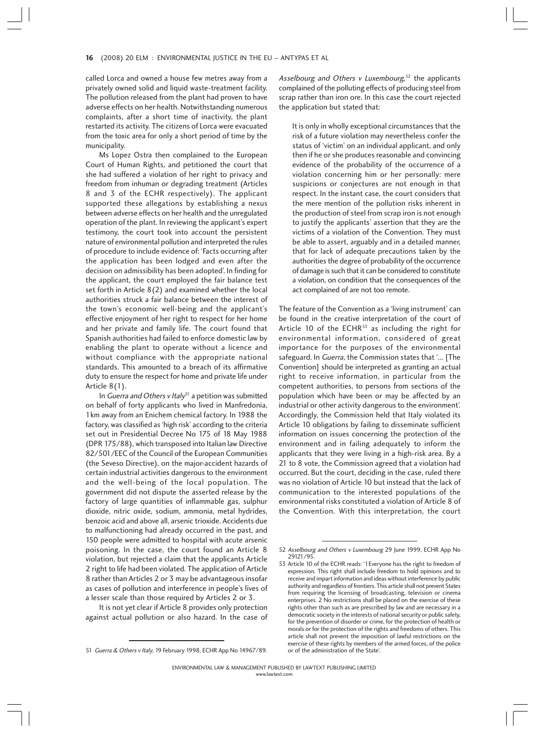called Lorca and owned a house few metres away from a privately owned solid and liquid waste-treatment facility. The pollution released from the plant had proven to have adverse effects on her health. Notwithstanding numerous complaints, after a short time of inactivity, the plant restarted its activity. The citizens of Lorca were evacuated from the toxic area for only a short period of time by the municipality.

Ms Lopez Ostra then complained to the European Court of Human Rights, and petitioned the court that she had suffered a violation of her right to privacy and freedom from inhuman or degrading treatment (Articles 8 and 3 of the ECHR respectively). The applicant supported these allegations by establishing a nexus between adverse effects on her health and the unregulated operation of the plant. In reviewing the applicant's expert testimony, the court took into account the persistent nature of environmental pollution and interpreted the rules of procedure to include evidence of: 'Facts occurring after the application has been lodged and even after the decision on admissibility has been adopted'. In finding for the applicant, the court employed the fair balance test set forth in Article 8(2) and examined whether the local authorities struck a fair balance between the interest of the town's economic well-being and the applicant's effective enjoyment of her right to respect for her home and her private and family life. The court found that Spanish authorities had failed to enforce domestic law by enabling the plant to operate without a licence and without compliance with the appropriate national standards. This amounted to a breach of its affirmative duty to ensure the respect for home and private life under Article 8(1).

In *Guerra and Others v Italy*[51] a petition was submitted on behalf of forty applicants who lived in Manfredonia, 1km away from an Enichem chemical factory. In 1988 the factory, was classified as 'high risk' according to the criteria set out in Presidential Decree No 175 of 18 May 1988 (DPR 175/88), which transposed into Italian law Directive 82/501/EEC of the Council of the European Communities (the Seveso Directive), on the major-accident hazards of certain industrial activities dangerous to the environment and the well-being of the local population. The government did not dispute the asserted release by the factory of large quantities of inflammable gas, sulphur dioxide, nitric oxide, sodium, ammonia, metal hydrides, benzoic acid and above all, arsenic trioxide. Accidents due to malfunctioning had already occurred in the past, and 150 people were admitted to hospital with acute arsenic poisoning. In the case, the court found an Article 8 violation, but rejected a claim that the applicants Article 2 right to life had been violated. The application of Article 8 rather than Articles 2 or 3 may be advantageous insofar as cases of pollution and interference in people's lives of a lesser scale than those required by Articles 2 or 3.

It is not yet clear if Article 8 provides only protection against actual pollution or also hazard. In the case of *Asselbourg and Others v Luxembourg*,[52] the applicants complained of the polluting effects of producing steel from scrap rather than iron ore. In this case the court rejected the application but stated that:

> It is only in wholly exceptional circumstances that the risk of a future violation may nevertheless confer the status of 'victim' on an individual applicant, and only then if he or she produces reasonable and convincing evidence of the probability of the occurrence of a violation concerning him or her personally: mere suspicions or conjectures are not enough in that respect. In the instant case, the court considers that the mere mention of the pollution risks inherent in the production of steel from scrap iron is not enough to justify the applicants' assertion that they are the victims of a violation of the Convention. They must be able to assert, arguably and in a detailed manner, that for lack of adequate precautions taken by the authorities the degree of probability of the occurrence of damage is such that it can be considered to constitute a violation, on condition that the consequences of the act complained of are not too remote.

The feature of the Convention as a 'living instrument' can be found in the creative interpretation of the court of Article 10 of the ECHR[53] as including the right for environmental information, considered of great importance for the purposes of the environmental safeguard. In *Guerra,* the Commission states that '... [The Convention] should be interpreted as granting an actual right to receive information, in particular from the competent authorities, to persons from sections of the population which have been or may be affected by an industrial or other activity dangerous to the environment'. Accordingly, the Commission held that Italy violated its Article 10 obligations by failing to disseminate sufficient information on issues concerning the protection of the environment and in failing adequately to inform the applicants that they were living in a high-risk area. By a 21 to 8 vote, the Commission agreed that a violation had occurred. But the court, deciding in the case, ruled there was no violation of Article 10 but instead that the lack of communication to the interested populations of the environmental risks constituted a violation of Article 8 of the Convention. With this interpretation, the court

---

51 *Guerra & Others v Italy*, 19 February 1998, ECHR App No 14967/89.

52 *Asselbourg and Others v Luxembourg* 29 June 1999, ECHR App No 29121/95.

53 Article 10 of the ECHR reads: '1 Everyone has the right to freedom of expression. This right shall include freedom to hold opinions and to receive and impart information and ideas without interference by public authority and regardless of frontiers. This article shall not prevent States from requiring the licensing of broadcasting, television or cinema enterprises. 2 No restrictions shall be placed on the exercise of these rights other than such as are prescribed by law and are necessary in a democratic society in the interests of national security or public safety, for the prevention of disorder or crime, for the protection of health or morals or for the protection of the rights and freedoms of others. This article shall not prevent the imposition of lawful restrictions on the exercise of these rights by members of the armed forces, of the police or of the administration of the State'.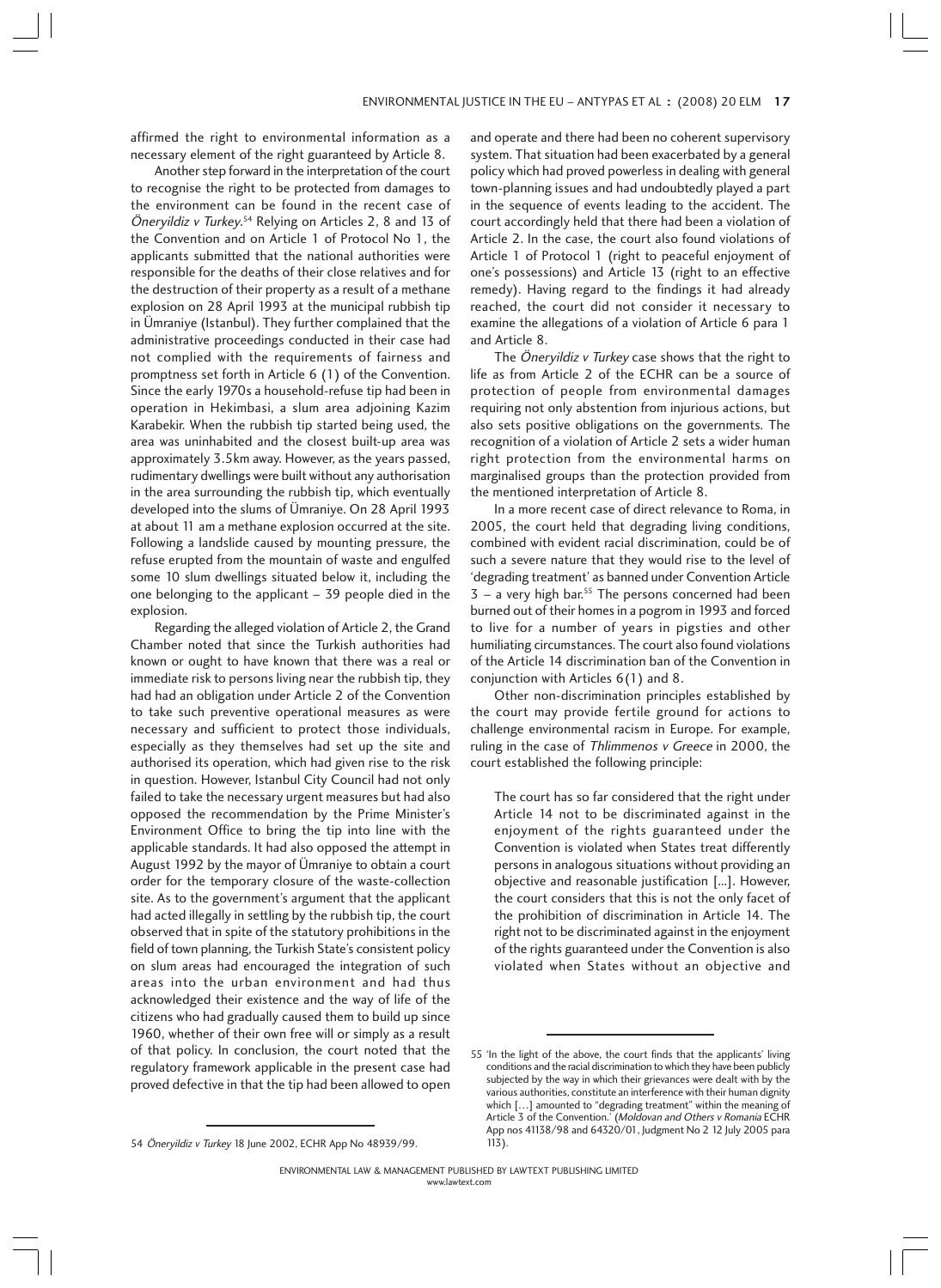affirmed the right to environmental information as a necessary element of the right guaranteed by Article 8.

Another step forward in the interpretation of the court to recognise the right to be protected from damages to the environment can be found in the recent case of *Öneryildiz v Turkey*.[54] Relying on Articles 2, 8 and 13 of the Convention and on Article 1 of Protocol No 1, the applicants submitted that the national authorities were responsible for the deaths of their close relatives and for the destruction of their property as a result of a methane explosion on 28 April 1993 at the municipal rubbish tip in Ümraniye (Istanbul). They further complained that the administrative proceedings conducted in their case had not complied with the requirements of fairness and promptness set forth in Article 6 (1) of the Convention. Since the early 1970s a household-refuse tip had been in operation in Hekimbasi, a slum area adjoining Kazim Karabekir. When the rubbish tip started being used, the area was uninhabited and the closest built-up area was approximately 3.5km away. However, as the years passed, rudimentary dwellings were built without any authorisation in the area surrounding the rubbish tip, which eventually developed into the slums of Ümraniye. On 28 April 1993 at about 11 am a methane explosion occurred at the site. Following a landslide caused by mounting pressure, the refuse erupted from the mountain of waste and engulfed some 10 slum dwellings situated below it, including the one belonging to the applicant – 39 people died in the explosion.

Regarding the alleged violation of Article 2, the Grand Chamber noted that since the Turkish authorities had known or ought to have known that there was a real or immediate risk to persons living near the rubbish tip, they had had an obligation under Article 2 of the Convention to take such preventive operational measures as were necessary and sufficient to protect those individuals, especially as they themselves had set up the site and authorised its operation, which had given rise to the risk in question. However, Istanbul City Council had not only failed to take the necessary urgent measures but had also opposed the recommendation by the Prime Minister's Environment Office to bring the tip into line with the applicable standards. It had also opposed the attempt in August 1992 by the mayor of Ümraniye to obtain a court order for the temporary closure of the waste-collection site. As to the government's argument that the applicant had acted illegally in settling by the rubbish tip, the court observed that in spite of the statutory prohibitions in the field of town planning, the Turkish State's consistent policy on slum areas had encouraged the integration of such areas into the urban environment and had thus acknowledged their existence and the way of life of the citizens who had gradually caused them to build up since 1960, whether of their own free will or simply as a result of that policy. In conclusion, the court noted that the regulatory framework applicable in the present case had proved defective in that the tip had been allowed to open and operate and there had been no coherent supervisory system. That situation had been exacerbated by a general policy which had proved powerless in dealing with general town-planning issues and had undoubtedly played a part in the sequence of events leading to the accident. The court accordingly held that there had been a violation of Article 2. In the case, the court also found violations of Article 1 of Protocol 1 (right to peaceful enjoyment of one's possessions) and Article 13 (right to an effective remedy). Having regard to the findings it had already reached, the court did not consider it necessary to examine the allegations of a violation of Article 6 para 1 and Article 8.

The *Öneryildiz v Turkey* case shows that the right to life as from Article 2 of the ECHR can be a source of protection of people from environmental damages requiring not only abstention from injurious actions, but also sets positive obligations on the governments. The recognition of a violation of Article 2 sets a wider human right protection from the environmental harms on marginalised groups than the protection provided from the mentioned interpretation of Article 8.

In a more recent case of direct relevance to Roma, in 2005, the court held that degrading living conditions, combined with evident racial discrimination, could be of such a severe nature that they would rise to the level of 'degrading treatment' as banned under Convention Article 3 – a very high bar.[55] The persons concerned had been burned out of their homes in a pogrom in 1993 and forced to live for a number of years in pigsties and other humiliating circumstances. The court also found violations of the Article 14 discrimination ban of the Convention in conjunction with Articles 6(1) and 8.

Other non-discrimination principles established by the court may provide fertile ground for actions to challenge environmental racism in Europe. For example, ruling in the case of *Thlimmenos v Greece* in 2000, the court established the following principle:

> The court has so far considered that the right under Article 14 not to be discriminated against in the enjoyment of the rights guaranteed under the Convention is violated when States treat differently persons in analogous situations without providing an objective and reasonable justification [...]. However, the court considers that this is not the only facet of the prohibition of discrimination in Article 14. The right not to be discriminated against in the enjoyment of the rights guaranteed under the Convention is also violated when States without an objective and

---

54 *Öneryildiz v Turkey* 18 June 2002, ECHR App No 48939/99.

55 'In the light of the above, the court finds that the applicants' living conditions and the racial discrimination to which they have been publicly subjected by the way in which their grievances were dealt with by the various authorities, constitute an interference with their human dignity which […] amounted to "degrading treatment" within the meaning of Article 3 of the Convention.' (*Moldovan and Others v Romania* ECHR App nos 41138/98 and 64320/01, Judgment No 2 12 July 2005 para 113).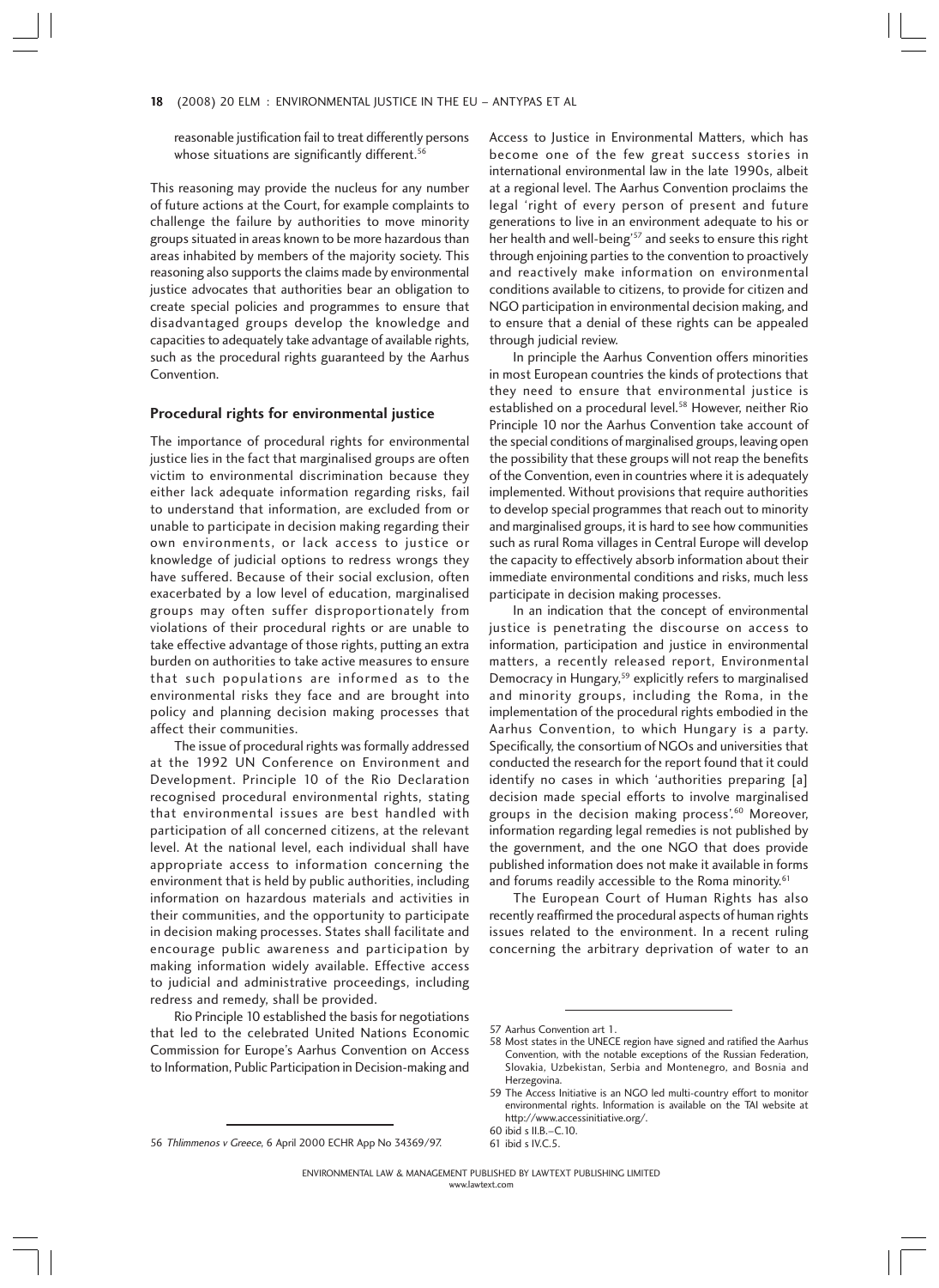reasonable justification fail to treat differently persons whose situations are significantly different.[56]

This reasoning may provide the nucleus for any number of future actions at the Court, for example complaints to challenge the failure by authorities to move minority groups situated in areas known to be more hazardous than areas inhabited by members of the majority society. This reasoning also supports the claims made by environmental justice advocates that authorities bear an obligation to create special policies and programmes to ensure that disadvantaged groups develop the knowledge and capacities to adequately take advantage of available rights, such as the procedural rights guaranteed by the Aarhus Convention.

## Procedural rights for environmental justice

The importance of procedural rights for environmental justice lies in the fact that marginalised groups are often victim to environmental discrimination because they either lack adequate information regarding risks, fail to understand that information, are excluded from or unable to participate in decision making regarding their own environments, or lack access to justice or knowledge of judicial options to redress wrongs they have suffered. Because of their social exclusion, often exacerbated by a low level of education, marginalised groups may often suffer disproportionately from violations of their procedural rights or are unable to take effective advantage of those rights, putting an extra burden on authorities to take active measures to ensure that such populations are informed as to the environmental risks they face and are brought into policy and planning decision making processes that affect their communities.

The issue of procedural rights was formally addressed at the 1992 UN Conference on Environment and Development. Principle 10 of the Rio Declaration recognised procedural environmental rights, stating that environmental issues are best handled with participation of all concerned citizens, at the relevant level. At the national level, each individual shall have appropriate access to information concerning the environment that is held by public authorities, including information on hazardous materials and activities in their communities, and the opportunity to participate in decision making processes. States shall facilitate and encourage public awareness and participation by making information widely available. Effective access to judicial and administrative proceedings, including redress and remedy, shall be provided.

Rio Principle 10 established the basis for negotiations that led to the celebrated United Nations Economic Commission for Europe's Aarhus Convention on Access to Information, Public Participation in Decision-making and Access to Justice in Environmental Matters, which has become one of the few great success stories in international environmental law in the late 1990s, albeit at a regional level. The Aarhus Convention proclaims the legal 'right of every person of present and future generations to live in an environment adequate to his or her health and well-being'[57] and seeks to ensure this right through enjoining parties to the convention to proactively and reactively make information on environmental conditions available to citizens, to provide for citizen and NGO participation in environmental decision making, and to ensure that a denial of these rights can be appealed through judicial review.

In principle the Aarhus Convention offers minorities in most European countries the kinds of protections that they need to ensure that environmental justice is established on a procedural level.[58] However, neither Rio Principle 10 nor the Aarhus Convention take account of the special conditions of marginalised groups, leaving open the possibility that these groups will not reap the benefits of the Convention, even in countries where it is adequately implemented. Without provisions that require authorities to develop special programmes that reach out to minority and marginalised groups, it is hard to see how communities such as rural Roma villages in Central Europe will develop the capacity to effectively absorb information about their immediate environmental conditions and risks, much less participate in decision making processes.

In an indication that the concept of environmental justice is penetrating the discourse on access to information, participation and justice in environmental matters, a recently released report, Environmental Democracy in Hungary,[59] explicitly refers to marginalised and minority groups, including the Roma, in the implementation of the procedural rights embodied in the Aarhus Convention, to which Hungary is a party. Specifically, the consortium of NGOs and universities that conducted the research for the report found that it could identify no cases in which 'authorities preparing [a] decision made special efforts to involve marginalised groups in the decision making process'.[60] Moreover, information regarding legal remedies is not published by the government, and the one NGO that does provide published information does not make it available in forms and forums readily accessible to the Roma minority.[61]

The European Court of Human Rights has also recently reaffirmed the procedural aspects of human rights issues related to the environment. In a recent ruling concerning the arbitrary deprivation of water to an

---

56 *Thlimmenos v Greece*, 6 April 2000 ECHR App No 34369/97.

57 Aarhus Convention art 1.

58 Most states in the UNECE region have signed and ratified the Aarhus Convention, with the notable exceptions of the Russian Federation, Slovakia, Uzbekistan, Serbia and Montenegro, and Bosnia and Herzegovina.

59 The Access Initiative is an NGO led multi-country effort to monitor environmental rights. Information is available on the TAI website at http://www.accessinitiative.org/.

60 ibid s II.B.–C.10.

61 ibid s IV.C.5.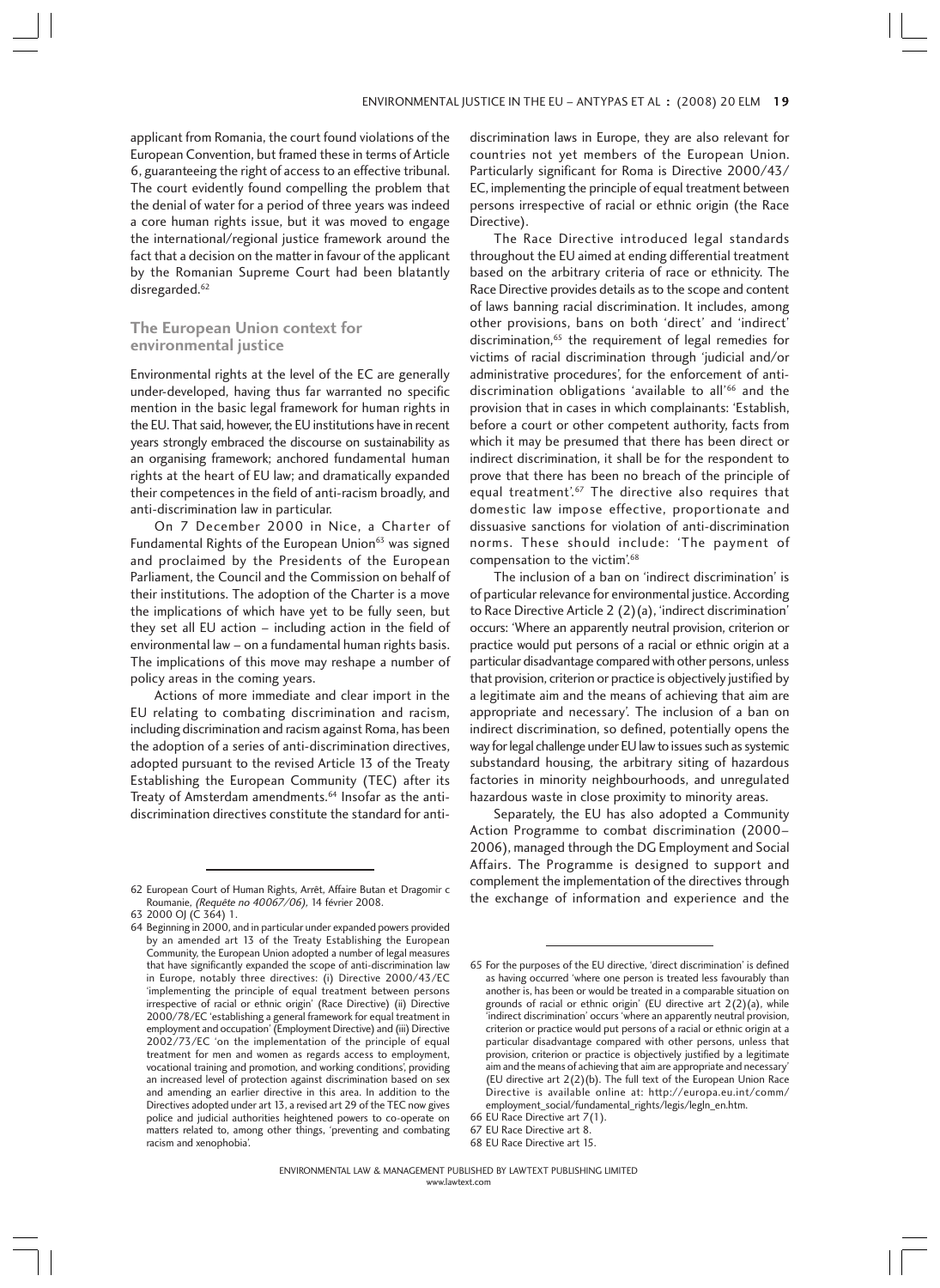applicant from Romania, the court found violations of the European Convention, but framed these in terms of Article 6, guaranteeing the right of access to an effective tribunal. The court evidently found compelling the problem that the denial of water for a period of three years was indeed a core human rights issue, but it was moved to engage the international/regional justice framework around the fact that a decision on the matter in favour of the applicant by the Romanian Supreme Court had been blatantly disregarded.[62]

## The European Union context for environmental justice

Environmental rights at the level of the EC are generally under-developed, having thus far warranted no specific mention in the basic legal framework for human rights in the EU. That said, however, the EU institutions have in recent years strongly embraced the discourse on sustainability as an organising framework; anchored fundamental human rights at the heart of EU law; and dramatically expanded their competences in the field of anti-racism broadly, and anti-discrimination law in particular.

On 7 December 2000 in Nice, a Charter of Fundamental Rights of the European Union[63] was signed and proclaimed by the Presidents of the European Parliament, the Council and the Commission on behalf of their institutions. The adoption of the Charter is a move the implications of which have yet to be fully seen, but they set all EU action – including action in the field of environmental law – on a fundamental human rights basis. The implications of this move may reshape a number of policy areas in the coming years.

Actions of more immediate and clear import in the EU relating to combating discrimination and racism, including discrimination and racism against Roma, has been the adoption of a series of anti-discrimination directives, adopted pursuant to the revised Article 13 of the Treaty Establishing the European Community (TEC) after its Treaty of Amsterdam amendments.[64] Insofar as the anti-discrimination directives constitute the standard for anti-discrimination laws in Europe, they are also relevant for countries not yet members of the European Union. Particularly significant for Roma is Directive 2000/43/EC, implementing the principle of equal treatment between persons irrespective of racial or ethnic origin (the Race Directive).

The Race Directive introduced legal standards throughout the EU aimed at ending differential treatment based on the arbitrary criteria of race or ethnicity. The Race Directive provides details as to the scope and content of laws banning racial discrimination. It includes, among other provisions, bans on both 'direct' and 'indirect' discrimination,[65] the requirement of legal remedies for victims of racial discrimination through 'judicial and/or administrative procedures', for the enforcement of anti-discrimination obligations 'available to all'[66] and the provision that in cases in which complainants: 'Establish, before a court or other competent authority, facts from which it may be presumed that there has been direct or indirect discrimination, it shall be for the respondent to prove that there has been no breach of the principle of equal treatment'.[67] The directive also requires that domestic law impose effective, proportionate and dissuasive sanctions for violation of anti-discrimination norms. These should include: 'The payment of compensation to the victim'.[68]

The inclusion of a ban on 'indirect discrimination' is of particular relevance for environmental justice. According to Race Directive Article 2 (2)(a), 'indirect discrimination' occurs: 'Where an apparently neutral provision, criterion or practice would put persons of a racial or ethnic origin at a particular disadvantage compared with other persons, unless that provision, criterion or practice is objectively justified by a legitimate aim and the means of achieving that aim are appropriate and necessary'. The inclusion of a ban on indirect discrimination, so defined, potentially opens the way for legal challenge under EU law to issues such as systemic substandard housing, the arbitrary siting of hazardous factories in minority neighbourhoods, and unregulated hazardous waste in close proximity to minority areas.

Separately, the EU has also adopted a Community Action Programme to combat discrimination (2000–2006), managed through the DG Employment and Social Affairs. The Programme is designed to support and complement the implementation of the directives through the exchange of information and experience and the

---

62 European Court of Human Rights, Arrêt, Affaire Butan et Dragomir c Roumanie, *(Requête no 40067/06)*, 14 février 2008.

63 2000 OJ (C 364) 1.

64 Beginning in 2000, and in particular under expanded powers provided by an amended art 13 of the Treaty Establishing the European Community, the European Union adopted a number of legal measures that have significantly expanded the scope of anti-discrimination law in Europe, notably three directives: (i) Directive 2000/43/EC 'implementing the principle of equal treatment between persons irrespective of racial or ethnic origin' (Race Directive) (ii) Directive 2000/78/EC 'establishing a general framework for equal treatment in employment and occupation' (Employment Directive) and (iii) Directive 2002/73/EC 'on the implementation of the principle of equal treatment for men and women as regards access to employment, vocational training and promotion, and working conditions', providing an increased level of protection against discrimination based on sex and amending an earlier directive in this area. In addition to the Directives adopted under art 13, a revised art 29 of the TEC now gives police and judicial authorities heightened powers to co-operate on matters related to, among other things, 'preventing and combating racism and xenophobia'.

65 For the purposes of the EU directive, 'direct discrimination' is defined as having occurred 'where one person is treated less favourably than another is, has been or would be treated in a comparable situation on grounds of racial or ethnic origin' (EU directive art 2(2)(a), while 'indirect discrimination' occurs 'where an apparently neutral provision, criterion or practice would put persons of a racial or ethnic origin at a particular disadvantage compared with other persons, unless that provision, criterion or practice is objectively justified by a legitimate aim and the means of achieving that aim are appropriate and necessary' (EU directive art 2(2)(b). The full text of the European Union Race Directive is available online at: http://europa.eu.int/comm/employment_social/fundamental_rights/legis/legln_en.htm.

66 EU Race Directive art 7(1).

67 EU Race Directive art 8.

68 EU Race Directive art 15.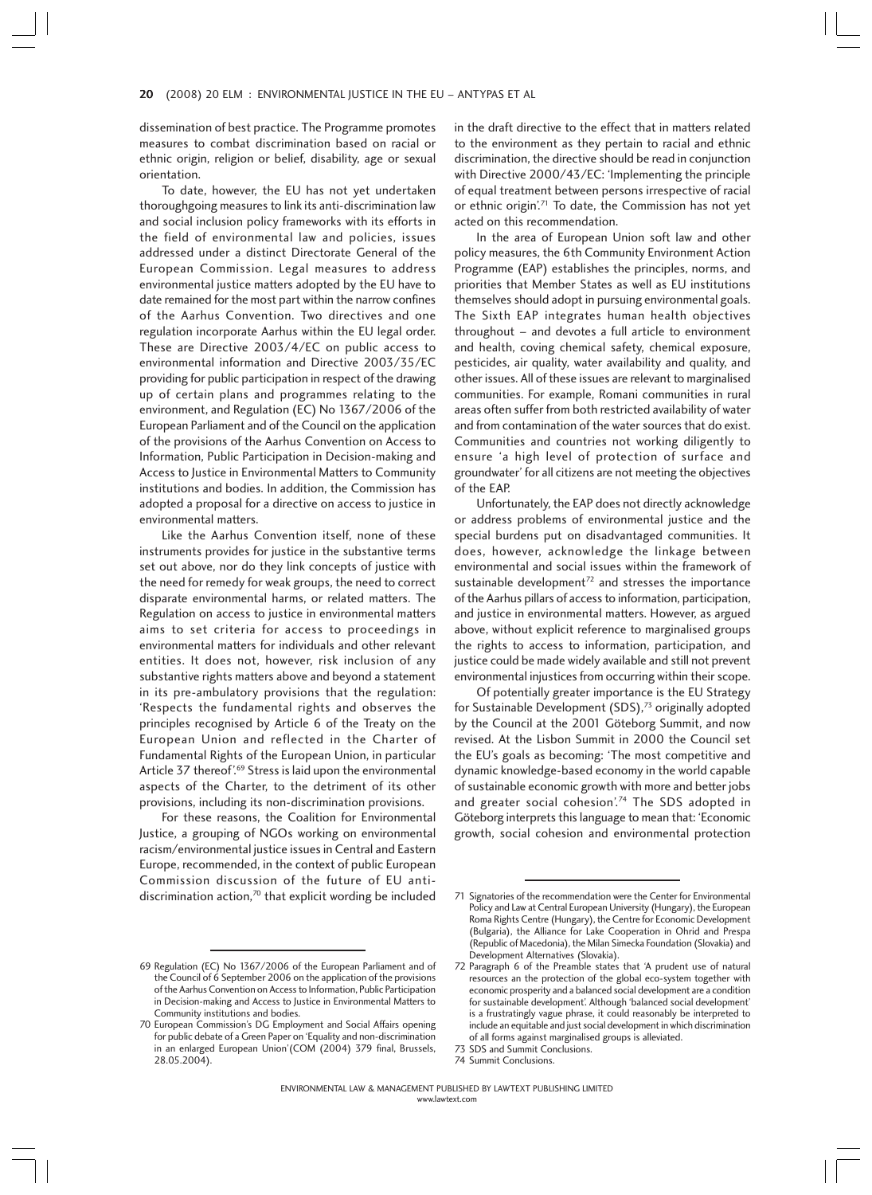dissemination of best practice. The Programme promotes measures to combat discrimination based on racial or ethnic origin, religion or belief, disability, age or sexual orientation.

To date, however, the EU has not yet undertaken thoroughgoing measures to link its anti-discrimination law and social inclusion policy frameworks with its efforts in the field of environmental law and policies, issues addressed under a distinct Directorate General of the European Commission. Legal measures to address environmental justice matters adopted by the EU have to date remained for the most part within the narrow confines of the Aarhus Convention. Two directives and one regulation incorporate Aarhus within the EU legal order. These are Directive 2003/4/EC on public access to environmental information and Directive 2003/35/EC providing for public participation in respect of the drawing up of certain plans and programmes relating to the environment, and Regulation (EC) No 1367/2006 of the European Parliament and of the Council on the application of the provisions of the Aarhus Convention on Access to Information, Public Participation in Decision-making and Access to Justice in Environmental Matters to Community institutions and bodies. In addition, the Commission has adopted a proposal for a directive on access to justice in environmental matters.

Like the Aarhus Convention itself, none of these instruments provides for justice in the substantive terms set out above, nor do they link concepts of justice with the need for remedy for weak groups, the need to correct disparate environmental harms, or related matters. The Regulation on access to justice in environmental matters aims to set criteria for access to proceedings in environmental matters for individuals and other relevant entities. It does not, however, risk inclusion of any substantive rights matters above and beyond a statement in its pre-ambulatory provisions that the regulation: 'Respects the fundamental rights and observes the principles recognised by Article 6 of the Treaty on the European Union and reflected in the Charter of Fundamental Rights of the European Union, in particular Article 37 thereof'.[69] Stress is laid upon the environmental aspects of the Charter, to the detriment of its other provisions, including its non-discrimination provisions.

For these reasons, the Coalition for Environmental Justice, a grouping of NGOs working on environmental racism/environmental justice issues in Central and Eastern Europe, recommended, in the context of public European Commission discussion of the future of EU anti-discrimination action,[70] that explicit wording be included in the draft directive to the effect that in matters related to the environment as they pertain to racial and ethnic discrimination, the directive should be read in conjunction with Directive 2000/43/EC: 'Implementing the principle of equal treatment between persons irrespective of racial or ethnic origin'.[71] To date, the Commission has not yet acted on this recommendation.

In the area of European Union soft law and other policy measures, the 6th Community Environment Action Programme (EAP) establishes the principles, norms, and priorities that Member States as well as EU institutions themselves should adopt in pursuing environmental goals. The Sixth EAP integrates human health objectives throughout – and devotes a full article to environment and health, coving chemical safety, chemical exposure, pesticides, air quality, water availability and quality, and other issues. All of these issues are relevant to marginalised communities. For example, Romani communities in rural areas often suffer from both restricted availability of water and from contamination of the water sources that do exist. Communities and countries not working diligently to ensure 'a high level of protection of surface and groundwater' for all citizens are not meeting the objectives of the EAP.

Unfortunately, the EAP does not directly acknowledge or address problems of environmental justice and the special burdens put on disadvantaged communities. It does, however, acknowledge the linkage between environmental and social issues within the framework of sustainable development[72] and stresses the importance of the Aarhus pillars of access to information, participation, and justice in environmental matters. However, as argued above, without explicit reference to marginalised groups the rights to access to information, participation, and justice could be made widely available and still not prevent environmental injustices from occurring within their scope.

Of potentially greater importance is the EU Strategy for Sustainable Development (SDS),[73] originally adopted by the Council at the 2001 Göteborg Summit, and now revised. At the Lisbon Summit in 2000 the Council set the EU's goals as becoming: 'The most competitive and dynamic knowledge-based economy in the world capable of sustainable economic growth with more and better jobs and greater social cohesion'.[74] The SDS adopted in Göteborg interprets this language to mean that: 'Economic growth, social cohesion and environmental protection

---

69 Regulation (EC) No 1367/2006 of the European Parliament and of the Council of 6 September 2006 on the application of the provisions of the Aarhus Convention on Access to Information, Public Participation in Decision-making and Access to Justice in Environmental Matters to Community institutions and bodies.

70 European Commission's DG Employment and Social Affairs opening for public debate of a Green Paper on 'Equality and non-discrimination in an enlarged European Union'(COM (2004) 379 final, Brussels, 28.05.2004).

71 Signatories of the recommendation were the Center for Environmental Policy and Law at Central European University (Hungary), the European Roma Rights Centre (Hungary), the Centre for Economic Development (Bulgaria), the Alliance for Lake Cooperation in Ohrid and Prespa (Republic of Macedonia), the Milan Simecka Foundation (Slovakia) and Development Alternatives (Slovakia).

72 Paragraph 6 of the Preamble states that 'A prudent use of natural resources an the protection of the global eco-system together with economic prosperity and a balanced social development are a condition for sustainable development'. Although 'balanced social development' is a frustratingly vague phrase, it could reasonably be interpreted to include an equitable and just social development in which discrimination of all forms against marginalised groups is alleviated.

73 SDS and Summit Conclusions.

74 Summit Conclusions.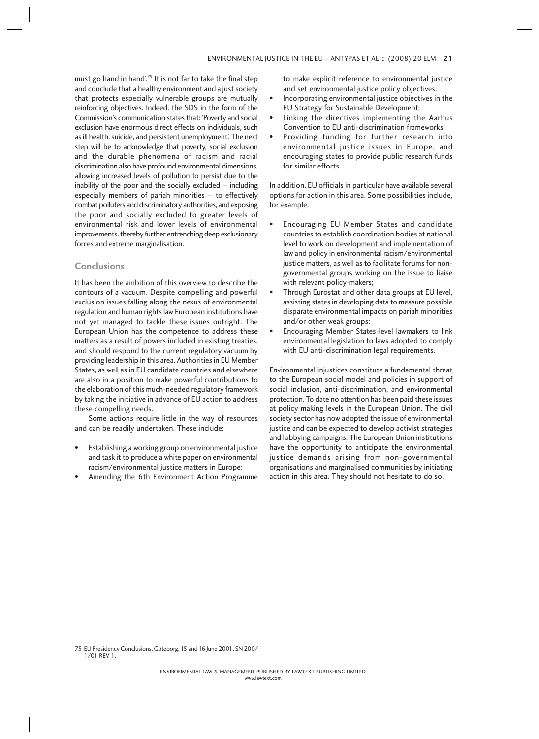must go hand in hand'.[75] It is not far to take the final step and conclude that a healthy environment and a just society that protects especially vulnerable groups are mutually reinforcing objectives. Indeed, the SDS in the form of the Commission's communication states that: 'Poverty and social exclusion have enormous direct effects on individuals, such as ill health, suicide, and persistent unemployment'. The next step will be to acknowledge that poverty, social exclusion and the durable phenomena of racism and racial discrimination also have profound environmental dimensions, allowing increased levels of pollution to persist due to the inability of the poor and the socially excluded – including especially members of pariah minorities – to effectively combat polluters and discriminatory authorities, and exposing the poor and socially excluded to greater levels of environmental risk and lower levels of environmental improvements, thereby further entrenching deep exclusionary forces and extreme marginalisation.

## Conclusions

It has been the ambition of this overview to describe the contours of a vacuum. Despite compelling and powerful exclusion issues falling along the nexus of environmental regulation and human rights law European institutions have not yet managed to tackle these issues outright. The European Union has the competence to address these matters as a result of powers included in existing treaties, and should respond to the current regulatory vacuum by providing leadership in this area. Authorities in EU Member States, as well as in EU candidate countries and elsewhere are also in a position to make powerful contributions to the elaboration of this much-needed regulatory framework by taking the initiative in advance of EU action to address these compelling needs.

Some actions require little in the way of resources and can be readily undertaken. These include:

- Establishing a working group on environmental justice and task it to produce a white paper on environmental racism/environmental justice matters in Europe;
- Amending the 6th Environment Action Programme to make explicit reference to environmental justice and set environmental justice policy objectives;
- Incorporating environmental justice objectives in the EU Strategy for Sustainable Development;
- Linking the directives implementing the Aarhus Convention to EU anti-discrimination frameworks;
- Providing funding for further research into environmental justice issues in Europe, and encouraging states to provide public research funds for similar efforts.

In addition, EU officials in particular have available several options for action in this area. Some possibilities include, for example:

- Encouraging EU Member States and candidate countries to establish coordination bodies at national level to work on development and implementation of law and policy in environmental racism/environmental justice matters, as well as to facilitate forums for non-governmental groups working on the issue to liaise with relevant policy-makers;
- Through Eurostat and other data groups at EU level, assisting states in developing data to measure possible disparate environmental impacts on pariah minorities and/or other weak groups;
- Encouraging Member States-level lawmakers to link environmental legislation to laws adopted to comply with EU anti-discrimination legal requirements.

Environmental injustices constitute a fundamental threat to the European social model and policies in support of social inclusion, anti-discrimination, and environmental protection. To date no attention has been paid these issues at policy making levels in the European Union. The civil society sector has now adopted the issue of environmental justice and can be expected to develop activist strategies and lobbying campaigns. The European Union institutions have the opportunity to anticipate the environmental justice demands arising from non-governmental organisations and marginalised communities by initiating action in this area. They should not hesitate to do so.

---

75 EU Presidency Conclusions, Göteborg, 15 and 16 June 2001. SN 200/1/01 REV 1.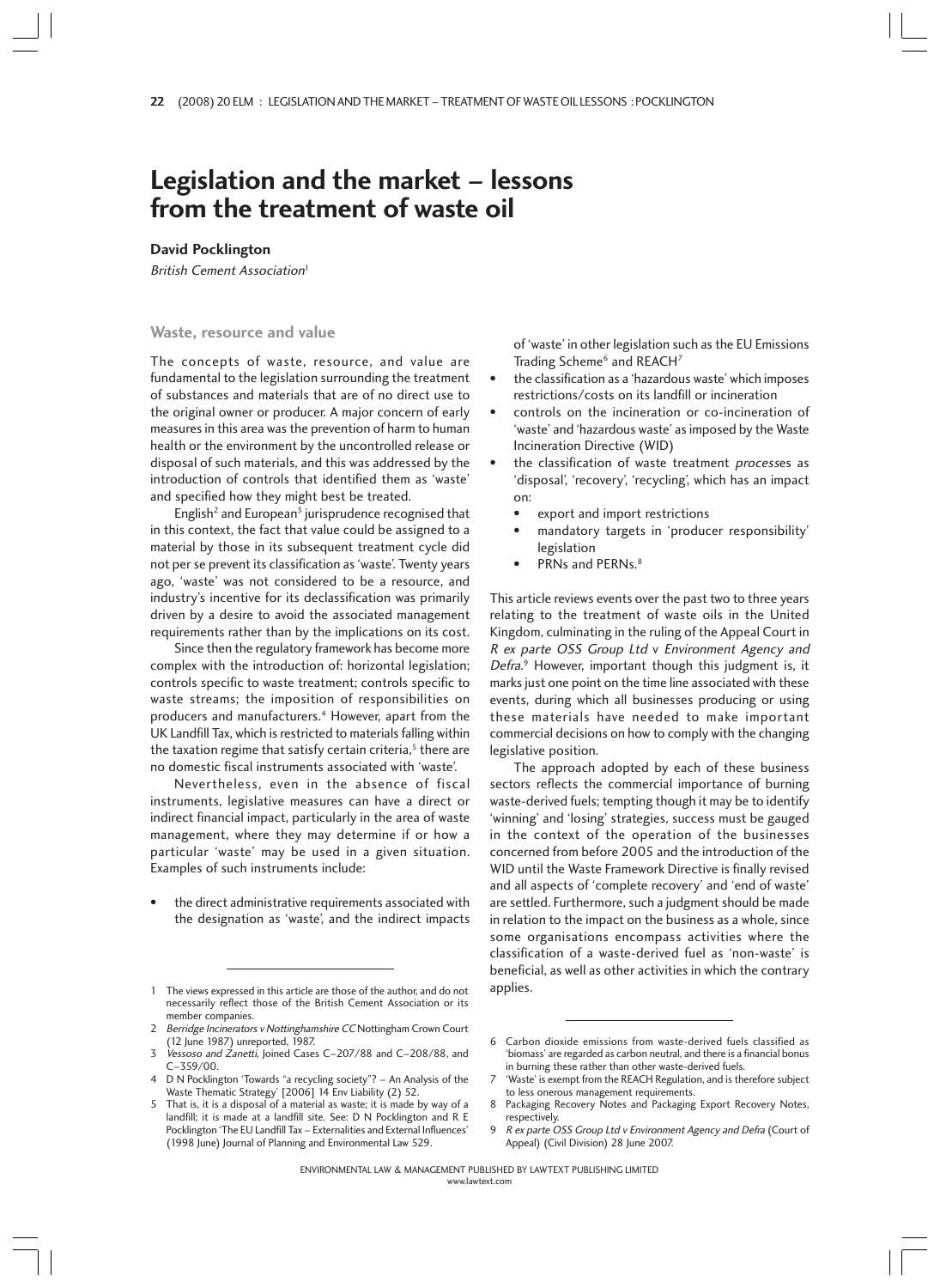# Legislation and the market – lessons from the treatment of waste oil

**David Pocklington**

*British Cement Association*[1]

## Waste, resource and value

The concepts of waste, resource, and value are fundamental to the legislation surrounding the treatment of substances and materials that are of no direct use to the original owner or producer. A major concern of early measures in this area was the prevention of harm to human health or the environment by the uncontrolled release or disposal of such materials, and this was addressed by the introduction of controls that identified them as 'waste' and specified how they might best be treated.

English[2] and European[3] jurisprudence recognised that in this context, the fact that value could be assigned to a material by those in its subsequent treatment cycle did not per se prevent its classification as 'waste'. Twenty years ago, 'waste' was not considered to be a resource, and industry's incentive for its declassification was primarily driven by a desire to avoid the associated management requirements rather than by the implications on its cost.

Since then the regulatory framework has become more complex with the introduction of: horizontal legislation; controls specific to waste treatment; controls specific to waste streams; the imposition of responsibilities on producers and manufacturers.[4] However, apart from the UK Landfill Tax, which is restricted to materials falling within the taxation regime that satisfy certain criteria,[5] there are no domestic fiscal instruments associated with 'waste'.

Nevertheless, even in the absence of fiscal instruments, legislative measures can have a direct or indirect financial impact, particularly in the area of waste management, where they may determine if or how a particular 'waste' may be used in a given situation. Examples of such instruments include:

- the direct administrative requirements associated with the designation as 'waste', and the indirect impacts of 'waste' in other legislation such as the EU Emissions Trading Scheme[6] and REACH[7]
- the classification as a 'hazardous waste' which imposes restrictions/costs on its landfill or incineration
- controls on the incineration or co-incineration of 'waste' and 'hazardous waste' as imposed by the Waste Incineration Directive (WID)
- the classification of waste treatment *process*es as 'disposal', 'recovery', 'recycling', which has an impact on:
  - export and import restrictions
  - mandatory targets in 'producer responsibility' legislation
  - PRNs and PERNs.[8]

This article reviews events over the past two to three years relating to the treatment of waste oils in the United Kingdom, culminating in the ruling of the Appeal Court in *R ex parte OSS Group Ltd* v *Environment Agency and Defra*.[9] However, important though this judgment is, it marks just one point on the time line associated with these events, during which all businesses producing or using these materials have needed to make important commercial decisions on how to comply with the changing legislative position.

The approach adopted by each of these business sectors reflects the commercial importance of burning waste-derived fuels; tempting though it may be to identify 'winning' and 'losing' strategies, success must be gauged in the context of the operation of the businesses concerned from before 2005 and the introduction of the WID until the Waste Framework Directive is finally revised and all aspects of 'complete recovery' and 'end of waste' are settled. Furthermore, such a judgment should be made in relation to the impact on the business as a whole, since some organisations encompass activities where the classification of a waste-derived fuel as 'non-waste' is beneficial, as well as other activities in which the contrary applies.

---

1 The views expressed in this article are those of the author, and do not necessarily reflect those of the British Cement Association or its member companies.

2 *Berridge Incinerators v Nottinghamshire CC* Nottingham Crown Court (12 June 1987) unreported, 1987.

3 *Vessoso and Zanetti*, Joined Cases C–207/88 and C–208/88, and C–359/00.

4 D N Pocklington 'Towards "a recycling society"? – An Analysis of the Waste Thematic Strategy' [2006] 14 Env Liability (2) 52.

5 That is, it is a disposal of a material as waste; it is made by way of a landfill; it is made at a landfill site. See: D N Pocklington and R E Pocklington 'The EU Landfill Tax – Externalities and External Influences' (1998 June) Journal of Planning and Environmental Law 529.

6 Carbon dioxide emissions from waste-derived fuels classified as 'biomass' are regarded as carbon neutral, and there is a financial bonus in burning these rather than other waste-derived fuels.

7 'Waste' is exempt from the REACH Regulation, and is therefore subject to less onerous management requirements.

8 Packaging Recovery Notes and Packaging Export Recovery Notes, respectively.

9 *R ex parte OSS Group Ltd v Environment Agency and Defra* (Court of Appeal) (Civil Division) 28 June 2007.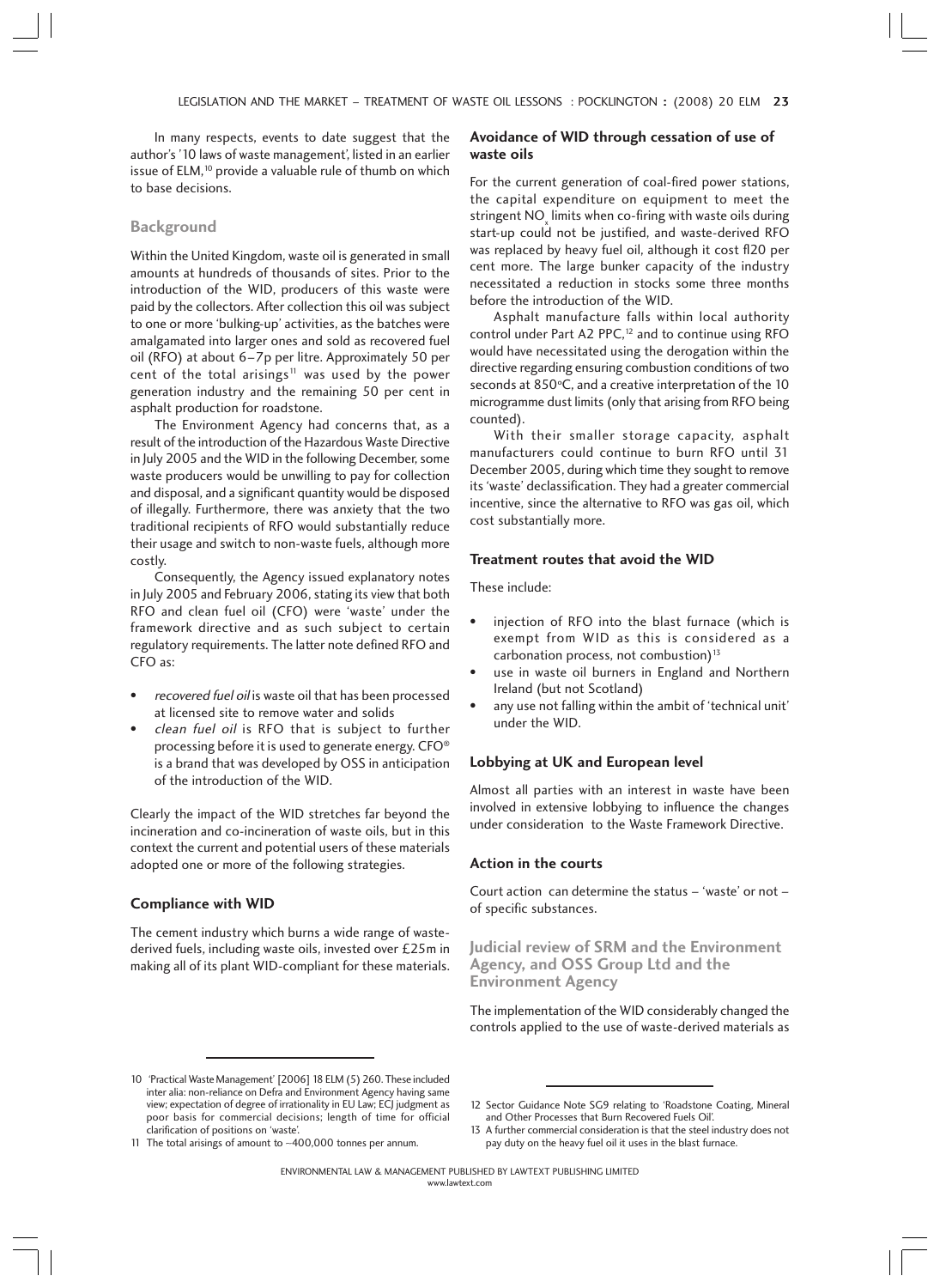In many respects, events to date suggest that the author's '10 laws of waste management', listed in an earlier issue of ELM,[10] provide a valuable rule of thumb on which to base decisions.

## Background

Within the United Kingdom, waste oil is generated in small amounts at hundreds of thousands of sites. Prior to the introduction of the WID, producers of this waste were paid by the collectors. After collection this oil was subject to one or more 'bulking-up' activities, as the batches were amalgamated into larger ones and sold as recovered fuel oil (RFO) at about 6–7p per litre. Approximately 50 per cent of the total arisings[11] was used by the power generation industry and the remaining 50 per cent in asphalt production for roadstone.

The Environment Agency had concerns that, as a result of the introduction of the Hazardous Waste Directive in July 2005 and the WID in the following December, some waste producers would be unwilling to pay for collection and disposal, and a significant quantity would be disposed of illegally. Furthermore, there was anxiety that the two traditional recipients of RFO would substantially reduce their usage and switch to non-waste fuels, although more costly.

Consequently, the Agency issued explanatory notes in July 2005 and February 2006, stating its view that both RFO and clean fuel oil (CFO) were 'waste' under the framework directive and as such subject to certain regulatory requirements. The latter note defined RFO and CFO as:

- *recovered fuel oil* is waste oil that has been processed at licensed site to remove water and solids
- *clean fuel oil* is RFO that is subject to further processing before it is used to generate energy. CFO® is a brand that was developed by OSS in anticipation of the introduction of the WID.

Clearly the impact of the WID stretches far beyond the incineration and co-incineration of waste oils, but in this context the current and potential users of these materials adopted one or more of the following strategies.

### Compliance with WID

The cement industry which burns a wide range of waste-derived fuels, including waste oils, invested over £25m in making all of its plant WID-compliant for these materials.

### Avoidance of WID through cessation of use of waste oils

For the current generation of coal-fired power stations, the capital expenditure on equipment to meet the stringent $NO_x$ limits when co-firing with waste oils during start-up could not be justified, and waste-derived RFO was replaced by heavy fuel oil, although it cost fl20 per cent more. The large bunker capacity of the industry necessitated a reduction in stocks some three months before the introduction of the WID.

Asphalt manufacture falls within local authority control under Part A2 PPC,[12] and to continue using RFO would have necessitated using the derogation within the directive regarding ensuring combustion conditions of two seconds at 850°C, and a creative interpretation of the 10 microgramme dust limits (only that arising from RFO being counted).

With their smaller storage capacity, asphalt manufacturers could continue to burn RFO until 31 December 2005, during which time they sought to remove its 'waste' declassification. They had a greater commercial incentive, since the alternative to RFO was gas oil, which cost substantially more.

### Treatment routes that avoid the WID

These include:

- injection of RFO into the blast furnace (which is exempt from WID as this is considered as a carbonation process, not combustion)[13]
- use in waste oil burners in England and Northern Ireland (but not Scotland)
- any use not falling within the ambit of 'technical unit' under the WID.

### Lobbying at UK and European level

Almost all parties with an interest in waste have been involved in extensive lobbying to influence the changes under consideration to the Waste Framework Directive.

### Action in the courts

Court action can determine the status – 'waste' or not – of specific substances.

## Judicial review of SRM and the Environment Agency, and OSS Group Ltd and the Environment Agency

The implementation of the WID considerably changed the controls applied to the use of waste-derived materials as

---

10 'Practical Waste Management' [2006] 18 ELM (5) 260. These included inter alia: non-reliance on Defra and Environment Agency having same view; expectation of degree of irrationality in EU Law; ECJ judgment as poor basis for commercial decisions; length of time for official clarification of positions on 'waste'.

11 The total arisings of amount to ~400,000 tonnes per annum.

12 Sector Guidance Note SG9 relating to 'Roadstone Coating, Mineral and Other Processes that Burn Recovered Fuels Oil'.

13 A further commercial consideration is that the steel industry does not pay duty on the heavy fuel oil it uses in the blast furnace.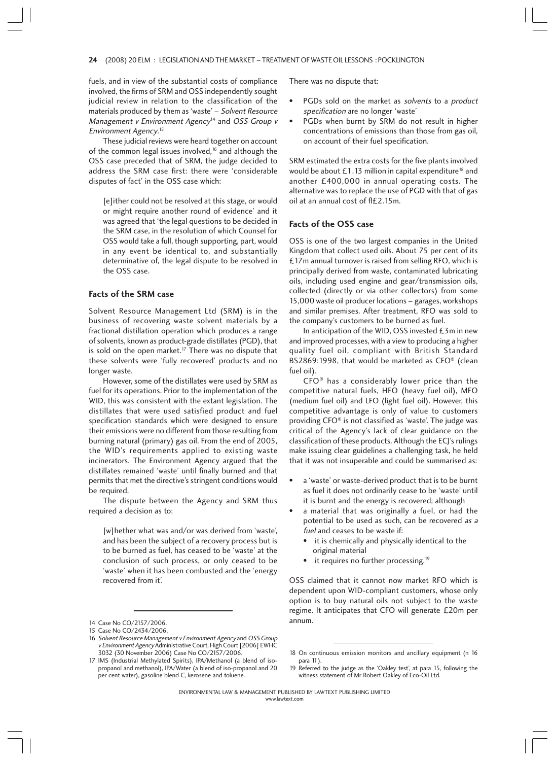fuels, and in view of the substantial costs of compliance involved, the firms of SRM and OSS independently sought judicial review in relation to the classification of the materials produced by them as 'waste' – *Solvent Resource Management v Environment Agency*[14] and *OSS Group v Environment Agency*.[15]

These judicial reviews were heard together on account of the common legal issues involved,[16] and although the OSS case preceded that of SRM, the judge decided to address the SRM case first: there were 'considerable disputes of fact' in the OSS case which:

> [e]ither could not be resolved at this stage, or would or might require another round of evidence' and it was agreed that 'the legal questions to be decided in the SRM case, in the resolution of which Counsel for OSS would take a full, though supporting, part, would in any event be identical to, and substantially determinative of, the legal dispute to be resolved in the OSS case.

### Facts of the SRM case

Solvent Resource Management Ltd (SRM) is in the business of recovering waste solvent materials by a fractional distillation operation which produces a range of solvents, known as product-grade distillates (PGD), that is sold on the open market.[17] There was no dispute that these solvents were 'fully recovered' products and no longer waste.

However, some of the distillates were used by SRM as fuel for its operations. Prior to the implementation of the WID, this was consistent with the extant legislation. The distillates that were used satisfied product and fuel specification standards which were designed to ensure their emissions were no different from those resulting from burning natural (primary) gas oil. From the end of 2005, the WID's requirements applied to existing waste incinerators. The Environment Agency argued that the distillates remained 'waste' until finally burned and that permits that met the directive's stringent conditions would be required.

The dispute between the Agency and SRM thus required a decision as to:

> [w]hether what was and/or was derived from 'waste', and has been the subject of a recovery process but is to be burned as fuel, has ceased to be 'waste' at the conclusion of such process, or only ceased to be 'waste' when it has been combusted and the 'energy recovered from it'.

There was no dispute that:

- PGDs sold on the market as *solvents* to a *product specification* are no longer 'waste'
- PGDs when burnt by SRM do not result in higher concentrations of emissions than those from gas oil, on account of their fuel specification.

SRM estimated the extra costs for the five plants involved would be about £1.13 million in capital expenditure[18] and another £400,000 in annual operating costs. The alternative was to replace the use of PGD with that of gas oil at an annual cost of fl£2.15m.

### Facts of the OSS case

OSS is one of the two largest companies in the United Kingdom that collect used oils. About 75 per cent of its £17m annual turnover is raised from selling RFO, which is principally derived from waste, contaminated lubricating oils, including used engine and gear/transmission oils, collected (directly or via other collectors) from some 15,000 waste oil producer locations – garages, workshops and similar premises. After treatment, RFO was sold to the company's customers to be burned as fuel.

In anticipation of the WID, OSS invested £3m in new and improved processes, with a view to producing a higher quality fuel oil, compliant with British Standard BS2869:1998, that would be marketed as CFO® (clean fuel oil).

CFO® has a considerably lower price than the competitive natural fuels, HFO (heavy fuel oil), MFO (medium fuel oil) and LFO (light fuel oil). However, this competitive advantage is only of value to customers providing CFO® is not classified as 'waste'. The judge was critical of the Agency's lack of clear guidance on the classification of these products. Although the ECJ's rulings make issuing clear guidelines a challenging task, he held that it was not insuperable and could be summarised as:

- a 'waste' or waste-derived product that is to be burnt as fuel it does not ordinarily cease to be 'waste' until it is burnt and the energy is recovered; although
- a material that was originally a fuel, or had the potential to be used as such, can be recovered *as a fuel* and ceases to be waste if:
  - it is chemically and physically identical to the original material
  - it requires no further processing.[19]

OSS claimed that it cannot now market RFO which is dependent upon WID-compliant customers, whose only option is to buy natural oils not subject to the waste regime. It anticipates that CFO will generate £20m per annum.

---

14 Case No CO/2157/2006.

15 Case No CO/2434/2006.

16 *Solvent Resource Management v Environment Agency* and *OSS Group v Environment Agency* Administrative Court, High Court [2006] EWHC 3032 (30 November 2006) Case No CO/2157/2006.

17 IMS (Industrial Methylated Spirits), IPA/Methanol (a blend of iso-propanol and methanol), IPA/Water (a blend of iso-propanol and 20 per cent water), gasoline blend C, kerosene and toluene.

18 On continuous emission monitors and ancillary equipment (n 16 para 11).

19 Referred to the judge as the 'Oakley test', at para 15, following the witness statement of Mr Robert Oakley of Eco-Oil Ltd.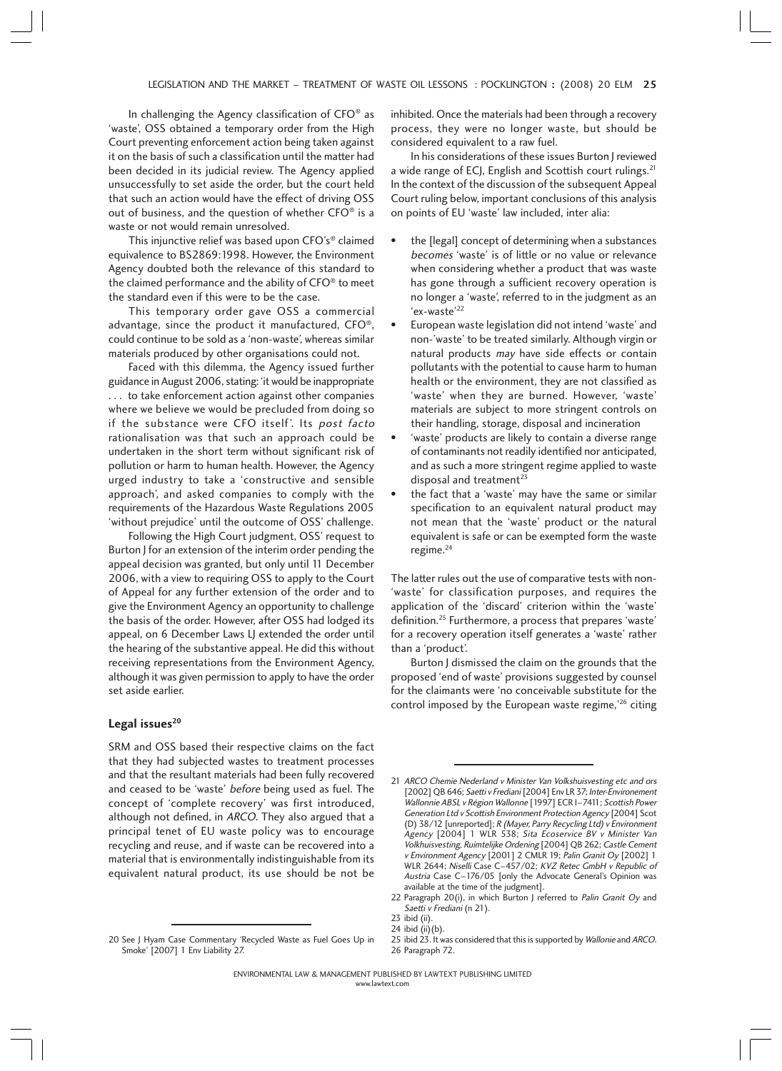In challenging the Agency classification of CFO® as 'waste', OSS obtained a temporary order from the High Court preventing enforcement action being taken against it on the basis of such a classification until the matter had been decided in its judicial review. The Agency applied unsuccessfully to set aside the order, but the court held that such an action would have the effect of driving OSS out of business, and the question of whether CFO® is a waste or not would remain unresolved.

This injunctive relief was based upon CFO's® claimed equivalence to BS2869:1998. However, the Environment Agency doubted both the relevance of this standard to the claimed performance and the ability of CFO® to meet the standard even if this were to be the case.

This temporary order gave OSS a commercial advantage, since the product it manufactured, CFO®, could continue to be sold as a 'non-waste', whereas similar materials produced by other organisations could not.

Faced with this dilemma, the Agency issued further guidance in August 2006, stating: 'it would be inappropriate . . . to take enforcement action against other companies where we believe we would be precluded from doing so if the substance were CFO itself'. Its *post facto* rationalisation was that such an approach could be undertaken in the short term without significant risk of pollution or harm to human health. However, the Agency urged industry to take a 'constructive and sensible approach', and asked companies to comply with the requirements of the Hazardous Waste Regulations 2005 'without prejudice' until the outcome of OSS' challenge.

Following the High Court judgment, OSS' request to Burton J for an extension of the interim order pending the appeal decision was granted, but only until 11 December 2006, with a view to requiring OSS to apply to the Court of Appeal for any further extension of the order and to give the Environment Agency an opportunity to challenge the basis of the order. However, after OSS had lodged its appeal, on 6 December Laws LJ extended the order until the hearing of the substantive appeal. He did this without receiving representations from the Environment Agency, although it was given permission to apply to have the order set aside earlier.

## Legal issues[20]

SRM and OSS based their respective claims on the fact that they had subjected wastes to treatment processes and that the resultant materials had been fully recovered and ceased to be 'waste' *before* being used as fuel. The concept of 'complete recovery' was first introduced, although not defined, in *ARCO*. They also argued that a principal tenet of EU waste policy was to encourage recycling and reuse, and if waste can be recovered into a material that is environmentally indistinguishable from its equivalent natural product, its use should be not be inhibited. Once the materials had been through a recovery process, they were no longer waste, but should be considered equivalent to a raw fuel.

In his considerations of these issues Burton J reviewed a wide range of ECJ, English and Scottish court rulings.[21] In the context of the discussion of the subsequent Appeal Court ruling below, important conclusions of this analysis on points of EU 'waste' law included, inter alia:

- the [legal] concept of determining when a substances *becomes* 'waste' is of little or no value or relevance when considering whether a product that was waste has gone through a sufficient recovery operation is no longer a 'waste', referred to in the judgment as an 'ex-waste'[22]
- European waste legislation did not intend 'waste' and non-'waste' to be treated similarly. Although virgin or natural products *may* have side effects or contain pollutants with the potential to cause harm to human health or the environment, they are not classified as 'waste' when they are burned. However, 'waste' materials are subject to more stringent controls on their handling, storage, disposal and incineration
- 'waste' products are likely to contain a diverse range of contaminants not readily identified nor anticipated, and as such a more stringent regime applied to waste disposal and treatment[23]
- the fact that a 'waste' may have the same or similar specification to an equivalent natural product may not mean that the 'waste' product or the natural equivalent is safe or can be exempted form the waste regime.[24]

The latter rules out the use of comparative tests with non-'waste' for classification purposes, and requires the application of the 'discard' criterion within the 'waste' definition.[25] Furthermore, a process that prepares 'waste' for a recovery operation itself generates a 'waste' rather than a 'product'.

Burton J dismissed the claim on the grounds that the proposed 'end of waste' provisions suggested by counsel for the claimants were 'no conceivable substitute for the control imposed by the European waste regime,'[26] citing

---

20 See J Hyam Case Commentary 'Recycled Waste as Fuel Goes Up in Smoke' [2007] 1 Env Liability 27.

21 *ARCO Chemie Nederland v Minister Van Volkshuisvesting etc and ors* [2002] QB 646; *Saetti v Frediani* [2004] Env LR 37; *Inter-Environement Wallonnie ABSL v Région Wallonne* [1997] ECR I–7411; *Scottish Power Generation Ltd v Scottish Environment Protection Agency* [2004] Scot (D) 38/12 [unreported]; *R (Mayer, Parry Recycling Ltd) v Environment Agency* [2004] 1 WLR 538; *Sita Ecoservice BV v Minister Van Volkhuisvesting, Ruimtelijke Ordening* [2004] QB 262; *Castle Cement v Environment Agency* [2001] 2 CMLR 19; *Palin Granit Oy* [2002] 1 WLR 2644; *Niselli* Case C–457/02; *KVZ Retec GmbH v Republic of Austria* Case C–176/05 [only the Advocate General's Opinion was available at the time of the judgment].

22 Paragraph 20(i), in which Burton J referred to *Palin Granit Oy* and *Saetti v Frediani* (n 21).

23 ibid (ii).

24 ibid (ii)(b).

25 ibid 23. It was considered that this is supported by *Wallonie* and *ARCO*.

26 Paragraph 72.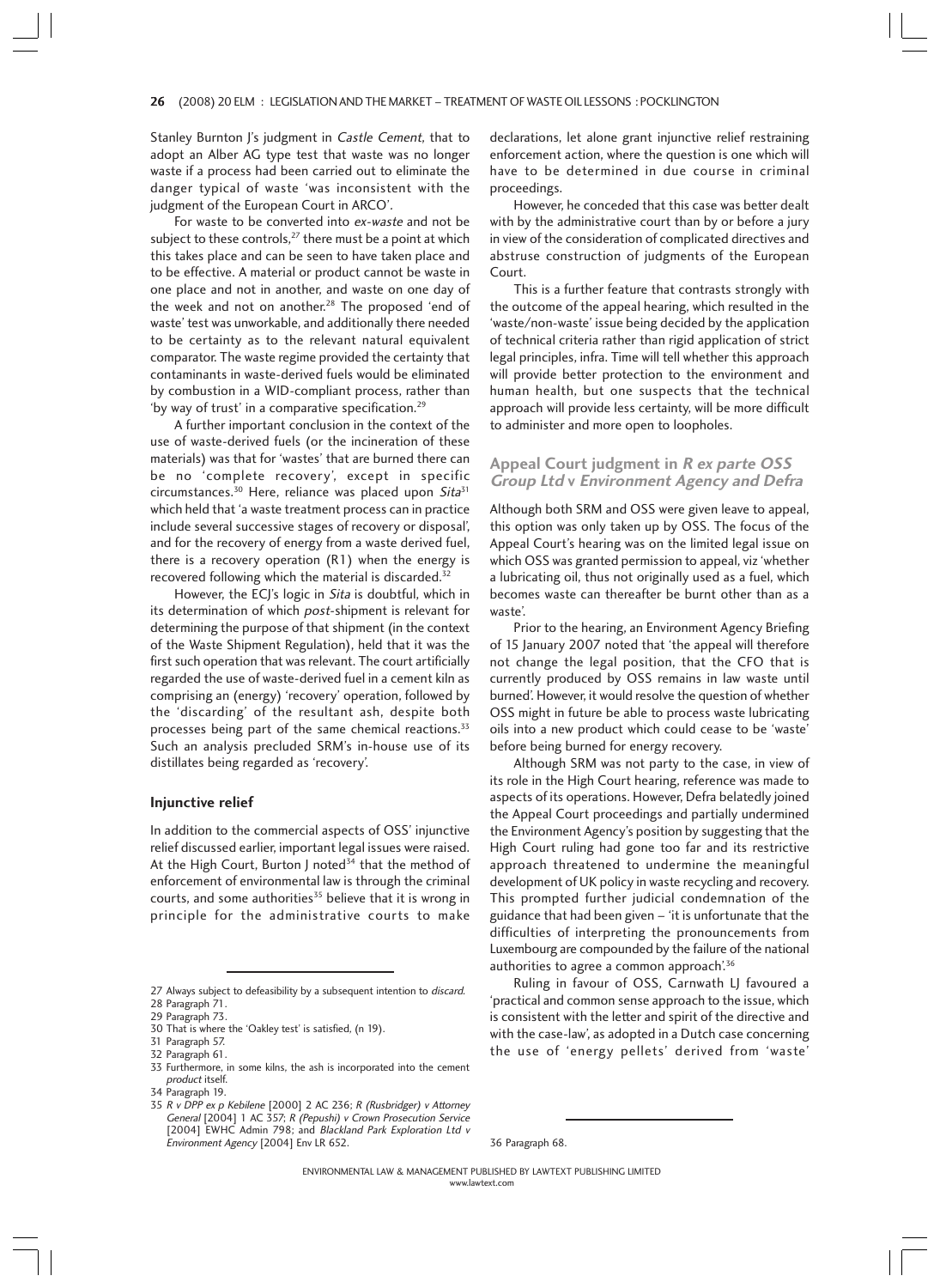Stanley Burnton J's judgment in *Castle Cement*, that to adopt an Alber AG type test that waste was no longer waste if a process had been carried out to eliminate the danger typical of waste 'was inconsistent with the judgment of the European Court in ARCO'.

For waste to be converted into *ex-waste* and not be subject to these controls,[27] there must be a point at which this takes place and can be seen to have taken place and to be effective. A material or product cannot be waste in one place and not in another, and waste on one day of the week and not on another.[28] The proposed 'end of waste' test was unworkable, and additionally there needed to be certainty as to the relevant natural equivalent comparator. The waste regime provided the certainty that contaminants in waste-derived fuels would be eliminated by combustion in a WID-compliant process, rather than 'by way of trust' in a comparative specification.[29]

A further important conclusion in the context of the use of waste-derived fuels (or the incineration of these materials) was that for 'wastes' that are burned there can be no 'complete recovery', except in specific circumstances.[30] Here, reliance was placed upon *Sita*[31] which held that 'a waste treatment process can in practice include several successive stages of recovery or disposal', and for the recovery of energy from a waste derived fuel, there is a recovery operation (R1) when the energy is recovered following which the material is discarded.[32]

However, the ECJ's logic in *Sita* is doubtful, which in its determination of which *post*-shipment is relevant for determining the purpose of that shipment (in the context of the Waste Shipment Regulation), held that it was the first such operation that was relevant. The court artificially regarded the use of waste-derived fuel in a cement kiln as comprising an (energy) 'recovery' operation, followed by the 'discarding' of the resultant ash, despite both processes being part of the same chemical reactions.[33] Such an analysis precluded SRM's in-house use of its distillates being regarded as 'recovery'.

### Injunctive relief

In addition to the commercial aspects of OSS' injunctive relief discussed earlier, important legal issues were raised. At the High Court, Burton J noted[34] that the method of enforcement of environmental law is through the criminal courts, and some authorities[35] believe that it is wrong in principle for the administrative courts to make declarations, let alone grant injunctive relief restraining enforcement action, where the question is one which will have to be determined in due course in criminal proceedings.

However, he conceded that this case was better dealt with by the administrative court than by or before a jury in view of the consideration of complicated directives and abstruse construction of judgments of the European Court.

This is a further feature that contrasts strongly with the outcome of the appeal hearing, which resulted in the 'waste/non-waste' issue being decided by the application of technical criteria rather than rigid application of strict legal principles, infra. Time will tell whether this approach will provide better protection to the environment and human health, but one suspects that the technical approach will provide less certainty, will be more difficult to administer and more open to loopholes.

## Appeal Court judgment in *R ex parte OSS Group Ltd* v *Environment Agency and Defra*

Although both SRM and OSS were given leave to appeal, this option was only taken up by OSS. The focus of the Appeal Court's hearing was on the limited legal issue on which OSS was granted permission to appeal, viz 'whether a lubricating oil, thus not originally used as a fuel, which becomes waste can thereafter be burnt other than as a waste'.

Prior to the hearing, an Environment Agency Briefing of 15 January 2007 noted that 'the appeal will therefore not change the legal position, that the CFO that is currently produced by OSS remains in law waste until burned'. However, it would resolve the question of whether OSS might in future be able to process waste lubricating oils into a new product which could cease to be 'waste' before being burned for energy recovery.

Although SRM was not party to the case, in view of its role in the High Court hearing, reference was made to aspects of its operations. However, Defra belatedly joined the Appeal Court proceedings and partially undermined the Environment Agency's position by suggesting that the High Court ruling had gone too far and its restrictive approach threatened to undermine the meaningful development of UK policy in waste recycling and recovery. This prompted further judicial condemnation of the guidance that had been given – 'it is unfortunate that the difficulties of interpreting the pronouncements from Luxembourg are compounded by the failure of the national authorities to agree a common approach'.[36]

Ruling in favour of OSS, Carnwath LJ favoured a 'practical and common sense approach to the issue, which is consistent with the letter and spirit of the directive and with the case-law', as adopted in a Dutch case concerning the use of 'energy pellets' derived from 'waste'

---

27 Always subject to defeasibility by a subsequent intention to *discard*.
28 Paragraph 71.
29 Paragraph 73.
30 That is where the 'Oakley test' is satisfied, (n 19).
31 Paragraph 57.
32 Paragraph 61.
33 Furthermore, in some kilns, the ash is incorporated into the cement *product* itself.
34 Paragraph 19.
35 *R v DPP ex p Kebilene* [2000] 2 AC 236; *R (Rusbridger) v Attorney General* [2004] 1 AC 357; *R (Pepushi) v Crown Prosecution Service* [2004] EWHC Admin 798; and *Blackland Park Exploration Ltd v Environment Agency* [2004] Env LR 652.
36 Paragraph 68.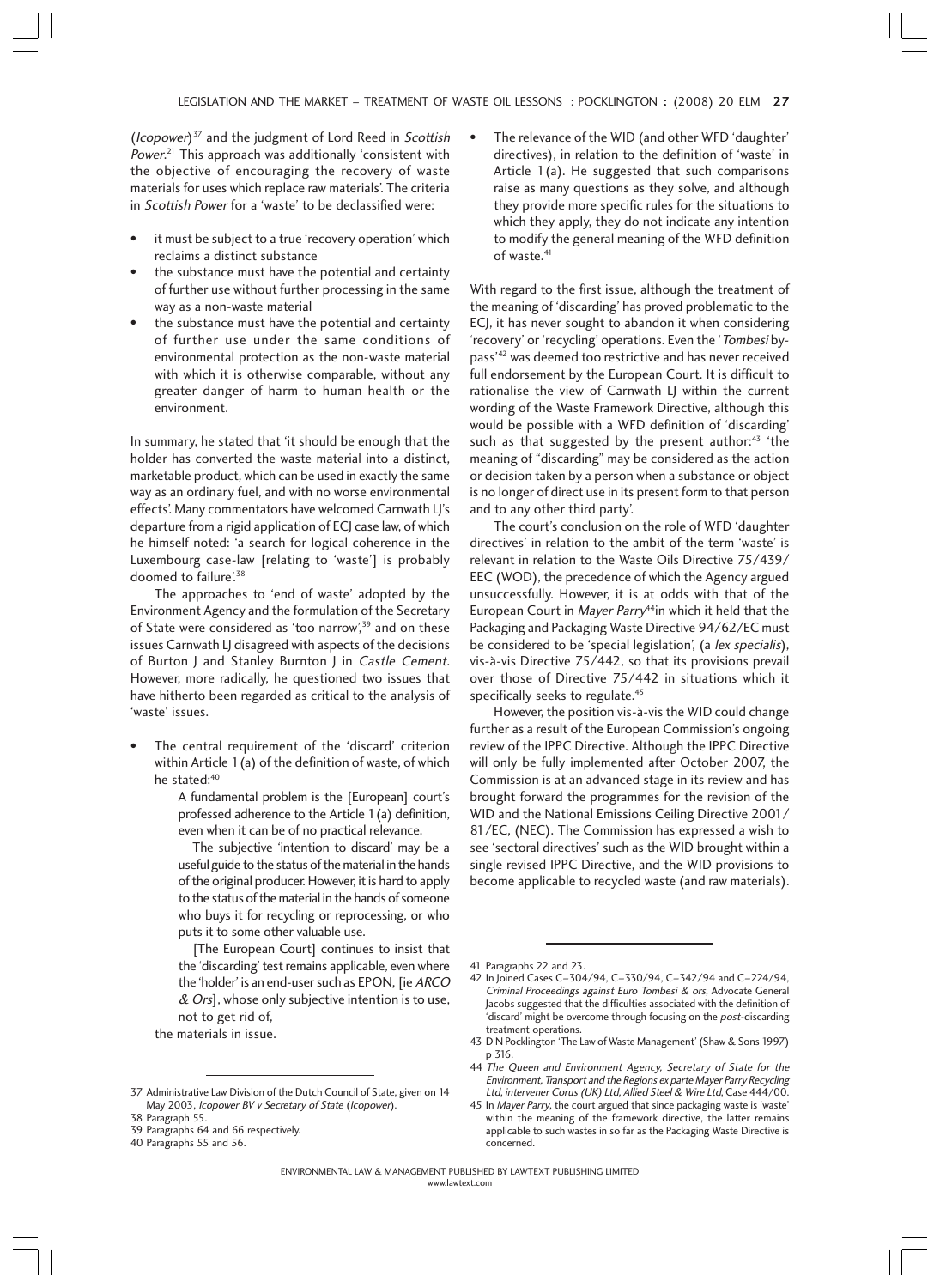(*Icopower*)[37] and the judgment of Lord Reed in *Scottish Power*.[21] This approach was additionally 'consistent with the objective of encouraging the recovery of waste materials for uses which replace raw materials'. The criteria in *Scottish Power* for a 'waste' to be declassified were:

- it must be subject to a true 'recovery operation' which reclaims a distinct substance
- the substance must have the potential and certainty of further use without further processing in the same way as a non-waste material
- the substance must have the potential and certainty of further use under the same conditions of environmental protection as the non-waste material with which it is otherwise comparable, without any greater danger of harm to human health or the environment.

In summary, he stated that 'it should be enough that the holder has converted the waste material into a distinct, marketable product, which can be used in exactly the same way as an ordinary fuel, and with no worse environmental effects'. Many commentators have welcomed Carnwath LJ's departure from a rigid application of ECJ case law, of which he himself noted: 'a search for logical coherence in the Luxembourg case-law [relating to 'waste'] is probably doomed to failure'.[38]

The approaches to 'end of waste' adopted by the Environment Agency and the formulation of the Secretary of State were considered as 'too narrow',[39] and on these issues Carnwath LJ disagreed with aspects of the decisions of Burton J and Stanley Burnton J in *Castle Cement*. However, more radically, he questioned two issues that have hitherto been regarded as critical to the analysis of 'waste' issues.

- The central requirement of the 'discard' criterion within Article 1(a) of the definition of waste, of which he stated:[40]

  > A fundamental problem is the [European] court's professed adherence to the Article 1(a) definition, even when it can be of no practical relevance.
  >
  > The subjective 'intention to discard' may be a useful guide to the status of the material in the hands of the original producer. However, it is hard to apply to the status of the material in the hands of someone who buys it for recycling or reprocessing, or who puts it to some other valuable use.
  >
  > [The European Court] continues to insist that the 'discarding' test remains applicable, even where the 'holder' is an end-user such as EPON, [ie *ARCO & Ors*], whose only subjective intention is to use, not to get rid of,

  the materials in issue.

- The relevance of the WID (and other WFD 'daughter' directives), in relation to the definition of 'waste' in Article 1(a). He suggested that such comparisons raise as many questions as they solve, and although they provide more specific rules for the situations to which they apply, they do not indicate any intention to modify the general meaning of the WFD definition of waste.[41]

With regard to the first issue, although the treatment of the meaning of 'discarding' has proved problematic to the ECJ, it has never sought to abandon it when considering 'recovery' or 'recycling' operations. Even the '*Tombesi* bypass'[42] was deemed too restrictive and has never received full endorsement by the European Court. It is difficult to rationalise the view of Carnwath LJ within the current wording of the Waste Framework Directive, although this would be possible with a WFD definition of 'discarding' such as that suggested by the present author:[43] 'the meaning of "discarding" may be considered as the action or decision taken by a person when a substance or object is no longer of direct use in its present form to that person and to any other third party'.

The court's conclusion on the role of WFD 'daughter directives' in relation to the ambit of the term 'waste' is relevant in relation to the Waste Oils Directive 75/439/EEC (WOD), the precedence of which the Agency argued unsuccessfully. However, it is at odds with that of the European Court in *Mayer Parry*[44] in which it held that the Packaging and Packaging Waste Directive 94/62/EC must be considered to be 'special legislation', (a *lex specialis*), vis-à-vis Directive 75/442, so that its provisions prevail over those of Directive 75/442 in situations which it specifically seeks to regulate.[45]

However, the position vis-à-vis the WID could change further as a result of the European Commission's ongoing review of the IPPC Directive. Although the IPPC Directive will only be fully implemented after October 2007, the Commission is at an advanced stage in its review and has brought forward the programmes for the revision of the WID and the National Emissions Ceiling Directive 2001/81/EC, (NEC). The Commission has expressed a wish to see 'sectoral directives' such as the WID brought within a single revised IPPC Directive, and the WID provisions to become applicable to recycled waste (and raw materials).

---

37 Administrative Law Division of the Dutch Council of State, given on 14 May 2003, *Icopower BV v Secretary of State* (*Icopower*).

38 Paragraph 55.

39 Paragraphs 64 and 66 respectively.

40 Paragraphs 55 and 56.

41 Paragraphs 22 and 23.

42 In Joined Cases C–304/94, C–330/94, C–342/94 and C–224/94, *Criminal Proceedings against Euro Tombesi & ors*, Advocate General Jacobs suggested that the difficulties associated with the definition of 'discard' might be overcome through focusing on the *post*-discarding treatment operations.

43 D N Pocklington 'The Law of Waste Management' (Shaw & Sons 1997) p 316.

44 *The Queen and Environment Agency, Secretary of State for the Environment, Transport and the Regions ex parte Mayer Parry Recycling Ltd, intervener Corus (UK) Ltd, Allied Steel & Wire Ltd*, Case 444/00.

45 In *Mayer Parry*, the court argued that since packaging waste is 'waste' within the meaning of the framework directive, the latter remains applicable to such wastes in so far as the Packaging Waste Directive is concerned.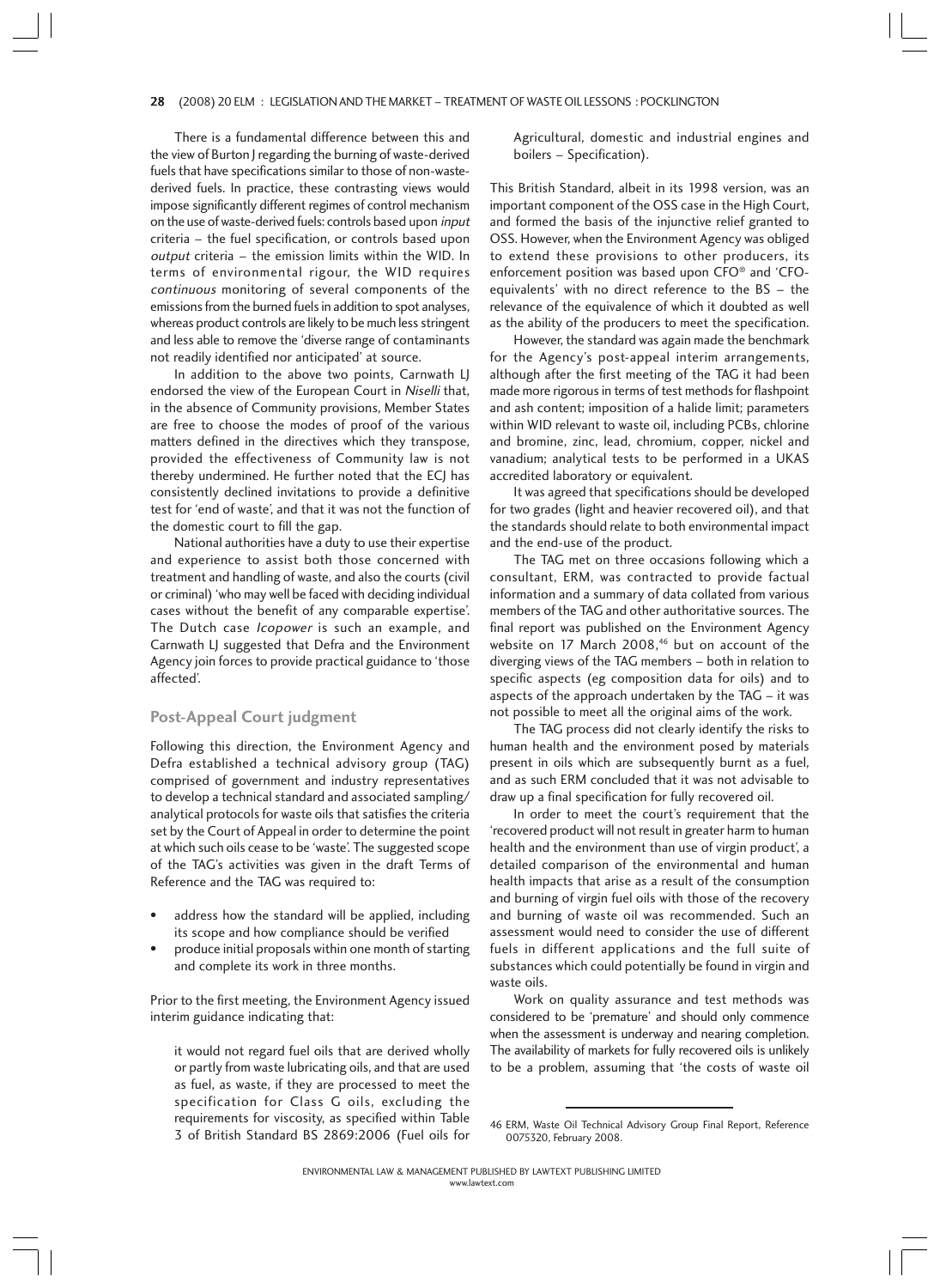There is a fundamental difference between this and the view of Burton J regarding the burning of waste-derived fuels that have specifications similar to those of non-waste-derived fuels. In practice, these contrasting views would impose significantly different regimes of control mechanism on the use of waste-derived fuels: controls based upon *input* criteria – the fuel specification, or controls based upon *output* criteria – the emission limits within the WID. In terms of environmental rigour, the WID requires *continuous* monitoring of several components of the emissions from the burned fuels in addition to spot analyses, whereas product controls are likely to be much less stringent and less able to remove the 'diverse range of contaminants not readily identified nor anticipated' at source.

In addition to the above two points, Carnwath LJ endorsed the view of the European Court in *Niselli* that, in the absence of Community provisions, Member States are free to choose the modes of proof of the various matters defined in the directives which they transpose, provided the effectiveness of Community law is not thereby undermined. He further noted that the ECJ has consistently declined invitations to provide a definitive test for 'end of waste', and that it was not the function of the domestic court to fill the gap.

National authorities have a duty to use their expertise and experience to assist both those concerned with treatment and handling of waste, and also the courts (civil or criminal) 'who may well be faced with deciding individual cases without the benefit of any comparable expertise'. The Dutch case *Icopower* is such an example, and Carnwath LJ suggested that Defra and the Environment Agency join forces to provide practical guidance to 'those affected'.

## Post-Appeal Court judgment

Following this direction, the Environment Agency and Defra established a technical advisory group (TAG) comprised of government and industry representatives to develop a technical standard and associated sampling/analytical protocols for waste oils that satisfies the criteria set by the Court of Appeal in order to determine the point at which such oils cease to be 'waste'. The suggested scope of the TAG's activities was given in the draft Terms of Reference and the TAG was required to:

- address how the standard will be applied, including its scope and how compliance should be verified
- produce initial proposals within one month of starting and complete its work in three months.

Prior to the first meeting, the Environment Agency issued interim guidance indicating that:

> it would not regard fuel oils that are derived wholly or partly from waste lubricating oils, and that are used as fuel, as waste, if they are processed to meet the specification for Class G oils, excluding the requirements for viscosity, as specified within Table 3 of British Standard BS 2869:2006 (Fuel oils for Agricultural, domestic and industrial engines and boilers – Specification).

This British Standard, albeit in its 1998 version, was an important component of the OSS case in the High Court, and formed the basis of the injunctive relief granted to OSS. However, when the Environment Agency was obliged to extend these provisions to other producers, its enforcement position was based upon CFO® and 'CFO-equivalents' with no direct reference to the BS – the relevance of the equivalence of which it doubted as well as the ability of the producers to meet the specification.

However, the standard was again made the benchmark for the Agency's post-appeal interim arrangements, although after the first meeting of the TAG it had been made more rigorous in terms of test methods for flashpoint and ash content; imposition of a halide limit; parameters within WID relevant to waste oil, including PCBs, chlorine and bromine, zinc, lead, chromium, copper, nickel and vanadium; analytical tests to be performed in a UKAS accredited laboratory or equivalent.

It was agreed that specifications should be developed for two grades (light and heavier recovered oil), and that the standards should relate to both environmental impact and the end-use of the product.

The TAG met on three occasions following which a consultant, ERM, was contracted to provide factual information and a summary of data collated from various members of the TAG and other authoritative sources. The final report was published on the Environment Agency website on 17 March 2008,[46] but on account of the diverging views of the TAG members – both in relation to specific aspects (eg composition data for oils) and to aspects of the approach undertaken by the TAG – it was not possible to meet all the original aims of the work.

The TAG process did not clearly identify the risks to human health and the environment posed by materials present in oils which are subsequently burnt as a fuel, and as such ERM concluded that it was not advisable to draw up a final specification for fully recovered oil.

In order to meet the court's requirement that the 'recovered product will not result in greater harm to human health and the environment than use of virgin product', a detailed comparison of the environmental and human health impacts that arise as a result of the consumption and burning of virgin fuel oils with those of the recovery and burning of waste oil was recommended. Such an assessment would need to consider the use of different fuels in different applications and the full suite of substances which could potentially be found in virgin and waste oils.

Work on quality assurance and test methods was considered to be 'premature' and should only commence when the assessment is underway and nearing completion. The availability of markets for fully recovered oils is unlikely to be a problem, assuming that 'the costs of waste oil

---

46 ERM, Waste Oil Technical Advisory Group Final Report, Reference 0075320, February 2008.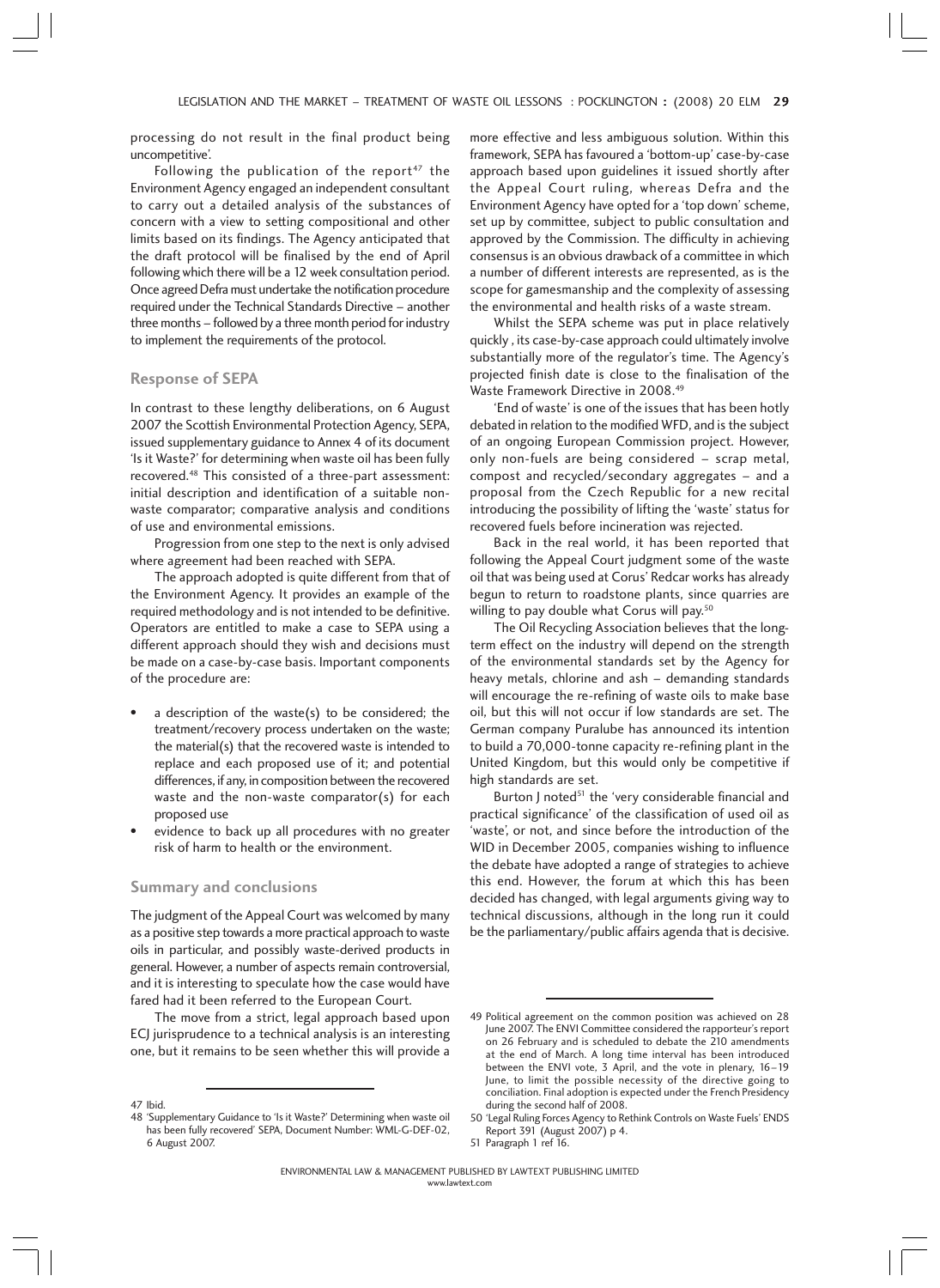processing do not result in the final product being uncompetitive'.

Following the publication of the report[47] the Environment Agency engaged an independent consultant to carry out a detailed analysis of the substances of concern with a view to setting compositional and other limits based on its findings. The Agency anticipated that the draft protocol will be finalised by the end of April following which there will be a 12 week consultation period. Once agreed Defra must undertake the notification procedure required under the Technical Standards Directive – another three months – followed by a three month period for industry to implement the requirements of the protocol.

## Response of SEPA

In contrast to these lengthy deliberations, on 6 August 2007 the Scottish Environmental Protection Agency, SEPA, issued supplementary guidance to Annex 4 of its document 'Is it Waste?' for determining when waste oil has been fully recovered.[48] This consisted of a three-part assessment: initial description and identification of a suitable non-waste comparator; comparative analysis and conditions of use and environmental emissions.

Progression from one step to the next is only advised where agreement had been reached with SEPA.

The approach adopted is quite different from that of the Environment Agency. It provides an example of the required methodology and is not intended to be definitive. Operators are entitled to make a case to SEPA using a different approach should they wish and decisions must be made on a case-by-case basis. Important components of the procedure are:

- a description of the waste(s) to be considered; the treatment/recovery process undertaken on the waste; the material(s) that the recovered waste is intended to replace and each proposed use of it; and potential differences, if any, in composition between the recovered waste and the non-waste comparator(s) for each proposed use
- evidence to back up all procedures with no greater risk of harm to health or the environment.

## Summary and conclusions

The judgment of the Appeal Court was welcomed by many as a positive step towards a more practical approach to waste oils in particular, and possibly waste-derived products in general. However, a number of aspects remain controversial, and it is interesting to speculate how the case would have fared had it been referred to the European Court.

The move from a strict, legal approach based upon ECJ jurisprudence to a technical analysis is an interesting one, but it remains to be seen whether this will provide a more effective and less ambiguous solution. Within this framework, SEPA has favoured a 'bottom-up' case-by-case approach based upon guidelines it issued shortly after the Appeal Court ruling, whereas Defra and the Environment Agency have opted for a 'top down' scheme, set up by committee, subject to public consultation and approved by the Commission. The difficulty in achieving consensus is an obvious drawback of a committee in which a number of different interests are represented, as is the scope for gamesmanship and the complexity of assessing the environmental and health risks of a waste stream.

Whilst the SEPA scheme was put in place relatively quickly , its case-by-case approach could ultimately involve substantially more of the regulator's time. The Agency's projected finish date is close to the finalisation of the Waste Framework Directive in 2008.[49]

'End of waste' is one of the issues that has been hotly debated in relation to the modified WFD, and is the subject of an ongoing European Commission project. However, only non-fuels are being considered – scrap metal, compost and recycled/secondary aggregates – and a proposal from the Czech Republic for a new recital introducing the possibility of lifting the 'waste' status for recovered fuels before incineration was rejected.

Back in the real world, it has been reported that following the Appeal Court judgment some of the waste oil that was being used at Corus' Redcar works has already begun to return to roadstone plants, since quarries are willing to pay double what Corus will pay.[50]

The Oil Recycling Association believes that the long-term effect on the industry will depend on the strength of the environmental standards set by the Agency for heavy metals, chlorine and ash – demanding standards will encourage the re-refining of waste oils to make base oil, but this will not occur if low standards are set. The German company Puralube has announced its intention to build a 70,000-tonne capacity re-refining plant in the United Kingdom, but this would only be competitive if high standards are set.

Burton J noted[51] the 'very considerable financial and practical significance' of the classification of used oil as 'waste', or not, and since before the introduction of the WID in December 2005, companies wishing to influence the debate have adopted a range of strategies to achieve this end. However, the forum at which this has been decided has changed, with legal arguments giving way to technical discussions, although in the long run it could be the parliamentary/public affairs agenda that is decisive.

---

47 Ibid.

48 'Supplementary Guidance to 'Is it Waste?' Determining when waste oil has been fully recovered' SEPA, Document Number: WML-G-DEF-02, 6 August 2007.

49 Political agreement on the common position was achieved on 28 June 2007. The ENVI Committee considered the rapporteur's report on 26 February and is scheduled to debate the 210 amendments at the end of March. A long time interval has been introduced between the ENVI vote, 3 April, and the vote in plenary, 16–19 June, to limit the possible necessity of the directive going to conciliation. Final adoption is expected under the French Presidency during the second half of 2008.

50 'Legal Ruling Forces Agency to Rethink Controls on Waste Fuels' ENDS Report 391 (August 2007) p 4.

51 Paragraph 1 ref 16.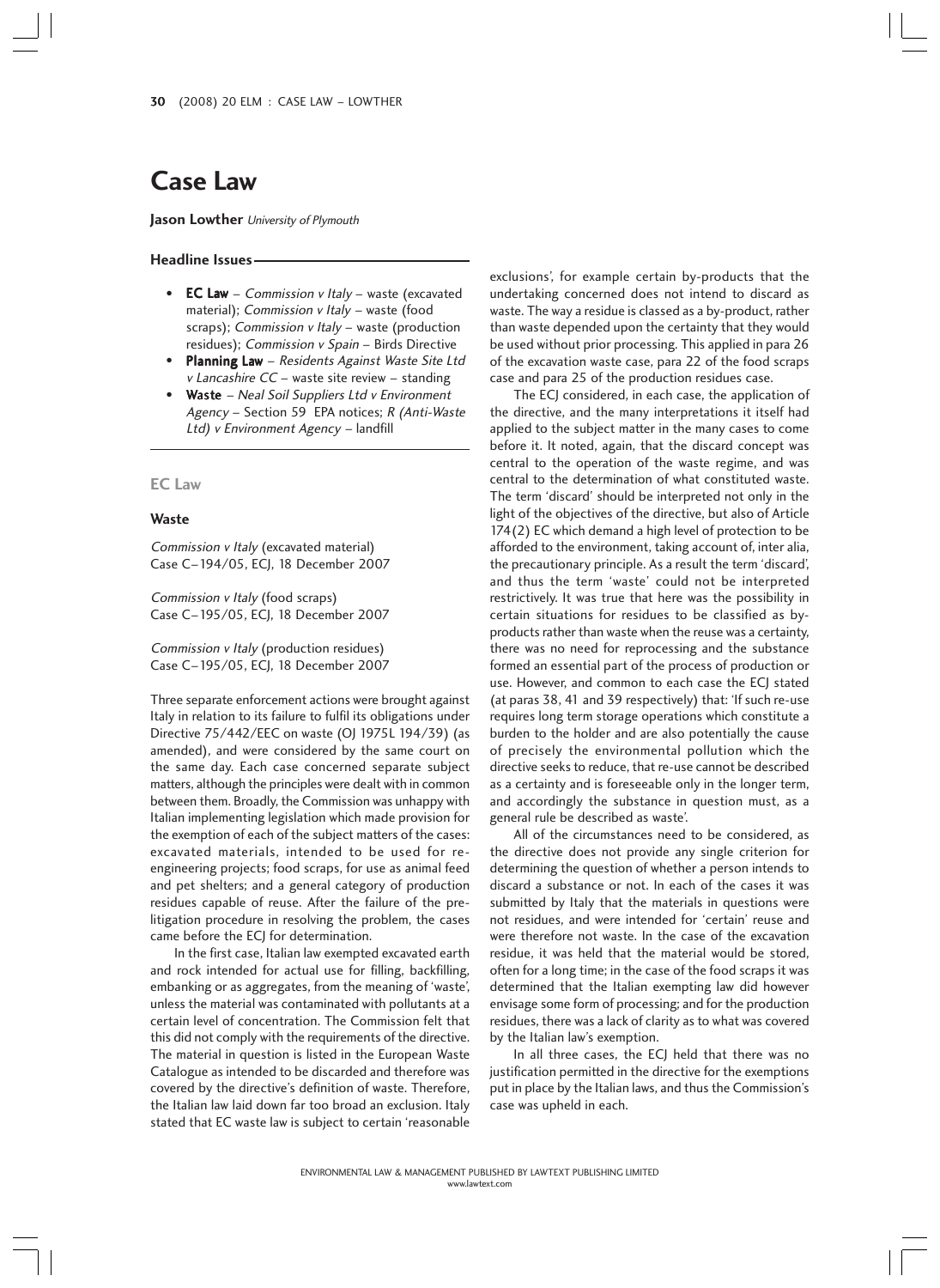# Case Law

**Jason Lowther** *University of Plymouth*

### Headline Issues

- **EC Law** – *Commission v Italy* – waste (excavated material); *Commission v Italy* – waste (food scraps); *Commission v Italy* – waste (production residues); *Commission v Spain* – Birds Directive
- **Planning Law** – *Residents Against Waste Site Ltd v Lancashire CC* – waste site review – standing
- **Waste** – *Neal Soil Suppliers Ltd v Environment Agency* – Section 59 EPA notices; *R (Anti-Waste Ltd) v Environment Agency* – landfill

## EC Law

### Waste

*Commission v Italy* (excavated material)
Case C–194/05, ECJ, 18 December 2007

*Commission v Italy* (food scraps)
Case C–195/05, ECJ, 18 December 2007

*Commission v Italy* (production residues)
Case C–195/05, ECJ, 18 December 2007

Three separate enforcement actions were brought against Italy in relation to its failure to fulfil its obligations under Directive 75/442/EEC on waste (OJ 1975L 194/39) (as amended), and were considered by the same court on the same day. Each case concerned separate subject matters, although the principles were dealt with in common between them. Broadly, the Commission was unhappy with Italian implementing legislation which made provision for the exemption of each of the subject matters of the cases: excavated materials, intended to be used for re-engineering projects; food scraps, for use as animal feed and pet shelters; and a general category of production residues capable of reuse. After the failure of the pre-litigation procedure in resolving the problem, the cases came before the ECJ for determination.

In the first case, Italian law exempted excavated earth and rock intended for actual use for filling, backfilling, embanking or as aggregates, from the meaning of 'waste', unless the material was contaminated with pollutants at a certain level of concentration. The Commission felt that this did not comply with the requirements of the directive. The material in question is listed in the European Waste Catalogue as intended to be discarded and therefore was covered by the directive's definition of waste. Therefore, the Italian law laid down far too broad an exclusion. Italy stated that EC waste law is subject to certain 'reasonable exclusions', for example certain by-products that the undertaking concerned does not intend to discard as waste. The way a residue is classed as a by-product, rather than waste depended upon the certainty that they would be used without prior processing. This applied in para 26 of the excavation waste case, para 22 of the food scraps case and para 25 of the production residues case.

The ECJ considered, in each case, the application of the directive, and the many interpretations it itself had applied to the subject matter in the many cases to come before it. It noted, again, that the discard concept was central to the operation of the waste regime, and was central to the determination of what constituted waste. The term 'discard' should be interpreted not only in the light of the objectives of the directive, but also of Article 174(2) EC which demand a high level of protection to be afforded to the environment, taking account of, inter alia, the precautionary principle. As a result the term 'discard', and thus the term 'waste' could not be interpreted restrictively. It was true that here was the possibility in certain situations for residues to be classified as by-products rather than waste when the reuse was a certainty, there was no need for reprocessing and the substance formed an essential part of the process of production or use. However, and common to each case the ECJ stated (at paras 38, 41 and 39 respectively) that: 'If such re-use requires long term storage operations which constitute a burden to the holder and are also potentially the cause of precisely the environmental pollution which the directive seeks to reduce, that re-use cannot be described as a certainty and is foreseeable only in the longer term, and accordingly the sustance in question must, as a general rule be described as waste'.

All of the circumstances need to be considered, as the directive does not provide any single criterion for determining the question of whether a person intends to discard a substance or not. In each of the cases it was submitted by Italy that the materials in questions were not residues, and were intended for 'certain' reuse and were therefore not waste. In the case of the excavation residue, it was held that the material would be stored, often for a long time; in the case of the food scraps it was determined that the Italian exempting law did however envisage some form of processing; and for the production residues, there was a lack of clarity as to what was covered by the Italian law's exemption.

In all three cases, the ECJ held that there was no justification permitted in the directive for the exemptions put in place by the Italian laws, and thus the Commission's case was upheld in each.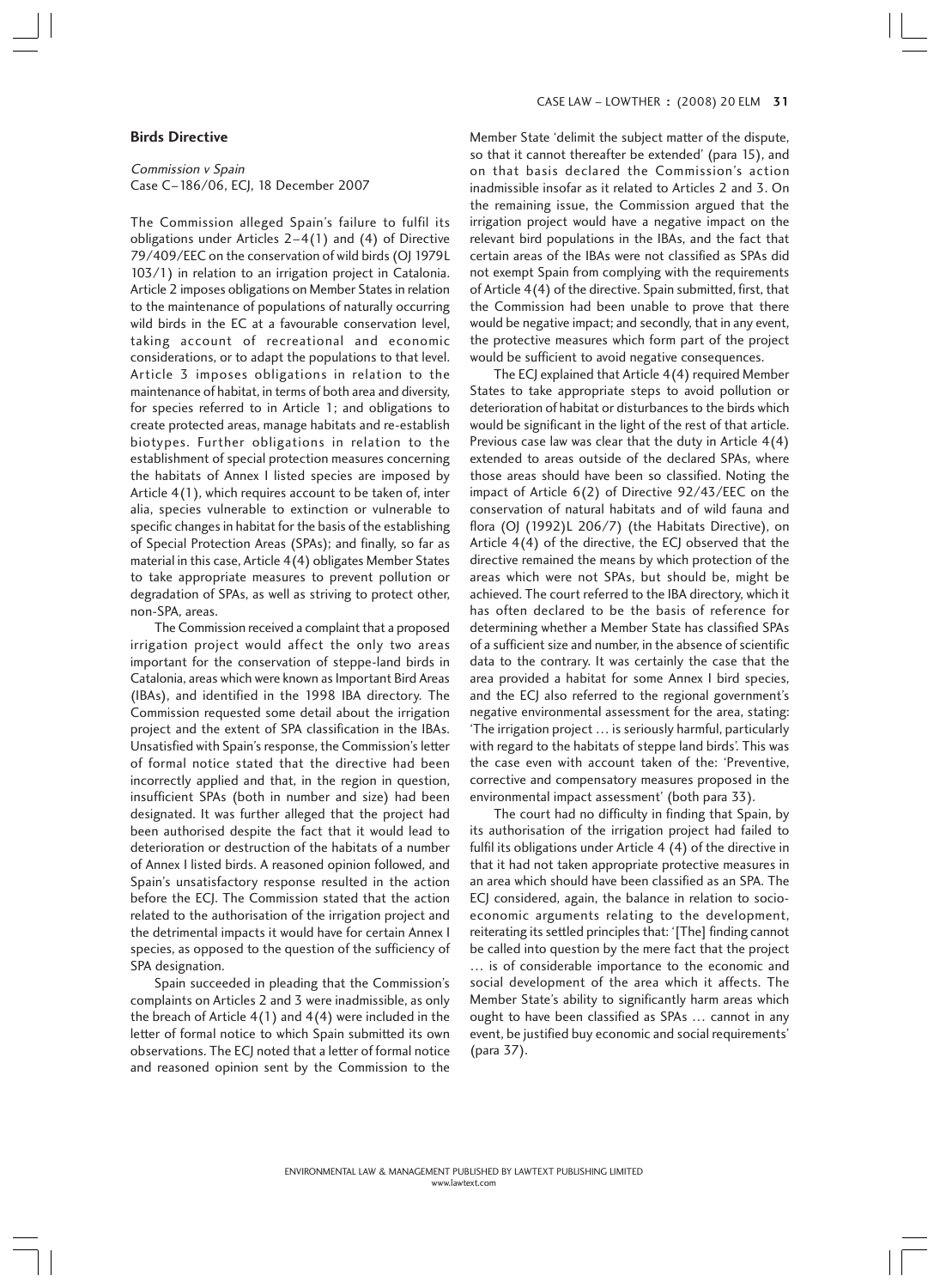## Birds Directive

*Commission v Spain*
Case C–186/06, ECJ, 18 December 2007

The Commission alleged Spain's failure to fulfil its obligations under Articles 2–4(1) and (4) of Directive 79/409/EEC on the conservation of wild birds (OJ 1979L 103/1) in relation to an irrigation project in Catalonia. Article 2 imposes obligations on Member States in relation to the maintenance of populations of naturally occurring wild birds in the EC at a favourable conservation level, taking account of recreational and economic considerations, or to adapt the populations to that level. Article 3 imposes obligations in relation to the maintenance of habitat, in terms of both area and diversity, for species referred to in Article 1; and obligations to create protected areas, manage habitats and re-establish biotypes. Further obligations in relation to the establishment of special protection measures concerning the habitats of Annex I listed species are imposed by Article 4(1), which requires account to be taken of, inter alia, species vulnerable to extinction or vulnerable to specific changes in habitat for the basis of the establishing of Special Protection Areas (SPAs); and finally, so far as material in this case, Article 4(4) obligates Member States to take appropriate measures to prevent pollution or degradation of SPAs, as well as striving to protect other, non-SPA, areas.

The Commission received a complaint that a proposed irrigation project would affect the only two areas important for the conservation of steppe-land birds in Catalonia, areas which were known as Important Bird Areas (IBAs), and identified in the 1998 IBA directory. The Commission requested some detail about the irrigation project and the extent of SPA classification in the IBAs. Unsatisfied with Spain's response, the Commission's letter of formal notice stated that the directive had been incorrectly applied and that, in the region in question, insufficient SPAs (both in number and size) had been designated. It was further alleged that the project had been authorised despite the fact that it would lead to deterioration or destruction of the habitats of a number of Annex I listed birds. A reasoned opinion followed, and Spain's unsatisfactory response resulted in the action before the ECJ. The Commission stated that the action related to the authorisation of the irrigation project and the detrimental impacts it would have for certain Annex I species, as opposed to the question of the sufficiency of SPA designation.

Spain succeeded in pleading that the Commission's complaints on Articles 2 and 3 were inadmissible, as only the breach of Article 4(1) and 4(4) were included in the letter of formal notice to which Spain submitted its own observations. The ECJ noted that a letter of formal notice and reasoned opinion sent by the Commission to the Member State 'delimit the subject matter of the dispute, so that it cannot thereafter be extended' (para 15), and on that basis declared the Commission's action inadmissible insofar as it related to Articles 2 and 3. On the remaining issue, the Commission argued that the irrigation project would have a negative impact on the relevant bird populations in the IBAs, and the fact that certain areas of the IBAs were not classified as SPAs did not exempt Spain from complying with the requirements of Article 4(4) of the directive. Spain submitted, first, that the Commission had been unable to prove that there would be negative impact; and secondly, that in any event, the protective measures which form part of the project would be sufficient to avoid negative consequences.

The ECJ explained that Article 4(4) required Member States to take appropriate steps to avoid pollution or deterioration of habitat or disturbances to the birds which would be significant in the light of the rest of that article. Previous case law was clear that the duty in Article 4(4) extended to areas outside of the declared SPAs, where those areas should have been so classified. Noting the impact of Article 6(2) of Directive 92/43/EEC on the conservation of natural habitats and of wild fauna and flora (OJ (1992)L 206/7) (the Habitats Directive), on Article 4(4) of the directive, the ECJ observed that the directive remained the means by which protection of the areas which were not SPAs, but should be, might be achieved. The court referred to the IBA directory, which it has often declared to be the basis of reference for determining whether a Member State has classified SPAs of a sufficient size and number, in the absence of scientific data to the contrary. It was certainly the case that the area provided a habitat for some Annex I bird species, and the ECJ also referred to the regional government's negative environmental assessment for the area, stating: 'The irrigation project … is seriously harmful, particularly with regard to the habitats of steppe land birds'. This was the case even with account taken of the: 'Preventive, corrective and compensatory measures proposed in the environmental impact assessment' (both para 33).

The court had no difficulty in finding that Spain, by its authorisation of the irrigation project had failed to fulfil its obligations under Article 4 (4) of the directive in that it had not taken appropriate protective measures in an area which should have been classified as an SPA. The ECJ considered, again, the balance in relation to socio-economic arguments relating to the development, reiterating its settled principles that: '[The] finding cannot be called into question by the mere fact that the project … is of considerable importance to the economic and social development of the area which it affects. The Member State's ability to significantly harm areas which ought to have been classified as SPAs … cannot in any event, be justified buy economic and social requirements' (para 37).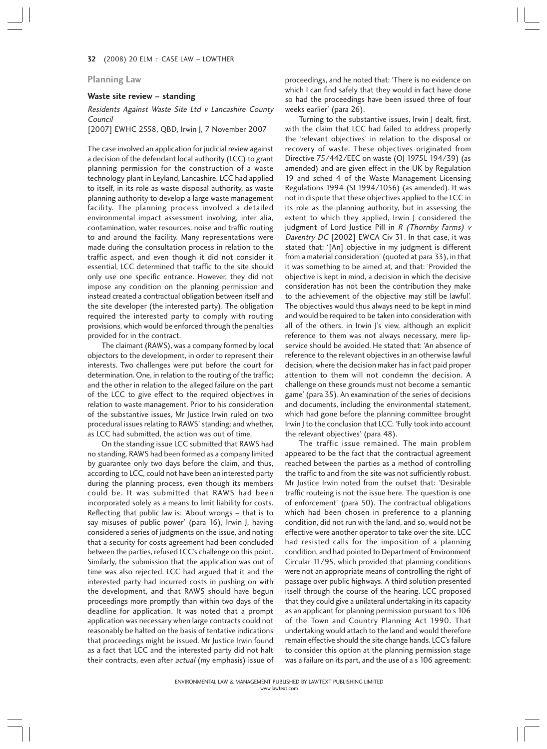## Planning Law

### Waste site review – standing

*Residents Against Waste Site Ltd v Lancashire County Council*
[2007] EWHC 2558, QBD, Irwin J, 7 November 2007

The case involved an application for judicial review against a decision of the defendant local authority (LCC) to grant planning permission for the construction of a waste technology plant in Leyland, Lancashire. LCC had applied to itself, in its role as waste disposal authority, as waste planning authority to develop a large waste management facility. The planning process involved a detailed environmental impact assessment involving, inter alia, contamination, water resources, noise and traffic routing to and around the facility. Many representations were made during the consultation process in relation to the traffic aspect, and even though it did not consider it essential, LCC determined that traffic to the site should only use one specific entrance. However, they did not impose any condition on the planning permission and instead created a contractual obligation between itself and the site developer (the interested party). The obligation required the interested party to comply with routing provisions, which would be enforced through the penalties provided for in the contract.

The claimant (RAWS), was a company formed by local objectors to the development, in order to represent their interests. Two challenges were put before the court for determination. One, in relation to the routing of the traffic; and the other in relation to the alleged failure on the part of the LCC to give effect to the required objectives in relation to waste management. Prior to his consideration of the substantive issues, Mr Justice Irwin ruled on two procedural issues relating to RAWS' standing; and whether, as LCC had submitted, the action was out of time.

On the standing issue LCC submitted that RAWS had no standing. RAWS had been formed as a company limited by guarantee only two days before the claim, and thus, according to LCC, could not have been an interested party during the planning process, even though its members could be. It was submitted that RAWS had been incorporated solely as a means to limit liability for costs. Reflecting that public law is: 'About wrongs – that is to say misuses of public power' (para 16), Irwin J, having considered a series of judgments on the issue, and noting that a security for costs agreement had been concluded between the parties, refused LCC's challenge on this point. Similarly, the submission that the application was out of time was also rejected. LCC had argued that it and the interested party had incurred costs in pushing on with the development, and that RAWS should have begun proceedings more promptly than within two days of the deadline for application. It was noted that a prompt application was necessary when large contracts could not reasonably be halted on the basis of tentative indications that proceedings might be issued. Mr Justice Irwin found as a fact that LCC and the interested party did not halt their contracts, even after *actual* (my emphasis) issue of proceedings, and he noted that: 'There is no evidence on which I can find safely that they would in fact have done so had the proceedings have been issued three of four weeks earlier' (para 26).

Turning to the substantive issues, Irwin J dealt, first, with the claim that LCC had failed to address properly the 'relevant objectives' in relation to the disposal or recovery of waste. These objectives originated from Directive 75/442/EEC on waste (OJ 1975L 194/39) (as amended) and are given effect in the UK by Regulation 19 and sched 4 of the Waste Management Licensing Regulations 1994 (SI 1994/1056) (as amended). It was not in dispute that these objectives applied to the LCC in its role as the planning authority, but in assessing the extent to which they applied, Irwin J considered the judgment of Lord Justice Pill in *R (Thornby Farms) v Daventry DC* [2002] EWCA Civ 31. In that case, it was stated that: '[An] objective in my judgment is different from a material consideration' (quoted at para 33), in that it was something to be aimed at, and that: 'Provided the objective is kept in mind, a decision in which the decisive consideration has not been the contribution they make to the achievement of the objective may still be lawful'. The objectives would thus always need to be kept in mind and would be required to be taken into consideration with all of the others, in Irwin J's view, although an explicit reference to them was not always necessary, mere lip-service should be avoided. He stated that: 'An absence of reference to the relevant objectives in an otherwise lawful decision, where the decision maker has in fact paid proper attention to them will not condemn the decision. A challenge on these grounds must not become a semantic game' (para 35). An examination of the series of decisions and documents, including the environmental statement, which had gone before the planning committee brought Irwin J to the conclusion that LCC: 'Fully took into account the relevant objectives' (para 48).

The traffic issue remained. The main problem appeared to be the fact that the contractual agreement reached between the parties as a method of controlling the traffic to and from the site was not sufficiently robust. Mr Justice Irwin noted from the outset that: 'Desirable traffic routeing is not the issue here. The question is one of enforcement' (para 50). The contractual obligations which had been chosen in preference to a planning condition, did not run with the land, and so, would not be effective were another operator to take over the site. LCC had resisted calls for the imposition of a planning condition, and had pointed to Department of Environment Circular 11/95, which provided that planning conditions were not an appropriate means of controlling the right of passage over public highways. A third solution presented itself through the course of the hearing. LCC proposed that they could give a unilateral undertaking in its capacity as an applicant for planning permission pursuant to s 106 of the Town and Country Planning Act 1990. That undertaking would attach to the land and would therefore remain effective should the site change hands. LCC's failure to consider this option at the planning permission stage was a failure on its part, and the use of a s 106 agreement: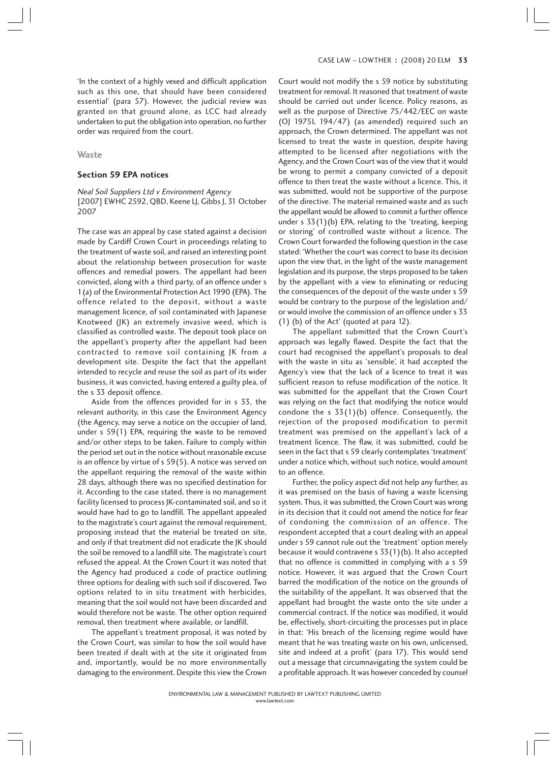'In the context of a highly vexed and difficult application such as this one, that should have been considered essential' (para 57). However, the judicial review was granted on that ground alone, as LCC had already undertaken to put the obligation into operation, no further order was required from the court.

## Waste

### Section 59 EPA notices

*Neal Soil Suppliers Ltd v Environment Agency*
[2007] EWHC 2592, QBD, Keene LJ, Gibbs J, 31 October 2007

The case was an appeal by case stated against a decision made by Cardiff Crown Court in proceedings relating to the treatment of waste soil, and raised an interesting point about the relationship between prosecution for waste offences and remedial powers. The appellant had been convicted, along with a third party, of an offence under s 1(a) of the Environmental Protection Act 1990 (EPA). The offence related to the deposit, without a waste management licence, of soil contaminated with Japanese Knotweed (JK) an extremely invasive weed, which is classified as controlled waste. The deposit took place on the appellant's property after the appellant had been contracted to remove soil containing JK from a development site. Despite the fact that the appellant intended to recycle and reuse the soil as part of its wider business, it was convicted, having entered a guilty plea, of the s 33 deposit offence.

Aside from the offences provided for in s 33, the relevant authority, in this case the Environment Agency (the Agency, may serve a notice on the occupier of land, under s 59(1) EPA, requiring the waste to be removed and/or other steps to be taken. Failure to comply within the period set out in the notice without reasonable excuse is an offence by virtue of s 59(5). A notice was served on the appellant requiring the removal of the waste within 28 days, although there was no specified destination for it. According to the case stated, there is no management facility licensed to process JK-contaminated soil, and so it would have had to go to landfill. The appellant appealed to the magistrate's court against the removal requirement, proposing instead that the material be treated on site, and only if that treatment did not eradicate the JK should the soil be removed to a landfill site. The magistrate's court refused the appeal. At the Crown Court it was noted that the Agency had produced a code of practice outlining three options for dealing with such soil if discovered. Two options related to in situ treatment with herbicides, meaning that the soil would not have been discarded and would therefore not be waste. The other option required removal, then treatment where available, or landfill.

The appellant's treatment proposal, it was noted by the Crown Court, was similar to how the soil would have been treated if dealt with at the site it originated from and, importantly, would be no more environmentally damaging to the environment. Despite this view the Crown Court would not modify the s 59 notice by substituting treatment for removal. It reasoned that treatment of waste should be carried out under licence. Policy reasons, as well as the purpose of Directive 75/442/EEC on waste (OJ 1975L 194/47) (as amended) required such an approach, the Crown determined. The appellant was not licensed to treat the waste in question, despite having attempted to be licensed after negotiations with the Agency, and the Crown Court was of the view that it would be wrong to permit a company convicted of a deposit offence to then treat the waste without a licence. This, it was submitted, would not be supportive of the purpose of the directive. The material remained waste and as such the appellant would be allowed to commit a further offence under s 33(1)(b) EPA, relating to the 'treating, keeping or storing' of controlled waste without a licence. The Crown Court forwarded the following question in the case stated: 'Whether the court was correct to base its decision upon the view that, in the light of the waste management legislation and its purpose, the steps proposed to be taken by the appellant with a view to eliminating or reducing the consequences of the deposit of the waste under s 59 would be contrary to the purpose of the legislation and/or would involve the commission of an offence under s 33 (1) (b) of the Act' (quoted at para 12).

The appellant submitted that the Crown Court's approach was legally flawed. Despite the fact that the court had recognised the appellant's proposals to deal with the waste in situ as 'sensible', it had accepted the Agency's view that the lack of a licence to treat it was sufficient reason to refuse modification of the notice. It was submitted for the appellant that the Crown Court was relying on the fact that modifying the notice would condone the s 33(1)(b) offence. Consequently, the rejection of the proposed modification to permit treatment was premised on the appellant's lack of a treatment licence. The flaw, it was submitted, could be seen in the fact that s 59 clearly contemplates 'treatment' under a notice which, without such notice, would amount to an offence.

Further, the policy aspect did not help any further, as it was premised on the basis of having a waste licensing system. Thus, it was submitted, the Crown Court was wrong in its decision that it could not amend the notice for fear of condoning the commission of an offence. The respondent accepted that a court dealing with an appeal under s 59 cannot rule out the 'treatment' option merely because it would contravene s 33(1)(b). It also accepted that no offence is committed in complying with a s 59 notice. However, it was argued that the Crown Court barred the modification of the notice on the grounds of the suitability of the appellant. It was observed that the appellant had brought the waste onto the site under a commercial contract. If the notice was modified, it would be, effectively, short-circuiting the processes put in place in that: 'His breach of the licensing regime would have meant that he was treating waste on his own, unlicensed, site and indeed at a profit' (para 17). This would send out a message that circumnavigating the system could be a profitable approach. It was however conceded by counsel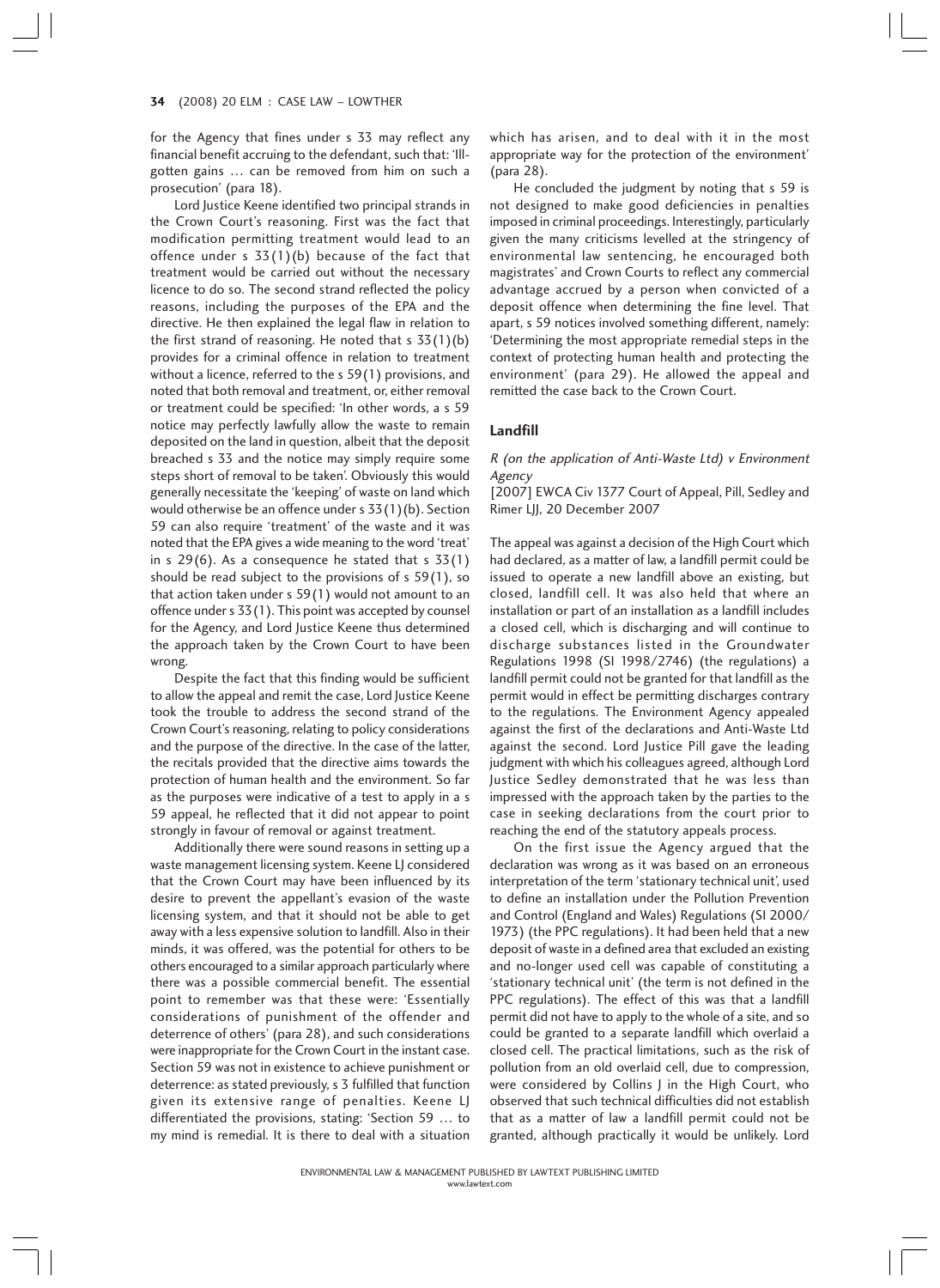for the Agency that fines under s 33 may reflect any financial benefit accruing to the defendant, such that: 'Ill-gotten gains … can be removed from him on such a prosecution' (para 18).

Lord Justice Keene identified two principal strands in the Crown Court's reasoning. First was the fact that modification permitting treatment would lead to an offence under s 33(1)(b) because of the fact that treatment would be carried out without the necessary licence to do so. The second strand reflected the policy reasons, including the purposes of the EPA and the directive. He then explained the legal flaw in relation to the first strand of reasoning. He noted that s 33(1)(b) provides for a criminal offence in relation to treatment without a licence, referred to the s 59(1) provisions, and noted that both removal and treatment, or, either removal or treatment could be specified: 'In other words, a s 59 notice may perfectly lawfully allow the waste to remain deposited on the land in question, albeit that the deposit breached s 33 and the notice may simply require some steps short of removal to be taken'. Obviously this would generally necessitate the 'keeping' of waste on land which would otherwise be an offence under s 33(1)(b). Section 59 can also require 'treatment' of the waste and it was noted that the EPA gives a wide meaning to the word 'treat' in s 29(6). As a consequence he stated that s 33(1) should be read subject to the provisions of s 59(1), so that action taken under s 59(1) would not amount to an offence under s 33(1). This point was accepted by counsel for the Agency, and Lord Justice Keene thus determined the approach taken by the Crown Court to have been wrong.

Despite the fact that this finding would be sufficient to allow the appeal and remit the case, Lord Justice Keene took the trouble to address the second strand of the Crown Court's reasoning, relating to policy considerations and the purpose of the directive. In the case of the latter, the recitals provided that the directive aims towards the protection of human health and the environment. So far as the purposes were indicative of a test to apply in a s 59 appeal, he reflected that it did not appear to point strongly in favour of removal or against treatment.

Additionally there were sound reasons in setting up a waste management licensing system. Keene LJ considered that the Crown Court may have been influenced by its desire to prevent the appellant's evasion of the waste licensing system, and that it should not be able to get away with a less expensive solution to landfill. Also in their minds, it was offered, was the potential for others to be others encouraged to a similar approach particularly where there was a possible commercial benefit. The essential point to remember was that these were: 'Essentially considerations of punishment of the offender and deterrence of others' (para 28), and such considerations were inappropriate for the Crown Court in the instant case. Section 59 was not in existence to achieve punishment or deterrence: as stated previously, s 3 fulfilled that function given its extensive range of penalties. Keene LJ differentiated the provisions, stating: 'Section 59 … to my mind is remedial. It is there to deal with a situation which has arisen, and to deal with it in the most appropriate way for the protection of the environment' (para 28).

He concluded the judgment by noting that s 59 is not designed to make good deficiencies in penalties imposed in criminal proceedings. Interestingly, particularly given the many criticisms levelled at the stringency of environmental law sentencing, he encouraged both magistrates' and Crown Courts to reflect any commercial advantage accrued by a person when convicted of a deposit offence when determining the fine level. That apart, s 59 notices involved something different, namely: 'Determining the most appropriate remedial steps in the context of protecting human health and protecting the environment' (para 29). He allowed the appeal and remitted the case back to the Crown Court.

## Landfill

*R (on the application of Anti-Waste Ltd) v Environment Agency*
[2007] EWCA Civ 1377 Court of Appeal, Pill, Sedley and Rimer LJJ, 20 December 2007

The appeal was against a decision of the High Court which had declared, as a matter of law, a landfill permit could be issued to operate a new landfill above an existing, but closed, landfill cell. It was also held that where an installation or part of an installation as a landfill includes a closed cell, which is discharging and will continue to discharge substances listed in the Groundwater Regulations 1998 (SI 1998/2746) (the regulations) a landfill permit could not be granted for that landfill as the permit would in effect be permitting discharges contrary to the regulations. The Environment Agency appealed against the first of the declarations and Anti-Waste Ltd against the second. Lord Justice Pill gave the leading judgment with which his colleagues agreed, although Lord Justice Sedley demonstrated that he was less than impressed with the approach taken by the parties to the case in seeking declarations from the court prior to reaching the end of the statutory appeals process.

On the first issue the Agency argued that the declaration was wrong as it was based on an erroneous interpretation of the term 'stationary technical unit', used to define an installation under the Pollution Prevention and Control (England and Wales) Regulations (SI 2000/1973) (the PPC regulations). It had been held that a new deposit of waste in a defined area that excluded an existing and no-longer used cell was capable of constituting a 'stationary technical unit' (the term is not defined in the PPC regulations). The effect of this was that a landfill permit did not have to apply to the whole of a site, and so could be granted to a separate landfill which overlaid a closed cell. The practical limitations, such as the risk of pollution from an old overlaid cell, due to compression, were considered by Collins J in the High Court, who observed that such technical difficulties did not establish that as a matter of law a landfill permit could not be granted, although practically it would be unlikely. Lord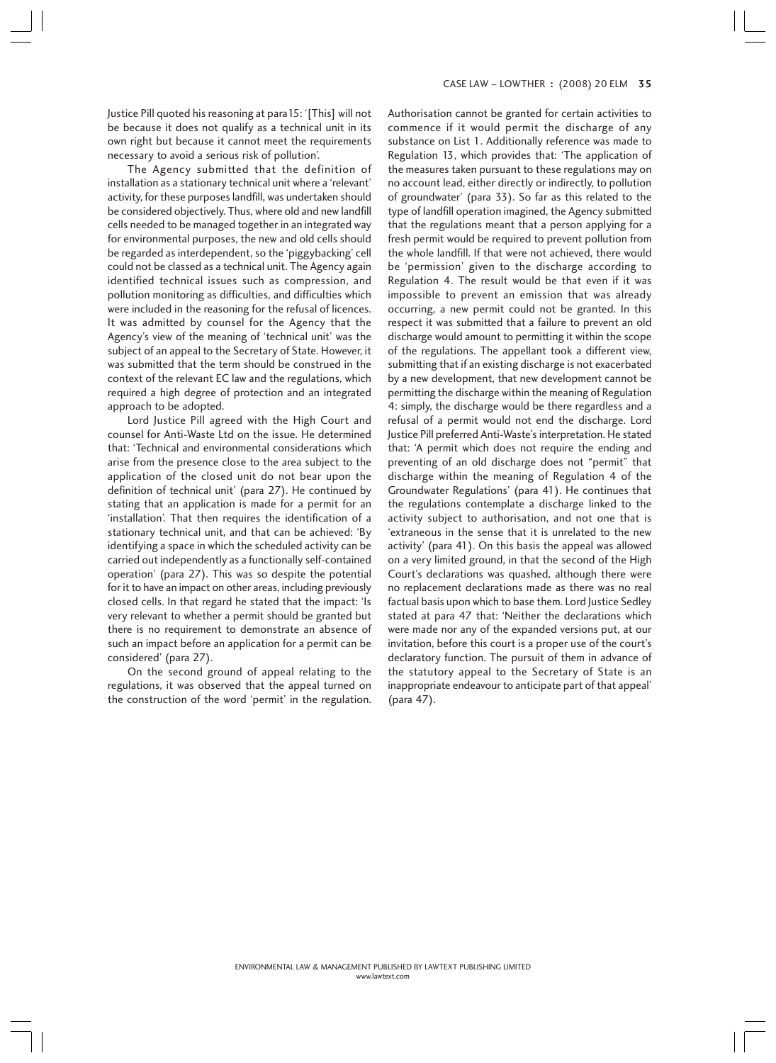Justice Pill quoted his reasoning at para 15: '[This] will not be because it does not qualify as a technical unit in its own right but because it cannot meet the requirements necessary to avoid a serious risk of pollution'.

The Agency submitted that the definition of installation as a stationary technical unit where a 'relevant' activity, for these purposes landfill, was undertaken should be considered objectively. Thus, where old and new landfill cells needed to be managed together in an integrated way for environmental purposes, the new and old cells should be regarded as interdependent, so the 'piggybacking' cell could not be classed as a technical unit. The Agency again identified technical issues such as compression, and pollution monitoring as difficulties, and difficulties which were included in the reasoning for the refusal of licences. It was admitted by counsel for the Agency that the Agency's view of the meaning of 'technical unit' was the subject of an appeal to the Secretary of State. However, it was submitted that the term should be construed in the context of the relevant EC law and the regulations, which required a high degree of protection and an integrated approach to be adopted.

Lord Justice Pill agreed with the High Court and counsel for Anti-Waste Ltd on the issue. He determined that: 'Technical and environmental considerations which arise from the presence close to the area subject to the application of the closed unit do not bear upon the definition of technical unit' (para 27). He continued by stating that an application is made for a permit for an 'installation'. That then requires the identification of a stationary technical unit, and that can be achieved: 'By identifying a space in which the scheduled activity can be carried out independently as a functionally self-contained operation' (para 27). This was so despite the potential for it to have an impact on other areas, including previously closed cells. In that regard he stated that the impact: 'Is very relevant to whether a permit should be granted but there is no requirement to demonstrate an absence of such an impact before an application for a permit can be considered' (para 27).

On the second ground of appeal relating to the regulations, it was observed that the appeal turned on the construction of the word 'permit' in the regulation. Authorisation cannot be granted for certain activities to commence if it would permit the discharge of any substance on List 1. Additionally reference was made to Regulation 13, which provides that: 'The application of the measures taken pursuant to these regulations may on no account lead, either directly or indirectly, to pollution of groundwater' (para 33). So far as this related to the type of landfill operation imagined, the Agency submitted that the regulations meant that a person applying for a fresh permit would be required to prevent pollution from the whole landfill. If that were not achieved, there would be 'permission' given to the discharge according to Regulation 4. The result would be that even if it was impossible to prevent an emission that was already occurring, a new permit could not be granted. In this respect it was submitted that a failure to prevent an old discharge would amount to permitting it within the scope of the regulations. The appellant took a different view, submitting that if an existing discharge is not exacerbated by a new development, that new development cannot be permitting the discharge within the meaning of Regulation 4: simply, the discharge would be there regardless and a refusal of a permit would not end the discharge. Lord Justice Pill preferred Anti-Waste's interpretation. He stated that: 'A permit which does not require the ending and preventing of an old discharge does not "permit" that discharge within the meaning of Regulation 4 of the Groundwater Regulations' (para 41). He continues that the regulations contemplate a discharge linked to the activity subject to authorisation, and not one that is 'extraneous in the sense that it is unrelated to the new activity' (para 41). On this basis the appeal was allowed on a very limited ground, in that the second of the High Court's declarations was quashed, although there were no replacement declarations made as there was no real factual basis upon which to base them. Lord Justice Sedley stated at para 47 that: 'Neither the declarations which were made nor any of the expanded versions put, at our invitation, before this court is a proper use of the court's declaratory function. The pursuit of them in advance of the statutory appeal to the Secretary of State is an inappropriate endeavour to anticipate part of that appeal' (para 47).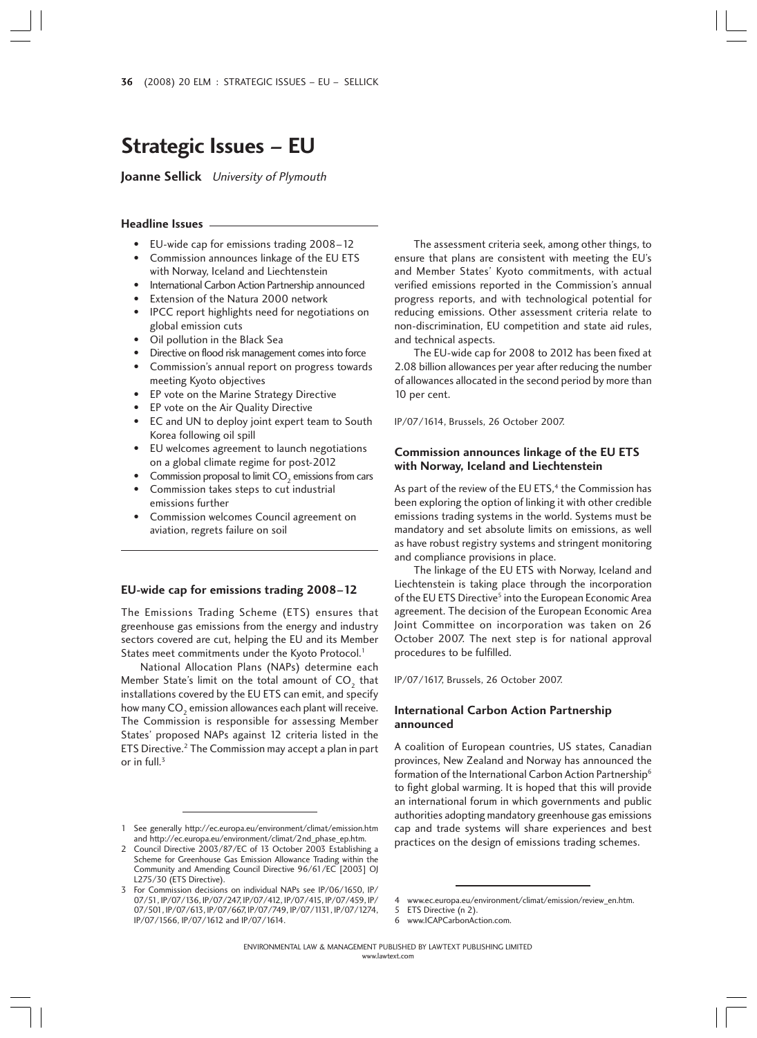# Strategic Issues – EU

**Joanne Sellick** *University of Plymouth*

### Headline Issues

- EU-wide cap for emissions trading 2008–12
- Commission announces linkage of the EU ETS with Norway, Iceland and Liechtenstein
- International Carbon Action Partnership announced
- Extension of the Natura 2000 network
- IPCC report highlights need for negotiations on global emission cuts
- Oil pollution in the Black Sea
- Directive on flood risk management comes into force
- Commission's annual report on progress towards meeting Kyoto objectives
- EP vote on the Marine Strategy Directive
- EP vote on the Air Quality Directive
- EC and UN to deploy joint expert team to South Korea following oil spill
- EU welcomes agreement to launch negotiations on a global climate regime for post-2012
- Commission proposal to limit $CO_2$ emissions from cars
- Commission takes steps to cut industrial emissions further
- Commission welcomes Council agreement on aviation, regrets failure on soil

### EU-wide cap for emissions trading 2008–12

The Emissions Trading Scheme (ETS) ensures that greenhouse gas emissions from the energy and industry sectors covered are cut, helping the EU and its Member States meet commitments under the Kyoto Protocol.[1]

National Allocation Plans (NAPs) determine each Member State's limit on the total amount of $CO_2$ that installations covered by the EU ETS can emit, and specify how many $CO_2$ emission allowances each plant will receive. The Commission is responsible for assessing Member States' proposed NAPs against 12 criteria listed in the ETS Directive.[2] The Commission may accept a plan in part or in full.[3]

The assessment criteria seek, among other things, to ensure that plans are consistent with meeting the EU's and Member States' Kyoto commitments, with actual verified emissions reported in the Commission's annual progress reports, and with technological potential for reducing emissions. Other assessment criteria relate to non-discrimination, EU competition and state aid rules, and technical aspects.

The EU-wide cap for 2008 to 2012 has been fixed at 2.08 billion allowances per year after reducing the number of allowances allocated in the second period by more than 10 per cent.

IP/07/1614, Brussels, 26 October 2007.

### Commission announces linkage of the EU ETS with Norway, Iceland and Liechtenstein

As part of the review of the EU ETS,[4] the Commission has been exploring the option of linking it with other credible emissions trading systems in the world. Systems must be mandatory and set absolute limits on emissions, as well as have robust registry systems and stringent monitoring and compliance provisions in place.

The linkage of the EU ETS with Norway, Iceland and Liechtenstein is taking place through the incorporation of the EU ETS Directive[5] into the European Economic Area agreement. The decision of the European Economic Area Joint Committee on incorporation was taken on 26 October 2007. The next step is for national approval procedures to be fulfilled.

IP/07/1617, Brussels, 26 October 2007.

### International Carbon Action Partnership announced

A coalition of European countries, US states, Canadian provinces, New Zealand and Norway has announced the formation of the International Carbon Action Partnership[6] to fight global warming. It is hoped that this will provide an international forum in which governments and public authorities adopting mandatory greenhouse gas emissions cap and trade systems will share experiences and best practices on the design of emissions trading schemes.

---

1 See generally http://ec.europa.eu/environment/climat/emission.htm and http://ec.europa.eu/environment/climat/2nd_phase_ep.htm.

2 Council Directive 2003/87/EC of 13 October 2003 Establishing a Scheme for Greenhouse Gas Emission Allowance Trading within the Community and Amending Council Directive 96/61/EC [2003] OJ L275/30 (ETS Directive).

3 For Commission decisions on individual NAPs see IP/06/1650, IP/07/51, IP/07/136, IP/07/247, IP/07/412, IP/07/415, IP/07/459, IP/07/501, IP/07/613, IP/07/667, IP/07/749, IP/07/1131, IP/07/1274, IP/07/1566, IP/07/1612 and IP/07/1614.

4 www.ec.europa.eu/environment/climat/emission/review_en.htm.

5 ETS Directive (n 2).

6 www.ICAPCarbonAction.com.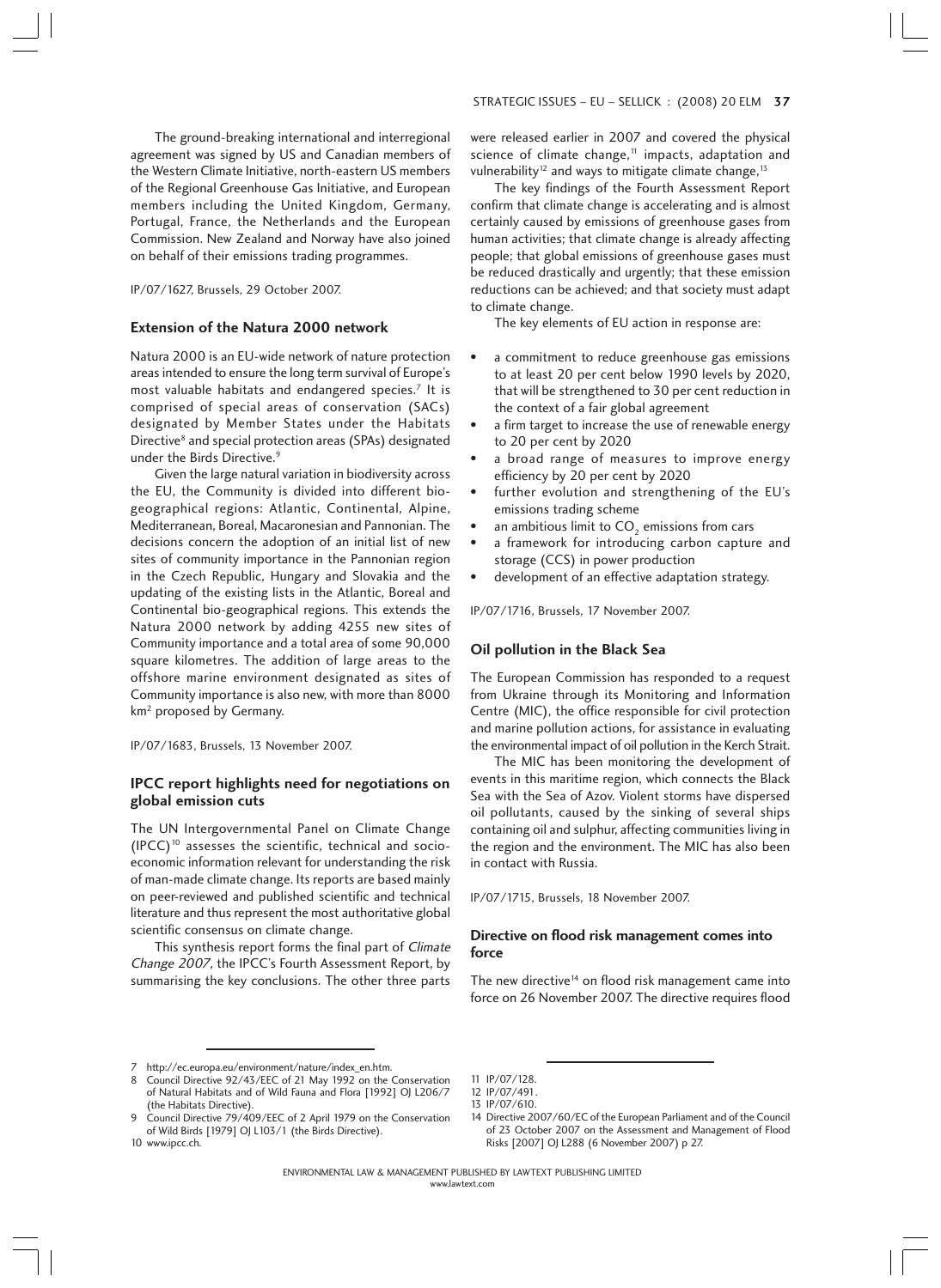The ground-breaking international and interregional agreement was signed by US and Canadian members of the Western Climate Initiative, north-eastern US members of the Regional Greenhouse Gas Initiative, and European members including the United Kingdom, Germany, Portugal, France, the Netherlands and the European Commission. New Zealand and Norway have also joined on behalf of their emissions trading programmes.

IP/07/1627, Brussels, 29 October 2007.

### Extension of the Natura 2000 network

Natura 2000 is an EU-wide network of nature protection areas intended to ensure the long term survival of Europe's most valuable habitats and endangered species.[7] It is comprised of special areas of conservation (SACs) designated by Member States under the Habitats Directive[8] and special protection areas (SPAs) designated under the Birds Directive.[9]

Given the large natural variation in biodiversity across the EU, the Community is divided into different bio-geographical regions: Atlantic, Continental, Alpine, Mediterranean, Boreal, Macaronesian and Pannonian. The decisions concern the adoption of an initial list of new sites of community importance in the Pannonian region in the Czech Republic, Hungary and Slovakia and the updating of the existing lists in the Atlantic, Boreal and Continental bio-geographical regions. This extends the Natura 2000 network by adding 4255 new sites of Community importance and a total area of some 90,000 square kilometres. The addition of large areas to the offshore marine environment designated as sites of Community importance is also new, with more than 8000 km$^2$ proposed by Germany.

IP/07/1683, Brussels, 13 November 2007.

### IPCC report highlights need for negotiations on global emission cuts

The UN Intergovernmental Panel on Climate Change (IPCC)[10] assesses the scientific, technical and socio-economic information relevant for understanding the risk of man-made climate change. Its reports are based mainly on peer-reviewed and published scientific and technical literature and thus represent the most authoritative global scientific consensus on climate change.

This synthesis report forms the final part of *Climate Change 2007*, the IPCC's Fourth Assessment Report, by summarising the key conclusions. The other three parts were released earlier in 2007 and covered the physical science of climate change,[11] impacts, adaptation and vulnerability[12] and ways to mitigate climate change,[13]

The key findings of the Fourth Assessment Report confirm that climate change is accelerating and is almost certainly caused by emissions of greenhouse gases from human activities; that climate change is already affecting people; that global emissions of greenhouse gases must be reduced drastically and urgently; that these emission reductions can be achieved; and that society must adapt to climate change.

The key elements of EU action in response are:

- a commitment to reduce greenhouse gas emissions to at least 20 per cent below 1990 levels by 2020, that will be strengthened to 30 per cent reduction in the context of a fair global agreement
- a firm target to increase the use of renewable energy to 20 per cent by 2020
- a broad range of measures to improve energy efficiency by 20 per cent by 2020
- further evolution and strengthening of the EU's emissions trading scheme
- an ambitious limit to $CO_2$ emissions from cars
- a framework for introducing carbon capture and storage (CCS) in power production
- development of an effective adaptation strategy.

IP/07/1716, Brussels, 17 November 2007.

### Oil pollution in the Black Sea

The European Commission has responded to a request from Ukraine through its Monitoring and Information Centre (MIC), the office responsible for civil protection and marine pollution actions, for assistance in evaluating the environmental impact of oil pollution in the Kerch Strait.

The MIC has been monitoring the development of events in this maritime region, which connects the Black Sea with the Sea of Azov. Violent storms have dispersed oil pollutants, caused by the sinking of several ships containing oil and sulphur, affecting communities living in the region and the environment. The MIC has also been in contact with Russia.

IP/07/1715, Brussels, 18 November 2007.

### Directive on flood risk management comes into force

The new directive[14] on flood risk management came into force on 26 November 2007. The directive requires flood

---

7 http://ec.europa.eu/environment/nature/index_en.htm.

8 Council Directive 92/43/EEC of 21 May 1992 on the Conservation of Natural Habitats and of Wild Fauna and Flora [1992] OJ L206/7 (the Habitats Directive).

9 Council Directive 79/409/EEC of 2 April 1979 on the Conservation of Wild Birds [1979] OJ L103/1 (the Birds Directive).

10 www.ipcc.ch.

11 IP/07/128.

12 IP/07/491.

13 IP/07/610.

14 Directive 2007/60/EC of the European Parliament and of the Council of 23 October 2007 on the Assessment and Management of Flood Risks [2007] OJ L288 (6 November 2007) p 27.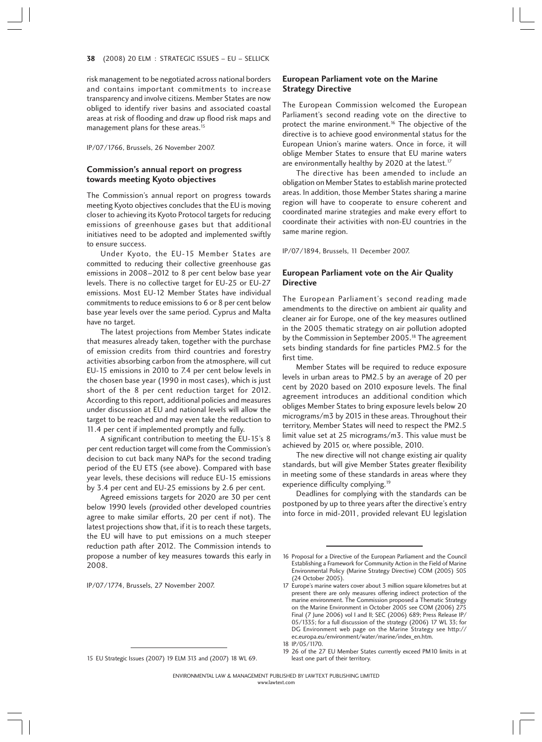risk management to be negotiated across national borders and contains important commitments to increase transparency and involve citizens. Member States are now obliged to identify river basins and associated coastal areas at risk of flooding and draw up flood risk maps and management plans for these areas.[15]

IP/07/1766, Brussels, 26 November 2007.

### Commission's annual report on progress towards meeting Kyoto objectives

The Commission's annual report on progress towards meeting Kyoto objectives concludes that the EU is moving closer to achieving its Kyoto Protocol targets for reducing emissions of greenhouse gases but that additional initiatives need to be adopted and implemented swiftly to ensure success.

Under Kyoto, the EU-15 Member States are committed to reducing their collective greenhouse gas emissions in 2008–2012 to 8 per cent below base year levels. There is no collective target for EU-25 or EU-27 emissions. Most EU-12 Member States have individual commitments to reduce emissions to 6 or 8 per cent below base year levels over the same period. Cyprus and Malta have no target.

The latest projections from Member States indicate that measures already taken, together with the purchase of emission credits from third countries and forestry activities absorbing carbon from the atmosphere, will cut EU-15 emissions in 2010 to 7.4 per cent below levels in the chosen base year (1990 in most cases), which is just short of the 8 per cent reduction target for 2012. According to this report, additional policies and measures under discussion at EU and national levels will allow the target to be reached and may even take the reduction to 11.4 per cent if implemented promptly and fully.

A significant contribution to meeting the EU-15's 8 per cent reduction target will come from the Commission's decision to cut back many NAPs for the second trading period of the EU ETS (see above). Compared with base year levels, these decisions will reduce EU-15 emissions by 3.4 per cent and EU-25 emissions by 2.6 per cent.

Agreed emissions targets for 2020 are 30 per cent below 1990 levels (provided other developed countries agree to make similar efforts, 20 per cent if not). The latest projections show that, if it is to reach these targets, the EU will have to put emissions on a much steeper reduction path after 2012. The Commission intends to propose a number of key measures towards this early in 2008.

IP/07/1774, Brussels, 27 November 2007.

### European Parliament vote on the Marine Strategy Directive

The European Commission welcomed the European Parliament's second reading vote on the directive to protect the marine environment.[16] The objective of the directive is to achieve good environmental status for the European Union's marine waters. Once in force, it will oblige Member States to ensure that EU marine waters are environmentally healthy by 2020 at the latest.[17]

The directive has been amended to include an obligation on Member States to establish marine protected areas. In addition, those Member States sharing a marine region will have to cooperate to ensure coherent and coordinated marine strategies and make every effort to coordinate their activities with non-EU countries in the same marine region.

IP/07/1894, Brussels, 11 December 2007.

### European Parliament vote on the Air Quality Directive

The European Parliament's second reading made amendments to the directive on ambient air quality and cleaner air for Europe, one of the key measures outlined in the 2005 thematic strategy on air pollution adopted by the Commission in September 2005.[18] The agreement sets binding standards for fine particles PM2.5 for the first time.

Member States will be required to reduce exposure levels in urban areas to PM2.5 by an average of 20 per cent by 2020 based on 2010 exposure levels. The final agreement introduces an additional condition which obliges Member States to bring exposure levels below 20 micrograms/m3 by 2015 in these areas. Throughout their territory, Member States will need to respect the PM2.5 limit value set at 25 micrograms/m3. This value must be achieved by 2015 or, where possible, 2010.

The new directive will not change existing air quality standards, but will give Member States greater flexibility in meeting some of these standards in areas where they experience difficulty complying.[19]

Deadlines for complying with the standards can be postponed by up to three years after the directive's entry into force in mid-2011, provided relevant EU legislation

---

15 EU Strategic Issues (2007) 19 ELM 313 and (2007) 18 WL 69.

16 Proposal for a Directive of the European Parliament and the Council Establishing a Framework for Community Action in the Field of Marine Environmental Policy (Marine Strategy Directive) COM (2005) 505 (24 October 2005).

17 Europe's marine waters cover about 3 million square kilometres but at present there are only measures offering indirect protection of the marine environment. The Commission proposed a Thematic Strategy on the Marine Environment in October 2005 see COM (2006) 275 Final (7 June 2006) vol I and II; SEC (2006) 689; Press Release IP/05/1335; for a full discussion of the strategy (2006) 17 WL 33; for DG Environment web page on the Marine Strategy see http://ec.europa.eu/environment/water/marine/index_en.htm.

18 IP/05/1170.

19 26 of the 27 EU Member States currently exceed PM10 limits in at least one part of their territory.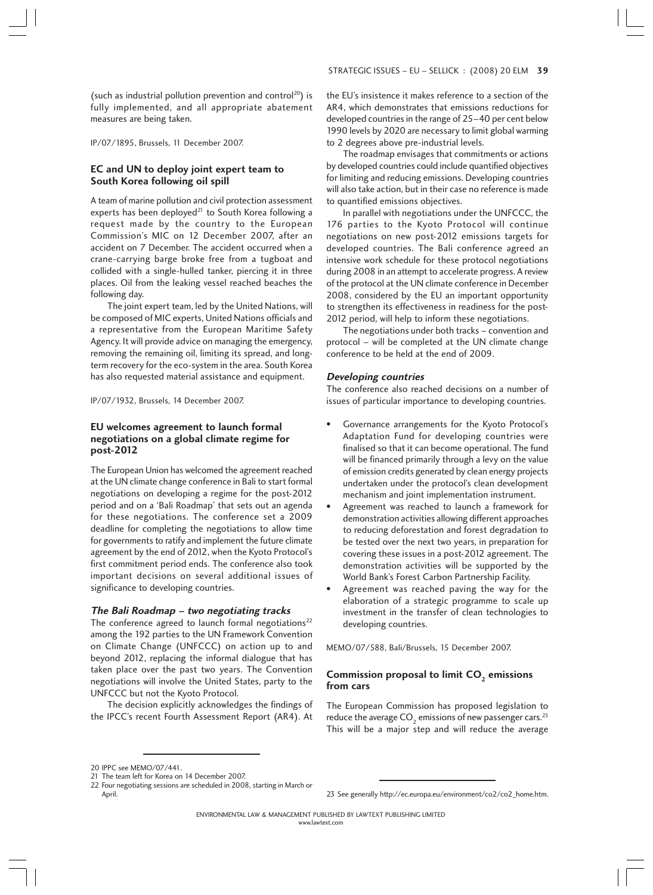(such as industrial pollution prevention and control[20]) is fully implemented, and all appropriate abatement measures are being taken.

IP/07/1895, Brussels, 11 December 2007.

### EC and UN to deploy joint expert team to South Korea following oil spill

A team of marine pollution and civil protection assessment experts has been deployed[21] to South Korea following a request made by the country to the European Commission's MIC on 12 December 2007, after an accident on 7 December. The accident occurred when a crane-carrying barge broke free from a tugboat and collided with a single-hulled tanker, piercing it in three places. Oil from the leaking vessel reached beaches the following day.

The joint expert team, led by the United Nations, will be composed of MIC experts, United Nations officials and a representative from the European Maritime Safety Agency. It will provide advice on managing the emergency, removing the remaining oil, limiting its spread, and long-term recovery for the eco-system in the area. South Korea has also requested material assistance and equipment.

IP/07/1932, Brussels, 14 December 2007.

### EU welcomes agreement to launch formal negotiations on a global climate regime for post-2012

The European Union has welcomed the agreement reached at the UN climate change conference in Bali to start formal negotiations on developing a regime for the post-2012 period and on a 'Bali Roadmap' that sets out an agenda for these negotiations. The conference set a 2009 deadline for completing the negotiations to allow time for governments to ratify and implement the future climate agreement by the end of 2012, when the Kyoto Protocol's first commitment period ends. The conference also took important decisions on several additional issues of significance to developing countries.

#### *The Bali Roadmap – two negotiating tracks*

The conference agreed to launch formal negotiations[22] among the 192 parties to the UN Framework Convention on Climate Change (UNFCCC) on action up to and beyond 2012, replacing the informal dialogue that has taken place over the past two years. The Convention negotiations will involve the United States, party to the UNFCCC but not the Kyoto Protocol.

The decision explicitly acknowledges the findings of the IPCC's recent Fourth Assessment Report (AR4). At the EU's insistence it makes reference to a section of the AR4, which demonstrates that emissions reductions for developed countries in the range of 25–40 per cent below 1990 levels by 2020 are necessary to limit global warming to 2 degrees above pre-industrial levels.

The roadmap envisages that commitments or actions by developed countries could include quantified objectives for limiting and reducing emissions. Developing countries will also take action, but in their case no reference is made to quantified emissions objectives.

In parallel with negotiations under the UNFCCC, the 176 parties to the Kyoto Protocol will continue negotiations on new post-2012 emissions targets for developed countries. The Bali conference agreed an intensive work schedule for these protocol negotiations during 2008 in an attempt to accelerate progress. A review of the protocol at the UN climate conference in December 2008, considered by the EU an important opportunity to strengthen its effectiveness in readiness for the post-2012 period, will help to inform these negotiations.

The negotiations under both tracks – convention and protocol – will be completed at the UN climate change conference to be held at the end of 2009.

#### *Developing countries*

The conference also reached decisions on a number of issues of particular importance to developing countries.

- Governance arrangements for the Kyoto Protocol's Adaptation Fund for developing countries were finalised so that it can become operational. The fund will be financed primarily through a levy on the value of emission credits generated by clean energy projects undertaken under the protocol's clean development mechanism and joint implementation instrument.
- Agreement was reached to launch a framework for demonstration activities allowing different approaches to reducing deforestation and forest degradation to be tested over the next two years, in preparation for covering these issues in a post-2012 agreement. The demonstration activities will be supported by the World Bank's Forest Carbon Partnership Facility.
- Agreement was reached paving the way for the elaboration of a strategic programme to scale up investment in the transfer of clean technologies to developing countries.

MEMO/07/588, Bali/Brussels, 15 December 2007.

### Commission proposal to limit $CO_2$ emissions from cars

The European Commission has proposed legislation to reduce the average $CO_2$ emissions of new passenger cars.[23] This will be a major step and will reduce the average

---

20 IPPC see MEMO/07/441.

21 The team left for Korea on 14 December 2007.

22 Four negotiating sessions are scheduled in 2008, starting in March or April.

23 See generally http://ec.europa.eu/environment/co2/co2_home.htm.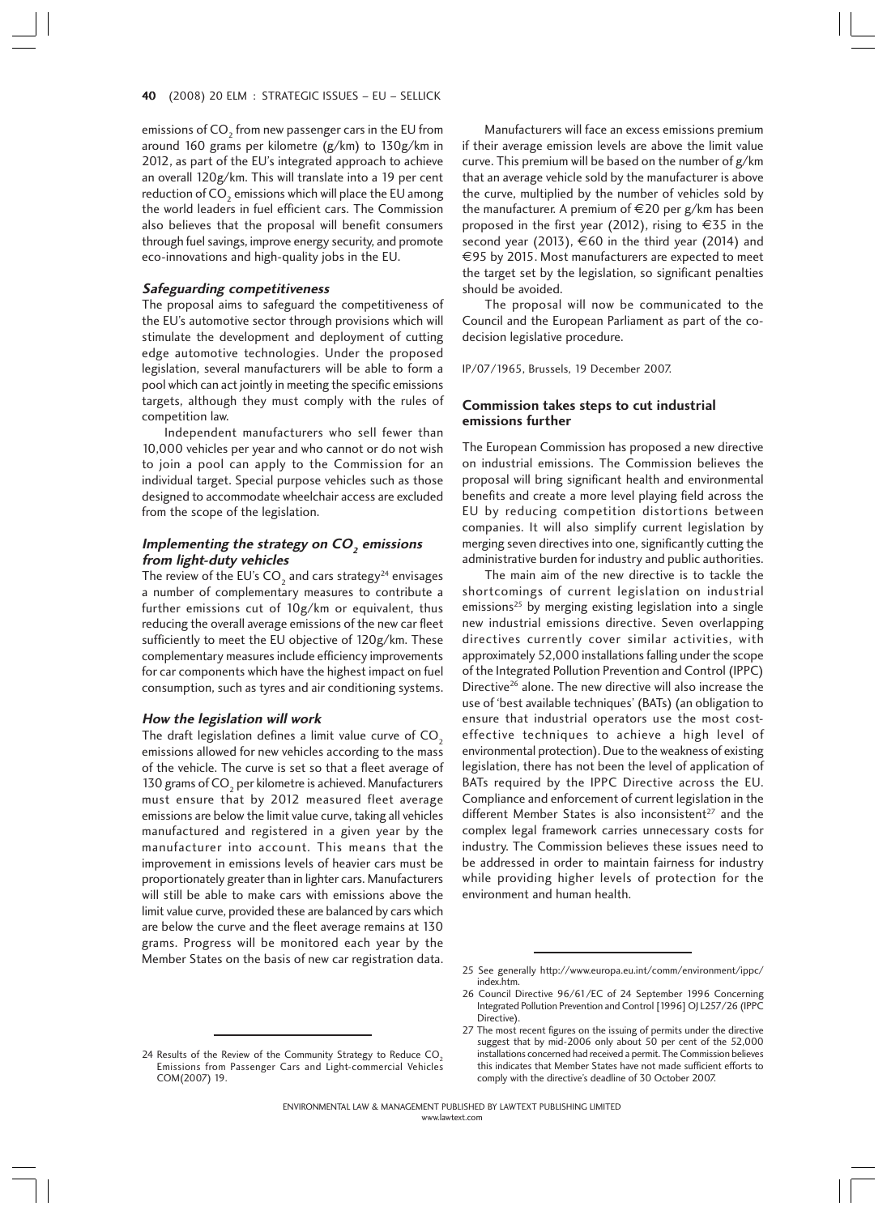emissions of $CO_2$ from new passenger cars in the EU from around 160 grams per kilometre (g/km) to 130g/km in 2012, as part of the EU's integrated approach to achieve an overall 120g/km. This will translate into a 19 per cent reduction of $CO_2$ emissions which will place the EU among the world leaders in fuel efficient cars. The Commission also believes that the proposal will benefit consumers through fuel savings, improve energy security, and promote eco-innovations and high-quality jobs in the EU.

### *Safeguarding competitiveness*

The proposal aims to safeguard the competitiveness of the EU's automotive sector through provisions which will stimulate the development and deployment of cutting edge automotive technologies. Under the proposed legislation, several manufacturers will be able to form a pool which can act jointly in meeting the specific emissions targets, although they must comply with the rules of competition law.

Independent manufacturers who sell fewer than 10,000 vehicles per year and who cannot or do not wish to join a pool can apply to the Commission for an individual target. Special purpose vehicles such as those designed to accommodate wheelchair access are excluded from the scope of the legislation.

### *Implementing the strategy on $CO_2$ emissions from light-duty vehicles*

The review of the EU's $CO_2$ and cars strategy[24] envisages a number of complementary measures to contribute a further emissions cut of 10g/km or equivalent, thus reducing the overall average emissions of the new car fleet sufficiently to meet the EU objective of 120g/km. These complementary measures include efficiency improvements for car components which have the highest impact on fuel consumption, such as tyres and air conditioning systems.

### *How the legislation will work*

The draft legislation defines a limit value curve of $CO_2$ emissions allowed for new vehicles according to the mass of the vehicle. The curve is set so that a fleet average of 130 grams of $CO_2$ per kilometre is achieved. Manufacturers must ensure that by 2012 measured fleet average emissions are below the limit value curve, taking all vehicles manufactured and registered in a given year by the manufacturer into account. This means that the improvement in emissions levels of heavier cars must be proportionately greater than in lighter cars. Manufacturers will still be able to make cars with emissions above the limit value curve, provided these are balanced by cars which are below the curve and the fleet average remains at 130 grams. Progress will be monitored each year by the Member States on the basis of new car registration data.

Manufacturers will face an excess emissions premium if their average emission levels are above the limit value curve. This premium will be based on the number of g/km that an average vehicle sold by the manufacturer is above the curve, multiplied by the number of vehicles sold by the manufacturer. A premium of €20 per g/km has been proposed in the first year (2012), rising to €35 in the second year (2013), €60 in the third year (2014) and €95 by 2015. Most manufacturers are expected to meet the target set by the legislation, so significant penalties should be avoided.

The proposal will now be communicated to the Council and the European Parliament as part of the co-decision legislative procedure.

IP/07/1965, Brussels, 19 December 2007.

## Commission takes steps to cut industrial emissions further

The European Commission has proposed a new directive on industrial emissions. The Commission believes the proposal will bring significant health and environmental benefits and create a more level playing field across the EU by reducing competition distortions between companies. It will also simplify current legislation by merging seven directives into one, significantly cutting the administrative burden for industry and public authorities.

The main aim of the new directive is to tackle the shortcomings of current legislation on industrial emissions[25] by merging existing legislation into a single new industrial emissions directive. Seven overlapping directives currently cover similar activities, with approximately 52,000 installations falling under the scope of the Integrated Pollution Prevention and Control (IPPC) Directive[26] alone. The new directive will also increase the use of 'best available techniques' (BATs) (an obligation to ensure that industrial operators use the most cost-effective techniques to achieve a high level of environmental protection). Due to the weakness of existing legislation, there has not been the level of application of BATs required by the IPPC Directive across the EU. Compliance and enforcement of current legislation in the different Member States is also inconsistent[27] and the complex legal framework carries unnecessary costs for industry. The Commission believes these issues need to be addressed in order to maintain fairness for industry while providing higher levels of protection for the environment and human health.

---

24 Results of the Review of the Community Strategy to Reduce $CO_2$ Emissions from Passenger Cars and Light-commercial Vehicles COM(2007) 19.

25 See generally http://www.europa.eu.int/comm/environment/ippc/index.htm.

26 Council Directive 96/61/EC of 24 September 1996 Concerning Integrated Pollution Prevention and Control [1996] OJ L257/26 (IPPC Directive).

27 The most recent figures on the issuing of permits under the directive suggest that by mid-2006 only about 50 per cent of the 52,000 installations concerned had received a permit. The Commission believes this indicates that Member States have not made sufficient efforts to comply with the directive's deadline of 30 October 2007.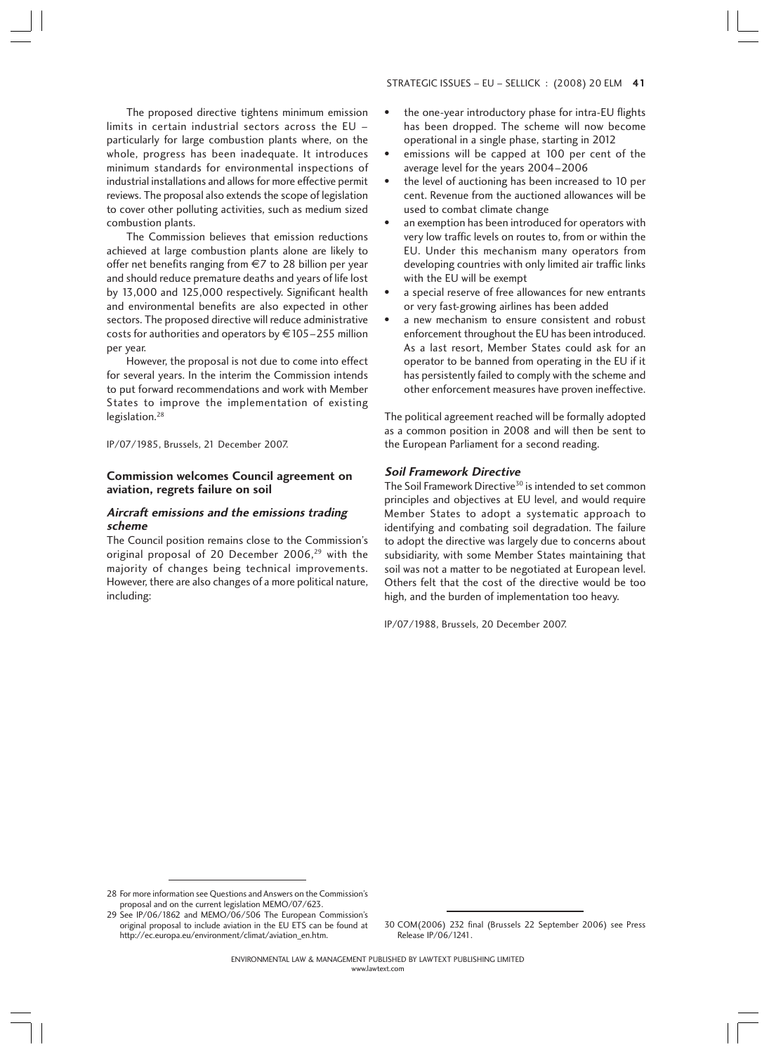The proposed directive tightens minimum emission limits in certain industrial sectors across the EU – particularly for large combustion plants where, on the whole, progress has been inadequate. It introduces minimum standards for environmental inspections of industrial installations and allows for more effective permit reviews. The proposal also extends the scope of legislation to cover other polluting activities, such as medium sized combustion plants.

The Commission believes that emission reductions achieved at large combustion plants alone are likely to offer net benefits ranging from €7 to 28 billion per year and should reduce premature deaths and years of life lost by 13,000 and 125,000 respectively. Significant health and environmental benefits are also expected in other sectors. The proposed directive will reduce administrative costs for authorities and operators by €105–255 million per year.

However, the proposal is not due to come into effect for several years. In the interim the Commission intends to put forward recommendations and work with Member States to improve the implementation of existing legislation.[28]

IP/07/1985, Brussels, 21 December 2007.

### Commission welcomes Council agreement on aviation, regrets failure on soil

#### *Aircraft emissions and the emissions trading scheme*

The Council position remains close to the Commission's original proposal of 20 December 2006,[29] with the majority of changes being technical improvements. However, there are also changes of a more political nature, including:

- the one-year introductory phase for intra-EU flights has been dropped. The scheme will now become operational in a single phase, starting in 2012
- emissions will be capped at 100 per cent of the average level for the years 2004–2006
- the level of auctioning has been increased to 10 per cent. Revenue from the auctioned allowances will be used to combat climate change
- an exemption has been introduced for operators with very low traffic levels on routes to, from or within the EU. Under this mechanism many operators from developing countries with only limited air traffic links with the EU will be exempt
- a special reserve of free allowances for new entrants or very fast-growing airlines has been added
- a new mechanism to ensure consistent and robust enforcement throughout the EU has been introduced. As a last resort, Member States could ask for an operator to be banned from operating in the EU if it has persistently failed to comply with the scheme and other enforcement measures have proven ineffective.

The political agreement reached will be formally adopted as a common position in 2008 and will then be sent to the European Parliament for a second reading.

#### *Soil Framework Directive*

The Soil Framework Directive[30] is intended to set common principles and objectives at EU level, and would require Member States to adopt a systematic approach to identifying and combating soil degradation. The failure to adopt the directive was largely due to concerns about subsidiarity, with some Member States maintaining that soil was not a matter to be negotiated at European level. Others felt that the cost of the directive would be too high, and the burden of implementation too heavy.

IP/07/1988, Brussels, 20 December 2007.

---

28 For more information see Questions and Answers on the Commission's proposal and on the current legislation MEMO/07/623.

29 See IP/06/1862 and MEMO/06/506 The European Commission's original proposal to include aviation in the EU ETS can be found at http://ec.europa.eu/environment/climat/aviation_en.htm.

30 COM(2006) 232 final (Brussels 22 September 2006) see Press Release IP/06/1241.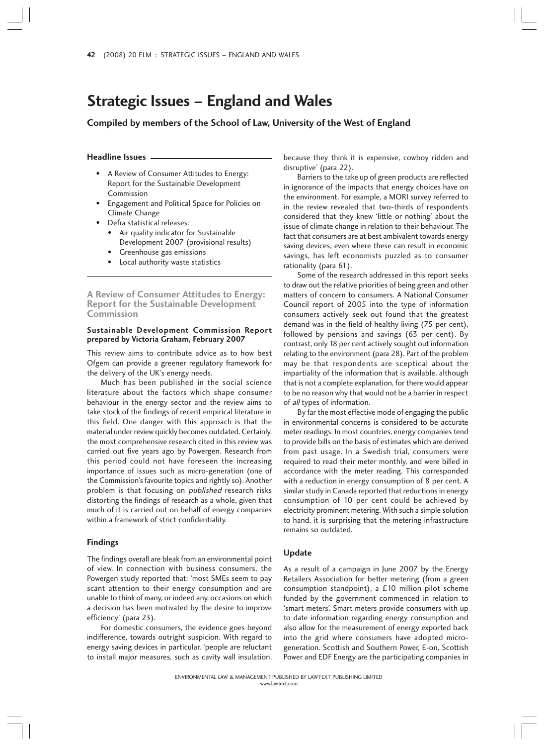# Strategic Issues – England and Wales

**Compiled by members of the School of Law, University of the West of England**

**Headline Issues**

- A Review of Consumer Attitudes to Energy: Report for the Sustainable Development Commission
- Engagement and Political Space for Policies on Climate Change
- Defra statistical releases:
  - Air quality indicator for Sustainable Development 2007 (provisional results)
  - Greenhouse gas emissions
  - Local authority waste statistics

## A Review of Consumer Attitudes to Energy: Report for the Sustainable Development Commission

**Sustainable Development Commission Report prepared by Victoria Graham, February 2007**

This review aims to contribute advice as to how best Ofgem can provide a greener regulatory framework for the delivery of the UK's energy needs.

Much has been published in the social science literature about the factors which shape consumer behaviour in the energy sector and the review aims to take stock of the findings of recent empirical literature in this field. One danger with this approach is that the material under review quickly becomes outdated. Certainly, the most comprehensive research cited in this review was carried out five years ago by Powergen. Research from this period could not have foreseen the increasing importance of issues such as micro-generation (one of the Commission's favourite topics and rightly so). Another problem is that focusing on *published* research risks distorting the findings of research as a whole, given that much of it is carried out on behalf of energy companies within a framework of strict confidentiality.

### Findings

The findings overall are bleak from an environmental point of view. In connection with business consumers, the Powergen study reported that: 'most SMEs seem to pay scant attention to their energy consumption and are unable to think of many, or indeed any, occasions on which a decision has been motivated by the desire to improve efficiency' (para 23).

For domestic consumers, the evidence goes beyond indifference, towards outright suspicion. With regard to energy saving devices in particular, 'people are reluctant to install major measures, such as cavity wall insulation, because they think it is expensive, cowboy ridden and disruptive' (para 22).

Barriers to the take up of green products are reflected in ignorance of the impacts that energy choices have on the environment. For example, a MORI survey referred to in the review revealed that two-thirds of respondents considered that they knew 'little or nothing' about the issue of climate change in relation to their behaviour. The fact that consumers are at best ambivalent towards energy saving devices, even where these can result in economic savings, has left economists puzzled as to consumer rationality (para 61).

Some of the research addressed in this report seeks to draw out the relative priorities of being green and other matters of concern to consumers. A National Consumer Council report of 2005 into the type of information consumers actively seek out found that the greatest demand was in the field of healthy living (75 per cent), followed by pensions and savings (63 per cent). By contrast, only 18 per cent actively sought out information relating to the environment (para 28). Part of the problem may be that respondents are sceptical about the impartiality of the information that is available, although that is not a complete explanation, for there would appear to be no reason why that would not be a barrier in respect of *all* types of information.

By far the most effective mode of engaging the public in environmental concerns is considered to be accurate meter readings. In most countries, energy companies tend to provide bills on the basis of estimates which are derived from past usage. In a Swedish trial, consumers were required to read their meter monthly, and were billed in accordance with the meter reading. This corresponded with a reduction in energy consumption of 8 per cent. A similar study in Canada reported that reductions in energy consumption of 10 per cent could be achieved by electricity prominent metering. With such a simple solution to hand, it is surprising that the metering infrastructure remains so outdated.

### Update

As a result of a campaign in June 2007 by the Energy Retailers Association for better metering (from a green consumption standpoint), a £10 million pilot scheme funded by the government commenced in relation to 'smart meters'. Smart meters provide consumers with up to date information regarding energy consumption and also allow for the measurement of energy exported back into the grid where consumers have adopted micro-generation. Scottish and Southern Power, E-on, Scottish Power and EDF Energy are the participating companies in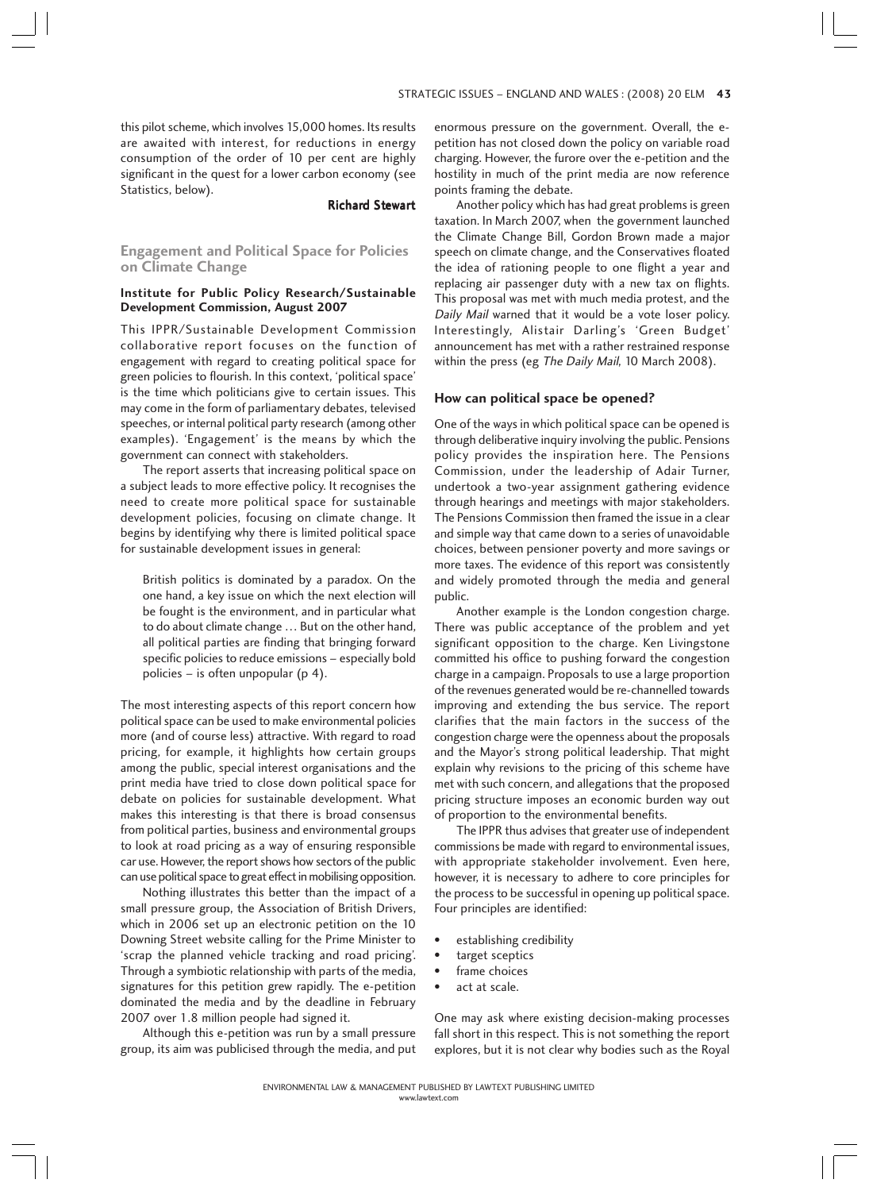this pilot scheme, which involves 15,000 homes. Its results are awaited with interest, for reductions in energy consumption of the order of 10 per cent are highly significant in the quest for a lower carbon economy (see Statistics, below).

**Richard Stewart**

## Engagement and Political Space for Policies on Climate Change

### Institute for Public Policy Research/Sustainable Development Commission, August 2007

This IPPR/Sustainable Development Commission collaborative report focuses on the function of engagement with regard to creating political space for green policies to flourish. In this context, 'political space' is the time which politicians give to certain issues. This may come in the form of parliamentary debates, televised speeches, or internal political party research (among other examples). 'Engagement' is the means by which the government can connect with stakeholders.

The report asserts that increasing political space on a subject leads to more effective policy. It recognises the need to create more political space for sustainable development policies, focusing on climate change. It begins by identifying why there is limited political space for sustainable development issues in general:

> British politics is dominated by a paradox. On the one hand, a key issue on which the next election will be fought is the environment, and in particular what to do about climate change … But on the other hand, all political parties are finding that bringing forward specific policies to reduce emissions – especially bold policies – is often unpopular (p 4).

The most interesting aspects of this report concern how political space can be used to make environmental policies more (and of course less) attractive. With regard to road pricing, for example, it highlights how certain groups among the public, special interest organisations and the print media have tried to close down political space for debate on policies for sustainable development. What makes this interesting is that there is broad consensus from political parties, business and environmental groups to look at road pricing as a way of ensuring responsible car use. However, the report shows how sectors of the public can use political space to great effect in mobilising opposition.

Nothing illustrates this better than the impact of a small pressure group, the Association of British Drivers, which in 2006 set up an electronic petition on the 10 Downing Street website calling for the Prime Minister to 'scrap the planned vehicle tracking and road pricing'. Through a symbiotic relationship with parts of the media, signatures for this petition grew rapidly. The e-petition dominated the media and by the deadline in February 2007 over 1.8 million people had signed it.

Although this e-petition was run by a small pressure group, its aim was publicised through the media, and put enormous pressure on the government. Overall, the e-petition has not closed down the policy on variable road charging. However, the furore over the e-petition and the hostility in much of the print media are now reference points framing the debate.

Another policy which has had great problems is green taxation. In March 2007, when the government launched the Climate Change Bill, Gordon Brown made a major speech on climate change, and the Conservatives floated the idea of rationing people to one flight a year and replacing air passenger duty with a new tax on flights. This proposal was met with much media protest, and the *Daily Mail* warned that it would be a vote loser policy. Interestingly, Alistair Darling's 'Green Budget' announcement has met with a rather restrained response within the press (eg *The Daily Mail*, 10 March 2008).

### How can political space be opened?

One of the ways in which political space can be opened is through deliberative inquiry involving the public. Pensions policy provides the inspiration here. The Pensions Commission, under the leadership of Adair Turner, undertook a two-year assignment gathering evidence through hearings and meetings with major stakeholders. The Pensions Commission then framed the issue in a clear and simple way that came down to a series of unavoidable choices, between pensioner poverty and more savings or more taxes. The evidence of this report was consistently and widely promoted through the media and general public.

Another example is the London congestion charge. There was public acceptance of the problem and yet significant opposition to the charge. Ken Livingstone committed his office to pushing forward the congestion charge in a campaign. Proposals to use a large proportion of the revenues generated would be re-channelled towards improving and extending the bus service. The report clarifies that the main factors in the success of the congestion charge were the openness about the proposals and the Mayor's strong political leadership. That might explain why revisions to the pricing of this scheme have met with such concern, and allegations that the proposed pricing structure imposes an economic burden way out of proportion to the environmental benefits.

The IPPR thus advises that greater use of independent commissions be made with regard to environmental issues, with appropriate stakeholder involvement. Even here, however, it is necessary to adhere to core principles for the process to be successful in opening up political space. Four principles are identified:

- establishing credibility
- target sceptics
- frame choices
- act at scale.

One may ask where existing decision-making processes fall short in this respect. This is not something the report explores, but it is not clear why bodies such as the Royal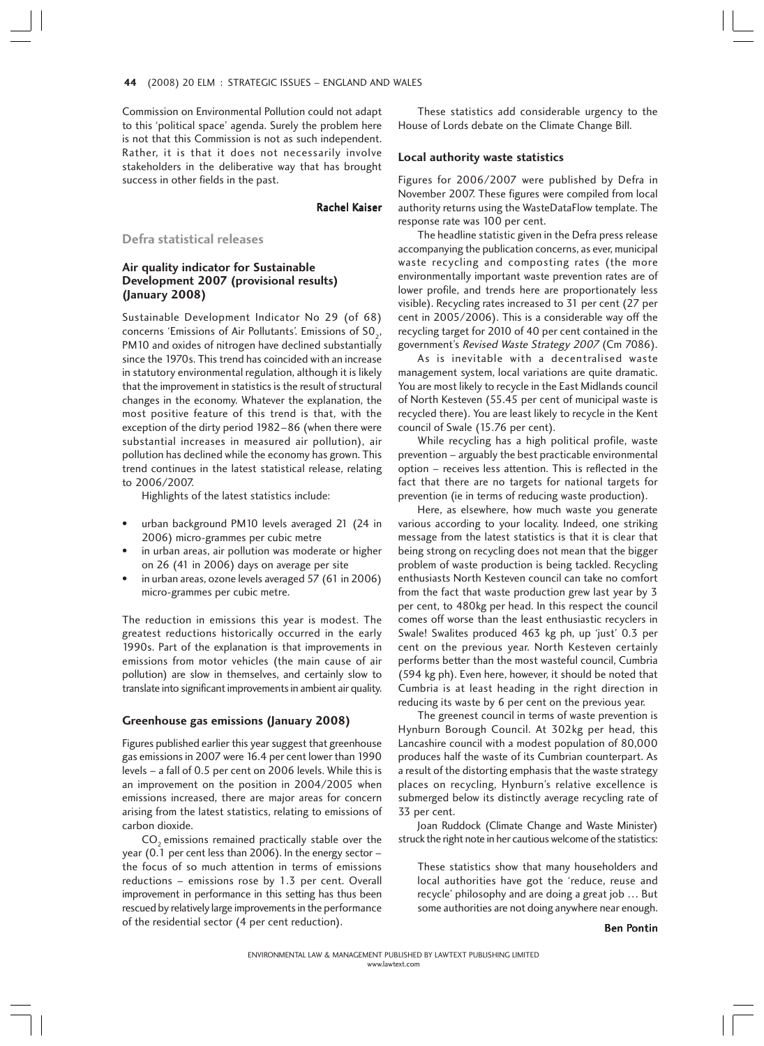Commission on Environmental Pollution could not adapt to this 'political space' agenda. Surely the problem here is not that this Commission is not as such independent. Rather, it is that it does not necessarily involve stakeholders in the deliberative way that has brought success in other fields in the past.

**Rachel Kaiser**

## Defra statistical releases

### Air quality indicator for Sustainable Development 2007 (provisional results) (January 2008)

Sustainable Development Indicator No 29 (of 68) concerns 'Emissions of Air Pollutants'. Emissions of $SO_2$, PM10 and oxides of nitrogen have declined substantially since the 1970s. This trend has coincided with an increase in statutory environmental regulation, although it is likely that the improvement in statistics is the result of structural changes in the economy. Whatever the explanation, the most positive feature of this trend is that, with the exception of the dirty period 1982–86 (when there were substantial increases in measured air pollution), air pollution has declined while the economy has grown. This trend continues in the latest statistical release, relating to 2006/2007.

Highlights of the latest statistics include:

- urban background PM10 levels averaged 21 (24 in 2006) micro-grammes per cubic metre
- in urban areas, air pollution was moderate or higher on 26 (41 in 2006) days on average per site
- in urban areas, ozone levels averaged 57 (61 in 2006) micro-grammes per cubic metre.

The reduction in emissions this year is modest. The greatest reductions historically occurred in the early 1990s. Part of the explanation is that improvements in emissions from motor vehicles (the main cause of air pollution) are slow in themselves, and certainly slow to translate into significant improvements in ambient air quality.

### Greenhouse gas emissions (January 2008)

Figures published earlier this year suggest that greenhouse gas emissions in 2007 were 16.4 per cent lower than 1990 levels – a fall of 0.5 per cent on 2006 levels. While this is an improvement on the position in 2004/2005 when emissions increased, there are major areas for concern arising from the latest statistics, relating to emissions of carbon dioxide.

$CO_2$ emissions remained practically stable over the year (0.1 per cent less than 2006). In the energy sector – the focus of so much attention in terms of emissions reductions – emissions rose by 1.3 per cent. Overall improvement in performance in this setting has thus been rescued by relatively large improvements in the performance of the residential sector (4 per cent reduction).

These statistics add considerable urgency to the House of Lords debate on the Climate Change Bill.

### Local authority waste statistics

Figures for 2006/2007 were published by Defra in November 2007. These figures were compiled from local authority returns using the WasteDataFlow template. The response rate was 100 per cent.

The headline statistic given in the Defra press release accompanying the publication concerns, as ever, municipal waste recycling and composting rates (the more environmentally important waste prevention rates are of lower profile, and trends here are proportionately less visible). Recycling rates increased to 31 per cent (27 per cent in 2005/2006). This is a considerable way off the recycling target for 2010 of 40 per cent contained in the government's *Revised Waste Strategy 2007* (Cm 7086).

As is inevitable with a decentralised waste management system, local variations are quite dramatic. You are most likely to recycle in the East Midlands council of North Kesteven (55.45 per cent of municipal waste is recycled there). You are least likely to recycle in the Kent council of Swale (15.76 per cent).

While recycling has a high political profile, waste prevention – arguably the best practicable environmental option – receives less attention. This is reflected in the fact that there are no targets for national targets for prevention (ie in terms of reducing waste production).

Here, as elsewhere, how much waste you generate various according to your locality. Indeed, one striking message from the latest statistics is that it is clear that being strong on recycling does not mean that the bigger problem of waste production is being tackled. Recycling enthusiasts North Kesteven council can take no comfort from the fact that waste production grew last year by 3 per cent, to 480kg per head. In this respect the council comes off worse than the least enthusiastic recyclers in Swale! Swalites produced 463 kg ph, up 'just' 0.3 per cent on the previous year. North Kesteven certainly performs better than the most wasteful council, Cumbria (594 kg ph). Even here, however, it should be noted that Cumbria is at least heading in the right direction in reducing its waste by 6 per cent on the previous year.

The greenest council in terms of waste prevention is Hynburn Borough Council. At 302kg per head, this Lancashire council with a modest population of 80,000 produces half the waste of its Cumbrian counterpart. As a result of the distorting emphasis that the waste strategy places on recycling, Hynburn's relative excellence is submerged below its distinctly average recycling rate of 33 per cent.

Joan Ruddock (Climate Change and Waste Minister) struck the right note in her cautious welcome of the statistics:

> These statistics show that many householders and local authorities have got the 'reduce, reuse and recycle' philosophy and are doing a great job … But some authorities are not doing anywhere near enough.

**Ben Pontin**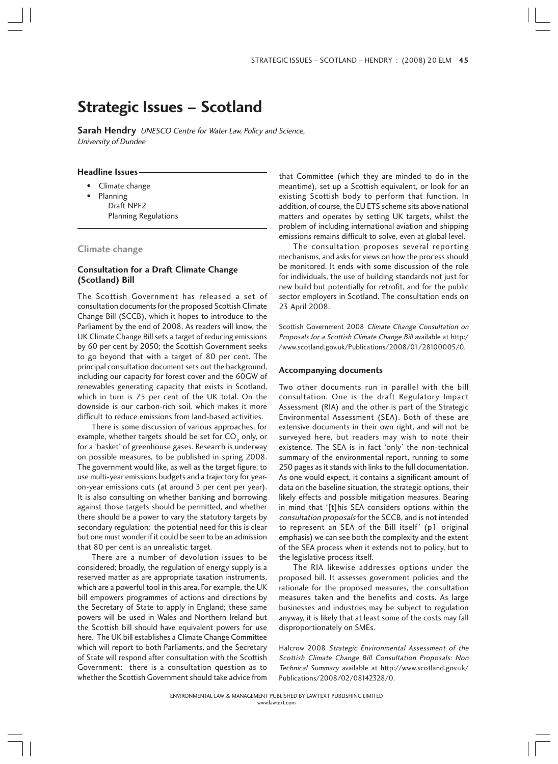# Strategic Issues – Scotland

**Sarah Hendry** *UNESCO Centre for Water Law, Policy and Science, University of Dundee*

**Headline Issues**

- Climate change
- Planning
  - Draft NPF2
  - Planning Regulations

## Climate change

### Consultation for a Draft Climate Change (Scotland) Bill

The Scottish Government has released a set of consultation documents for the proposed Scottish Climate Change Bill (SCCB), which it hopes to introduce to the Parliament by the end of 2008. As readers will know, the UK Climate Change Bill sets a target of reducing emissions by 60 per cent by 2050; the Scottish Government seeks to go beyond that with a target of 80 per cent. The principal consultation document sets out the background, including our capacity for forest cover and the 60GW of renewables generating capacity that exists in Scotland, which in turn is 75 per cent of the UK total. On the downside is our carbon-rich soil, which makes it more difficult to reduce emissions from land-based activities.

There is some discussion of various approaches, for example, whether targets should be set for $CO_2$ only, or for a 'basket' of greenhouse gases. Research is underway on possible measures, to be published in spring 2008. The government would like, as well as the target figure, to use multi-year emissions budgets and a trajectory for year-on-year emissions cuts (at around 3 per cent per year). It is also consulting on whether banking and borrowing against those targets should be permitted, and whether there should be a power to vary the statutory targets by secondary regulation; the potential need for this is clear but one must wonder if it could be seen to be an admission that 80 per cent is an unrealistic target.

There are a number of devolution issues to be considered; broadly, the regulation of energy supply is a reserved matter as are appropriate taxation instruments, which are a powerful tool in this area. For example, the UK bill empowers programmes of actions and directions by the Secretary of State to apply in England; these same powers will be used in Wales and Northern Ireland but the Scottish bill should have equivalent powers for use here. The UK bill establishes a Climate Change Committee which will report to both Parliaments, and the Secretary of State will respond after consultation with the Scottish Government; there is a consultation question as to whether the Scottish Government should take advice from that Committee (which they are minded to do in the meantime), set up a Scottish equivalent, or look for an existing Scottish body to perform that function. In addition, of course, the EU ETS scheme sits above national matters and operates by setting UK targets, whilst the problem of including international aviation and shipping emissions remains difficult to solve, even at global level.

The consultation proposes several reporting mechanisms, and asks for views on how the process should be monitored. It ends with some discussion of the role for individuals, the use of building standards not just for new build but potentially for retrofit, and for the public sector employers in Scotland. The consultation ends on 23 April 2008.

Scottish Government 2008 *Climate Change Consultation on Proposals for a Scottish Climate Change Bill* available at http://www.scotland.gov.uk/Publications/2008/01/28100005/0.

### Accompanying documents

Two other documents run in parallel with the bill consultation. One is the draft Regulatory Impact Assessment (RIA) and the other is part of the Strategic Environmental Assessment (SEA). Both of these are extensive documents in their own right, and will not be surveyed here, but readers may wish to note their existence. The SEA is in fact 'only' the non-technical summary of the environmental report, running to some 250 pages as it stands with links to the full documentation. As one would expect, it contains a significant amount of data on the baseline situation, the strategic options, their likely effects and possible mitigation measures. Bearing in mind that '[t]his SEA considers options within the *consultation proposals* for the SCCB, and is not intended to represent an SEA of the Bill itself' (p1 original emphasis) we can see both the complexity and the extent of the SEA process when it extends not to policy, but to the legislative process itself.

The RIA likewise addresses options under the proposed bill. It assesses government policies and the rationale for the proposed measures, the consultation measures taken and the benefits and costs. As large businesses and industries may be subject to regulation anyway, it is likely that at least some of the costs may fall disproportionately on SMEs.

Halcrow 2008 *Strategic Environmental Assessment of the Scottish Climate Change Bill Consultation Proposals: Non Technical Summary* available at http://www.scotland.gov.uk/Publications/2008/02/08142328/0.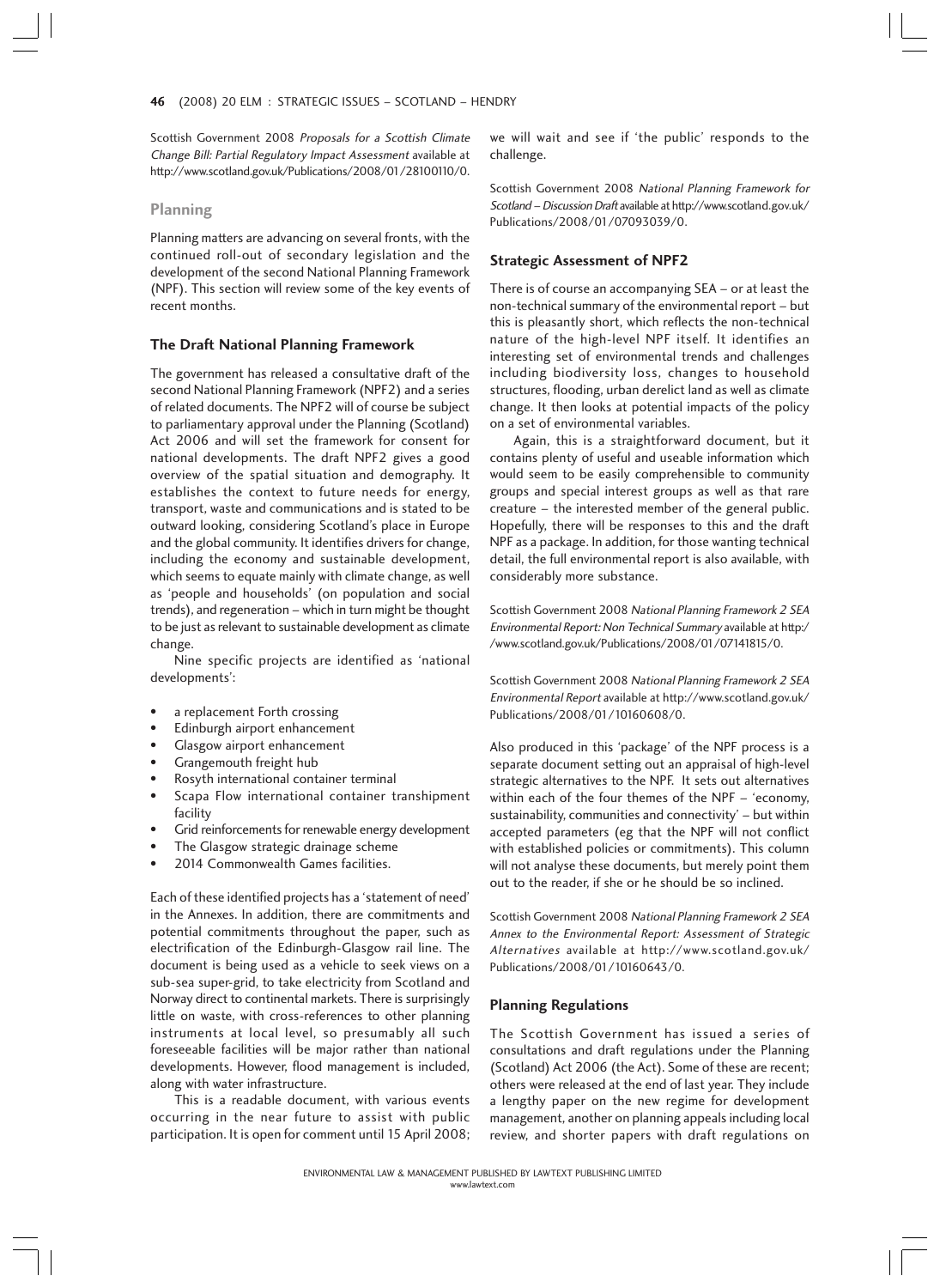Scottish Government 2008 *Proposals for a Scottish Climate Change Bill: Partial Regulatory Impact Assessment* available at http://www.scotland.gov.uk/Publications/2008/01/28100110/0.

## Planning

Planning matters are advancing on several fronts, with the continued roll-out of secondary legislation and the development of the second National Planning Framework (NPF). This section will review some of the key events of recent months.

### The Draft National Planning Framework

The government has released a consultative draft of the second National Planning Framework (NPF2) and a series of related documents. The NPF2 will of course be subject to parliamentary approval under the Planning (Scotland) Act 2006 and will set the framework for consent for national developments. The draft NPF2 gives a good overview of the spatial situation and demography. It establishes the context to future needs for energy, transport, waste and communications and is stated to be outward looking, considering Scotland's place in Europe and the global community. It identifies drivers for change, including the economy and sustainable development, which seems to equate mainly with climate change, as well as 'people and households' (on population and social trends), and regeneration – which in turn might be thought to be just as relevant to sustainable development as climate change.

Nine specific projects are identified as 'national developments':

- a replacement Forth crossing
- Edinburgh airport enhancement
- Glasgow airport enhancement
- Grangemouth freight hub
- Rosyth international container terminal
- Scapa Flow international container transhipment facility
- Grid reinforcements for renewable energy development
- The Glasgow strategic drainage scheme
- 2014 Commonwealth Games facilities.

Each of these identified projects has a 'statement of need' in the Annexes. In addition, there are commitments and potential commitments throughout the paper, such as electrification of the Edinburgh-Glasgow rail line. The document is being used as a vehicle to seek views on a sub-sea super-grid, to take electricity from Scotland and Norway direct to continental markets. There is surprisingly little on waste, with cross-references to other planning instruments at local level, so presumably all such foreseeable facilities will be major rather than national developments. However, flood management is included, along with water infrastructure.

This is a readable document, with various events occurring in the near future to assist with public participation. It is open for comment until 15 April 2008; we will wait and see if 'the public' responds to the challenge.

Scottish Government 2008 *National Planning Framework for Scotland – Discussion Draft* available at http://www.scotland.gov.uk/Publications/2008/01/07093039/0.

### Strategic Assessment of NPF2

There is of course an accompanying SEA – or at least the non-technical summary of the environmental report – but this is pleasantly short, which reflects the non-technical nature of the high-level NPF itself. It identifies an interesting set of environmental trends and challenges including biodiversity loss, changes to household structures, flooding, urban derelict land as well as climate change. It then looks at potential impacts of the policy on a set of environmental variables.

Again, this is a straightforward document, but it contains plenty of useful and useable information which would seem to be easily comprehensible to community groups and special interest groups as well as that rare creature – the interested member of the general public. Hopefully, there will be responses to this and the draft NPF as a package. In addition, for those wanting technical detail, the full environmental report is also available, with considerably more substance.

Scottish Government 2008 *National Planning Framework 2 SEA Environmental Report: Non Technical Summary* available at http://www.scotland.gov.uk/Publications/2008/01/07141815/0.

Scottish Government 2008 *National Planning Framework 2 SEA Environmental Report* available at http://www.scotland.gov.uk/Publications/2008/01/10160608/0.

Also produced in this 'package' of the NPF process is a separate document setting out an appraisal of high-level strategic alternatives to the NPF. It sets out alternatives within each of the four themes of the NPF – 'economy, sustainability, communities and connectivity' – but within accepted parameters (eg that the NPF will not conflict with established policies or commitments). This column will not analyse these documents, but merely point them out to the reader, if she or he should be so inclined.

Scottish Government 2008 *National Planning Framework 2 SEA Annex to the Environmental Report: Assessment of Strategic Alternatives* available at http://www.scotland.gov.uk/Publications/2008/01/10160643/0.

### Planning Regulations

The Scottish Government has issued a series of consultations and draft regulations under the Planning (Scotland) Act 2006 (the Act). Some of these are recent; others were released at the end of last year. They include a lengthy paper on the new regime for development management, another on planning appeals including local review, and shorter papers with draft regulations on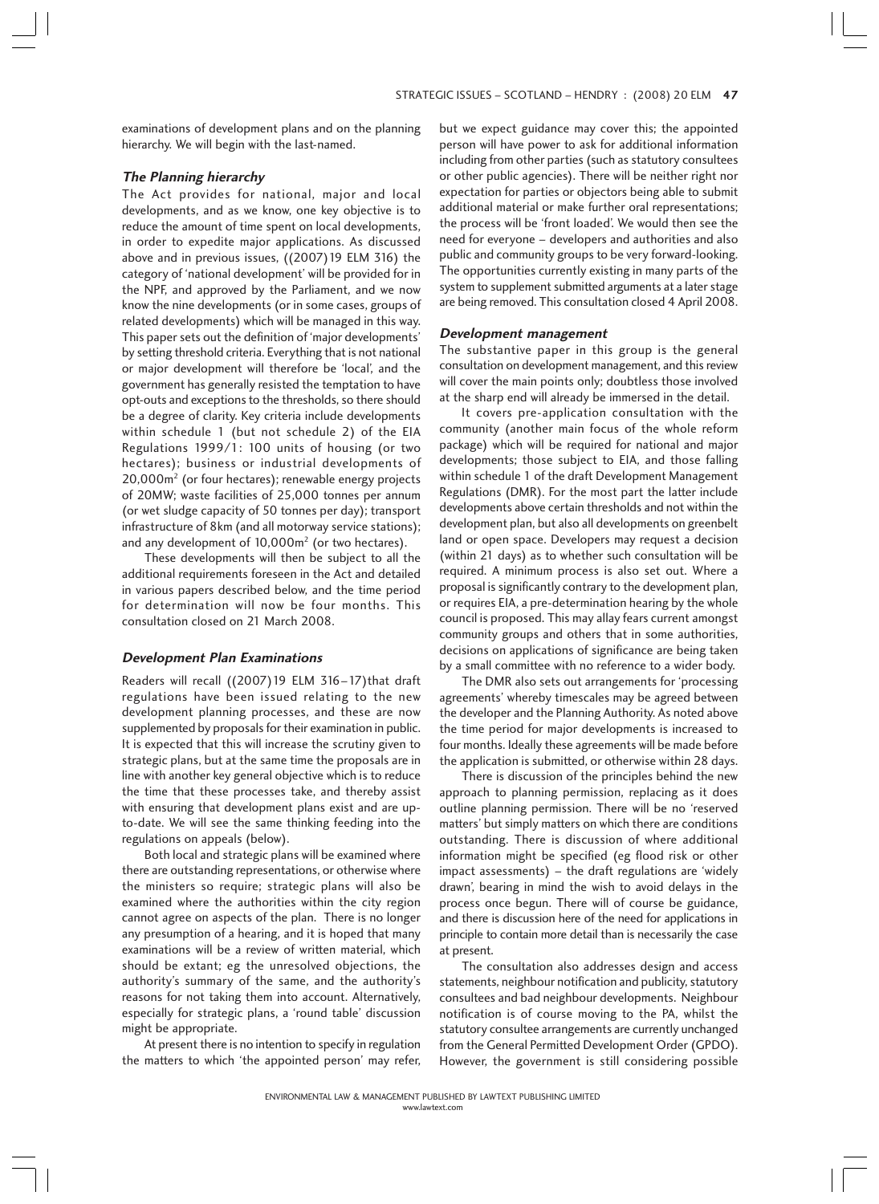examinations of development plans and on the planning hierarchy. We will begin with the last-named.

### *The Planning hierarchy*

The Act provides for national, major and local developments, and as we know, one key objective is to reduce the amount of time spent on local developments, in order to expedite major applications. As discussed above and in previous issues, ((2007) 19 ELM 316) the category of 'national development' will be provided for in the NPF, and approved by the Parliament, and we now know the nine developments (or in some cases, groups of related developments) which will be managed in this way. This paper sets out the definition of 'major developments' by setting threshold criteria. Everything that is not national or major development will therefore be 'local', and the government has generally resisted the temptation to have opt-outs and exceptions to the thresholds, so there should be a degree of clarity. Key criteria include developments within schedule 1 (but not schedule 2) of the EIA Regulations 1999/1: 100 units of housing (or two hectares); business or industrial developments of 20,000m$^2$ (or four hectares); renewable energy projects of 20MW; waste facilities of 25,000 tonnes per annum (or wet sludge capacity of 50 tonnes per day); transport infrastructure of 8km (and all motorway service stations); and any development of 10,000m$^2$ (or two hectares).

These developments will then be subject to all the additional requirements foreseen in the Act and detailed in various papers described below, and the time period for determination will now be four months. This consultation closed on 21 March 2008.

### *Development Plan Examinations*

Readers will recall ((2007) 19 ELM 316–17) that draft regulations have been issued relating to the new development planning processes, and these are now supplemented by proposals for their examination in public. It is expected that this will increase the scrutiny given to strategic plans, but at the same time the proposals are in line with another key general objective which is to reduce the time that these processes take, and thereby assist with ensuring that development plans exist and are up-to-date. We will see the same thinking feeding into the regulations on appeals (below).

Both local and strategic plans will be examined where there are outstanding representations, or otherwise where the ministers so require; strategic plans will also be examined where the authorities within the city region cannot agree on aspects of the plan. There is no longer any presumption of a hearing, and it is hoped that many examinations will be a review of written material, which should be extant; eg the unresolved objections, the authority's summary of the same, and the authority's reasons for not taking them into account. Alternatively, especially for strategic plans, a 'round table' discussion might be appropriate.

At present there is no intention to specify in regulation the matters to which 'the appointed person' may refer, but we expect guidance may cover this; the appointed person will have power to ask for additional information including from other parties (such as statutory consultees or other public agencies). There will be neither right nor expectation for parties or objectors being able to submit additional material or make further oral representations; the process will be 'front loaded'. We would then see the need for everyone – developers and authorities and also public and community groups to be very forward-looking. The opportunities currently existing in many parts of the system to supplement submitted arguments at a later stage are being removed. This consultation closed 4 April 2008.

### *Development management*

The substantive paper in this group is the general consultation on development management, and this review will cover the main points only; doubtless those involved at the sharp end will already be immersed in the detail.

It covers pre-application consultation with the community (another main focus of the whole reform package) which will be required for national and major developments; those subject to EIA, and those falling within schedule 1 of the draft Development Management Regulations (DMR). For the most part the latter include developments above certain thresholds and not within the development plan, but also all developments on greenbelt land or open space. Developers may request a decision (within 21 days) as to whether such consultation will be required. A minimum process is also set out. Where a proposal is significantly contrary to the development plan, or requires EIA, a pre-determination hearing by the whole council is proposed. This may allay fears current amongst community groups and others that in some authorities, decisions on applications of significance are being taken by a small committee with no reference to a wider body.

The DMR also sets out arrangements for 'processing agreements' whereby timescales may be agreed between the developer and the Planning Authority. As noted above the time period for major developments is increased to four months. Ideally these agreements will be made before the application is submitted, or otherwise within 28 days.

There is discussion of the principles behind the new approach to planning permission, replacing as it does outline planning permission. There will be no 'reserved matters' but simply matters on which there are conditions outstanding. There is discussion of where additional information might be specified (eg flood risk or other impact assessments) – the draft regulations are 'widely drawn', bearing in mind the wish to avoid delays in the process once begun. There will of course be guidance, and there is discussion here of the need for applications in principle to contain more detail than is necessarily the case at present.

The consultation also addresses design and access statements, neighbour notification and publicity, statutory consultees and bad neighbour developments. Neighbour notification is of course moving to the PA, whilst the statutory consultee arrangements are currently unchanged from the General Permitted Development Order (GPDO). However, the government is still considering possible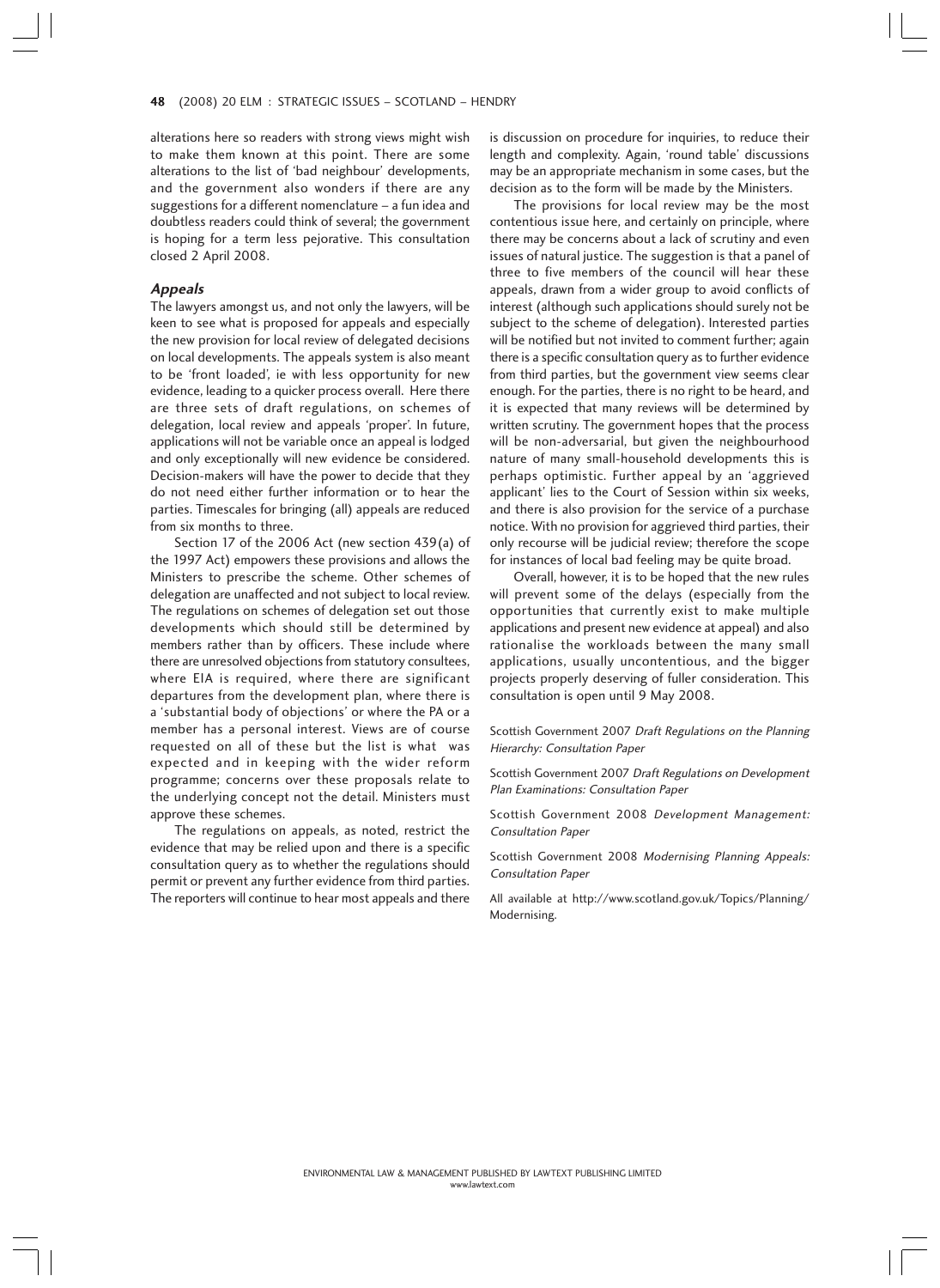alterations here so readers with strong views might wish to make them known at this point. There are some alterations to the list of 'bad neighbour' developments, and the government also wonders if there are any suggestions for a different nomenclature – a fun idea and doubtless readers could think of several; the government is hoping for a term less pejorative. This consultation closed 2 April 2008.

### *Appeals*

The lawyers amongst us, and not only the lawyers, will be keen to see what is proposed for appeals and especially the new provision for local review of delegated decisions on local developments. The appeals system is also meant to be 'front loaded', ie with less opportunity for new evidence, leading to a quicker process overall. Here there are three sets of draft regulations, on schemes of delegation, local review and appeals 'proper'. In future, applications will not be variable once an appeal is lodged and only exceptionally will new evidence be considered. Decision-makers will have the power to decide that they do not need either further information or to hear the parties. Timescales for bringing (all) appeals are reduced from six months to three.

Section 17 of the 2006 Act (new section 439(a) of the 1997 Act) empowers these provisions and allows the Ministers to prescribe the scheme. Other schemes of delegation are unaffected and not subject to local review. The regulations on schemes of delegation set out those developments which should still be determined by members rather than by officers. These include where there are unresolved objections from statutory consultees, where EIA is required, where there are significant departures from the development plan, where there is a 'substantial body of objections' or where the PA or a member has a personal interest. Views are of course requested on all of these but the list is what was expected and in keeping with the wider reform programme; concerns over these proposals relate to the underlying concept not the detail. Ministers must approve these schemes.

The regulations on appeals, as noted, restrict the evidence that may be relied upon and there is a specific consultation query as to whether the regulations should permit or prevent any further evidence from third parties. The reporters will continue to hear most appeals and there is discussion on procedure for inquiries, to reduce their length and complexity. Again, 'round table' discussions may be an appropriate mechanism in some cases, but the decision as to the form will be made by the Ministers.

The provisions for local review may be the most contentious issue here, and certainly on principle, where there may be concerns about a lack of scrutiny and even issues of natural justice. The suggestion is that a panel of three to five members of the council will hear these appeals, drawn from a wider group to avoid conflicts of interest (although such applications should surely not be subject to the scheme of delegation). Interested parties will be notified but not invited to comment further; again there is a specific consultation query as to further evidence from third parties, but the government view seems clear enough. For the parties, there is no right to be heard, and it is expected that many reviews will be determined by written scrutiny. The government hopes that the process will be non-adversarial, but given the neighbourhood nature of many small-household developments this is perhaps optimistic. Further appeal by an 'aggrieved applicant' lies to the Court of Session within six weeks, and there is also provision for the service of a purchase notice. With no provision for aggrieved third parties, their only recourse will be judicial review; therefore the scope for instances of local bad feeling may be quite broad.

Overall, however, it is to be hoped that the new rules will prevent some of the delays (especially from the opportunities that currently exist to make multiple applications and present new evidence at appeal) and also rationalise the workloads between the many small applications, usually uncontentious, and the bigger projects properly deserving of fuller consideration. This consultation is open until 9 May 2008.

Scottish Government 2007 *Draft Regulations on the Planning Hierarchy: Consultation Paper*

Scottish Government 2007 *Draft Regulations on Development Plan Examinations: Consultation Paper*

Scottish Government 2008 *Development Management: Consultation Paper*

Scottish Government 2008 *Modernising Planning Appeals: Consultation Paper*

All available at http://www.scotland.gov.uk/Topics/Planning/Modernising.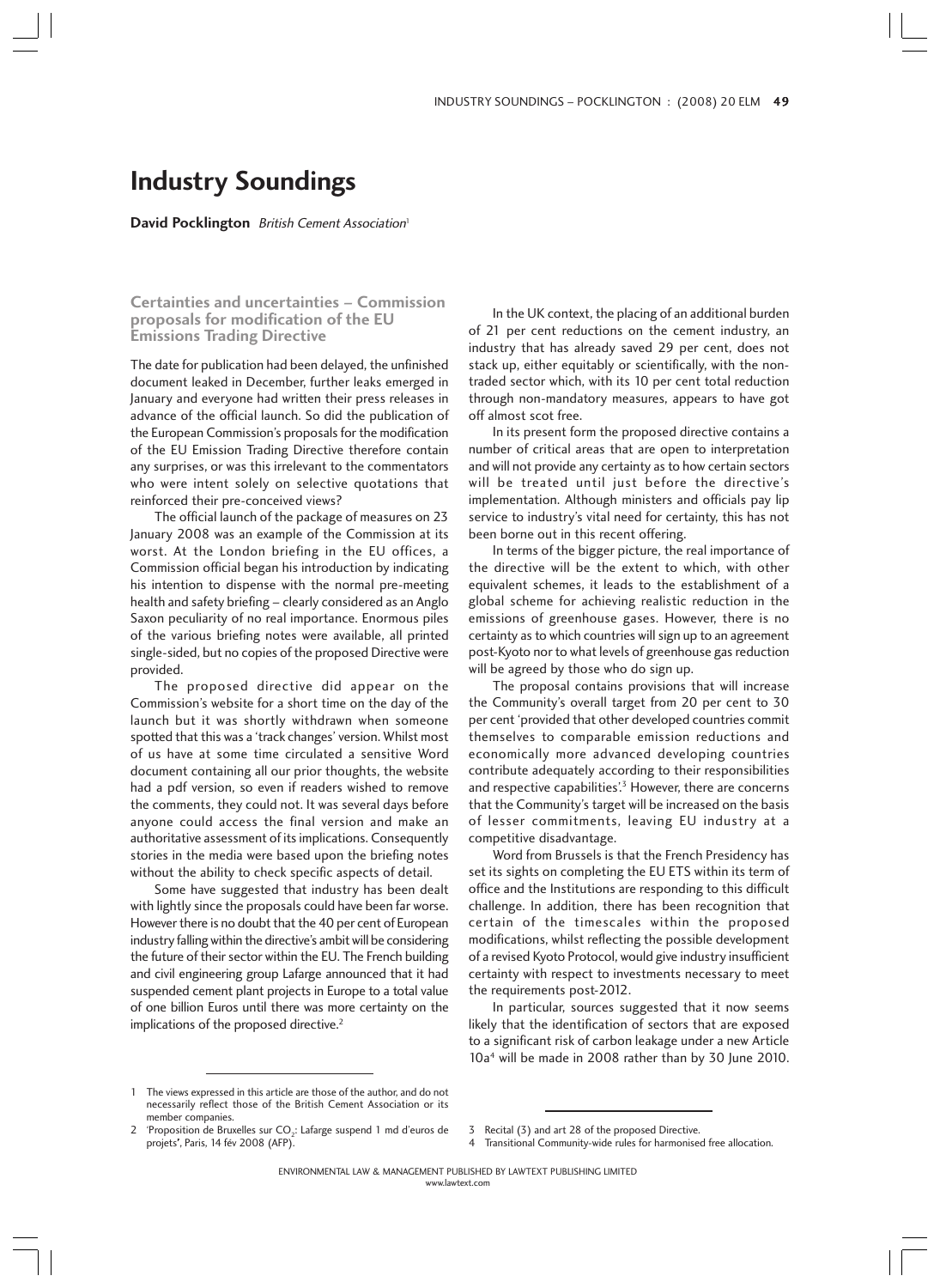# Industry Soundings

**David Pocklington** *British Cement Association*[1]

## Certainties and uncertainties – Commission proposals for modification of the EU Emissions Trading Directive

The date for publication had been delayed, the unfinished document leaked in December, further leaks emerged in January and everyone had written their press releases in advance of the official launch. So did the publication of the European Commission's proposals for the modification of the EU Emission Trading Directive therefore contain any surprises, or was this irrelevant to the commentators who were intent solely on selective quotations that reinforced their pre-conceived views?

The official launch of the package of measures on 23 January 2008 was an example of the Commission at its worst. At the London briefing in the EU offices, a Commission official began his introduction by indicating his intention to dispense with the normal pre-meeting health and safety briefing – clearly considered as an Anglo Saxon peculiarity of no real importance. Enormous piles of the various briefing notes were available, all printed single-sided, but no copies of the proposed Directive were provided.

The proposed directive did appear on the Commission's website for a short time on the day of the launch but it was shortly withdrawn when someone spotted that this was a 'track changes' version. Whilst most of us have at some time circulated a sensitive Word document containing all our prior thoughts, the website had a pdf version, so even if readers wished to remove the comments, they could not. It was several days before anyone could access the final version and make an authoritative assessment of its implications. Consequently stories in the media were based upon the briefing notes without the ability to check specific aspects of detail.

Some have suggested that industry has been dealt with lightly since the proposals could have been far worse. However there is no doubt that the 40 per cent of European industry falling within the directive's ambit will be considering the future of their sector within the EU. The French building and civil engineering group Lafarge announced that it had suspended cement plant projects in Europe to a total value of one billion Euros until there was more certainty on the implications of the proposed directive.[2]

In the UK context, the placing of an additional burden of 21 per cent reductions on the cement industry, an industry that has already saved 29 per cent, does not stack up, either equitably or scientifically, with the non-traded sector which, with its 10 per cent total reduction through non-mandatory measures, appears to have got off almost scot free.

In its present form the proposed directive contains a number of critical areas that are open to interpretation and will not provide any certainty as to how certain sectors will be treated until just before the directive's implementation. Although ministers and officials pay lip service to industry's vital need for certainty, this has not been borne out in this recent offering.

In terms of the bigger picture, the real importance of the directive will be the extent to which, with other equivalent schemes, it leads to the establishment of a global scheme for achieving realistic reduction in the emissions of greenhouse gases. However, there is no certainty as to which countries will sign up to an agreement post-Kyoto nor to what levels of greenhouse gas reduction will be agreed by those who do sign up.

The proposal contains provisions that will increase the Community's overall target from 20 per cent to 30 per cent 'provided that other developed countries commit themselves to comparable emission reductions and economically more advanced developing countries contribute adequately according to their responsibilities and respective capabilities'.[3] However, there are concerns that the Community's target will be increased on the basis of lesser commitments, leaving EU industry at a competitive disadvantage.

Word from Brussels is that the French Presidency has set its sights on completing the EU ETS within its term of office and the Institutions are responding to this difficult challenge. In addition, there has been recognition that certain of the timescales within the proposed modifications, whilst reflecting the possible development of a revised Kyoto Protocol, would give industry insufficient certainty with respect to investments necessary to meet the requirements post-2012.

In particular, sources suggested that it now seems likely that the identification of sectors that are exposed to a significant risk of carbon leakage under a new Article 10a[4] will be made in 2008 rather than by 30 June 2010.

---

1 The views expressed in this article are those of the author, and do not necessarily reflect those of the British Cement Association or its member companies.

2 'Proposition de Bruxelles sur $CO_2$: Lafarge suspend 1 md d'euros de projets', Paris, 14 fév 2008 (AFP).

3 Recital (3) and art 28 of the proposed Directive.

4 Transitional Community-wide rules for harmonised free allocation.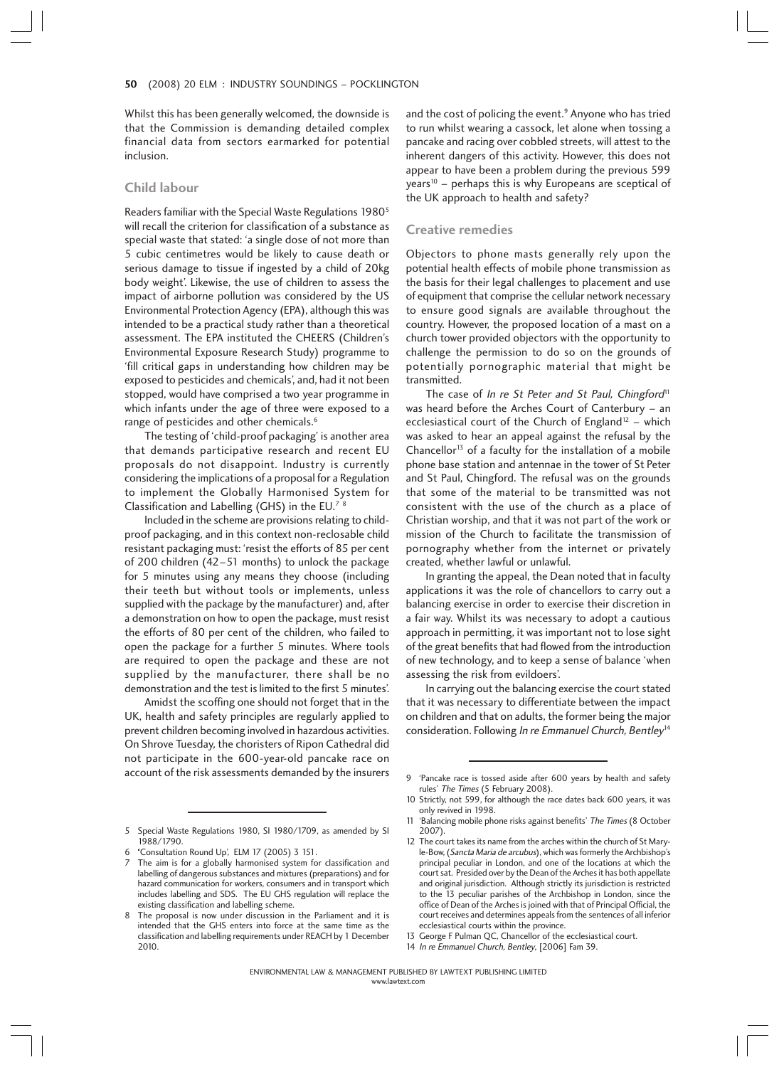Whilst this has been generally welcomed, the downside is that the Commission is demanding detailed complex financial data from sectors earmarked for potential inclusion.

## Child labour

Readers familiar with the Special Waste Regulations 1980[5] will recall the criterion for classification of a substance as special waste that stated: 'a single dose of not more than 5 cubic centimetres would be likely to cause death or serious damage to tissue if ingested by a child of 20kg body weight'. Likewise, the use of children to assess the impact of airborne pollution was considered by the US Environmental Protection Agency (EPA), although this was intended to be a practical study rather than a theoretical assessment. The EPA instituted the CHEERS (Children's Environmental Exposure Research Study) programme to 'fill critical gaps in understanding how children may be exposed to pesticides and chemicals', and, had it not been stopped, would have comprised a two year programme in which infants under the age of three were exposed to a range of pesticides and other chemicals.[6]

The testing of 'child-proof packaging' is another area that demands participative research and recent EU proposals do not disappoint. Industry is currently considering the implications of a proposal for a Regulation to implement the Globally Harmonised System for Classification and Labelling (GHS) in the EU.[7] [8]

Included in the scheme are provisions relating to child-proof packaging, and in this context non-reclosable child resistant packaging must: 'resist the efforts of 85 per cent of 200 children (42–51 months) to unlock the package for 5 minutes using any means they choose (including their teeth but without tools or implements, unless supplied with the package by the manufacturer) and, after a demonstration on how to open the package, must resist the efforts of 80 per cent of the children, who failed to open the package for a further 5 minutes. Where tools are required to open the package and these are not supplied by the manufacturer, there shall be no demonstration and the test is limited to the first 5 minutes'.

Amidst the scoffing one should not forget that in the UK, health and safety principles are regularly applied to prevent children becoming involved in hazardous activities. On Shrove Tuesday, the choristers of Ripon Cathedral did not participate in the 600-year-old pancake race on account of the risk assessments demanded by the insurers and the cost of policing the event.[9] Anyone who has tried to run whilst wearing a cassock, let alone when tossing a pancake and racing over cobbled streets, will attest to the inherent dangers of this activity. However, this does not appear to have been a problem during the previous 599 years[10] – perhaps this is why Europeans are sceptical of the UK approach to health and safety?

## Creative remedies

Objectors to phone masts generally rely upon the potential health effects of mobile phone transmission as the basis for their legal challenges to placement and use of equipment that comprise the cellular network necessary to ensure good signals are available throughout the country. However, the proposed location of a mast on a church tower provided objectors with the opportunity to challenge the permission to do so on the grounds of potentially pornographic material that might be transmitted.

The case of *In re St Peter and St Paul, Chingford*[11] was heard before the Arches Court of Canterbury – an ecclesiastical court of the Church of England[12] – which was asked to hear an appeal against the refusal by the Chancellor[13] of a faculty for the installation of a mobile phone base station and antennae in the tower of St Peter and St Paul, Chingford. The refusal was on the grounds that some of the material to be transmitted was not consistent with the use of the church as a place of Christian worship, and that it was not part of the work or mission of the Church to facilitate the transmission of pornography whether from the internet or privately created, whether lawful or unlawful.

In granting the appeal, the Dean noted that in faculty applications it was the role of chancellors to carry out a balancing exercise in order to exercise their discretion in a fair way. Whilst its was necessary to adopt a cautious approach in permitting, it was important not to lose sight of the great benefits that had flowed from the introduction of new technology, and to keep a sense of balance 'when assessing the risk from evildoers'.

In carrying out the balancing exercise the court stated that it was necessary to differentiate between the impact on children and that on adults, the former being the major consideration. Following *In re Emmanuel Church, Bentley*[14]

---

5 Special Waste Regulations 1980, SI 1980/1709, as amended by SI 1988/1790.

6 'Consultation Round Up', ELM 17 (2005) 3 151.

7 The aim is for a globally harmonised system for classification and labelling of dangerous substances and mixtures (preparations) and for hazard communication for workers, consumers and in transport which includes labelling and SDS. The EU GHS regulation will replace the existing classification and labelling scheme.

8 The proposal is now under discussion in the Parliament and it is intended that the GHS enters into force at the same time as the classification and labelling requirements under REACH by 1 December 2010.

9 'Pancake race is tossed aside after 600 years by health and safety rules' *The Times* (5 February 2008).

10 Strictly, not 599, for although the race dates back 600 years, it was only revived in 1998.

11 'Balancing mobile phone risks against benefits' *The Times* (8 October 2007).

12 The court takes its name from the arches within the church of St Mary-le-Bow, (*Sancta Maria de arcubus*), which was formerly the Archbishop's principal peculiar in London, and one of the locations at which the court sat. Presided over by the Dean of the Arches it has both appellate and original jurisdiction. Although strictly its jurisdiction is restricted to the 13 peculiar parishes of the Archbishop in London, since the office of Dean of the Arches is joined with that of Principal Official, the court receives and determines appeals from the sentences of all inferior ecclesiastical courts within the province.

13 George F Pulman QC, Chancellor of the ecclesiastical court.

14 *In re Emmanuel Church, Bentley*, [2006] Fam 39.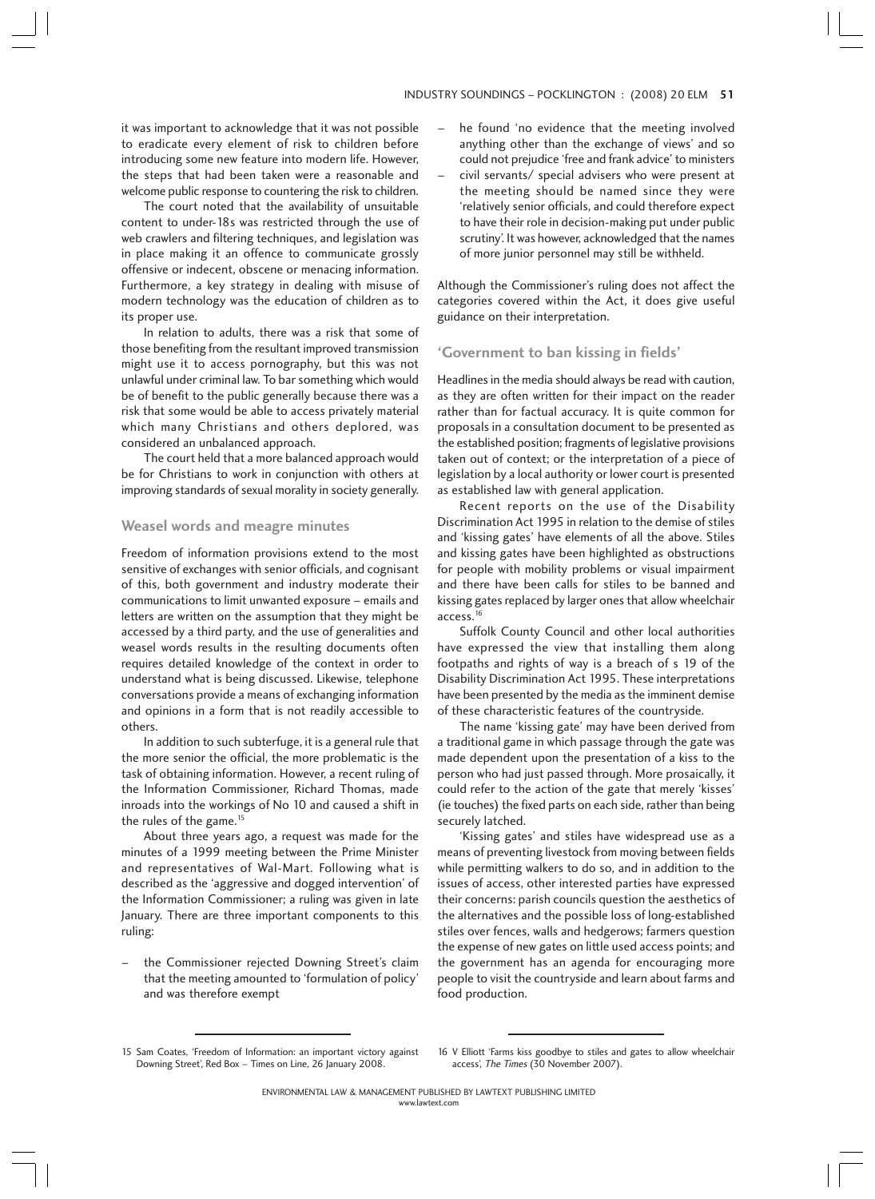it was important to acknowledge that it was not possible to eradicate every element of risk to children before introducing some new feature into modern life. However, the steps that had been taken were a reasonable and welcome public response to countering the risk to children.

The court noted that the availability of unsuitable content to under-18s was restricted through the use of web crawlers and filtering techniques, and legislation was in place making it an offence to communicate grossly offensive or indecent, obscene or menacing information. Furthermore, a key strategy in dealing with misuse of modern technology was the education of children as to its proper use.

In relation to adults, there was a risk that some of those benefiting from the resultant improved transmission might use it to access pornography, but this was not unlawful under criminal law. To bar something which would be of benefit to the public generally because there was a risk that some would be able to access privately material which many Christians and others deplored, was considered an unbalanced approach.

The court held that a more balanced approach would be for Christians to work in conjunction with others at improving standards of sexual morality in society generally.

## Weasel words and meagre minutes

Freedom of information provisions extend to the most sensitive of exchanges with senior officials, and cognisant of this, both government and industry moderate their communications to limit unwanted exposure – emails and letters are written on the assumption that they might be accessed by a third party, and the use of generalities and weasel words results in the resulting documents often requires detailed knowledge of the context in order to understand what is being discussed. Likewise, telephone conversations provide a means of exchanging information and opinions in a form that is not readily accessible to others.

In addition to such subterfuge, it is a general rule that the more senior the official, the more problematic is the task of obtaining information. However, a recent ruling of the Information Commissioner, Richard Thomas, made inroads into the workings of No 10 and caused a shift in the rules of the game.[15]

About three years ago, a request was made for the minutes of a 1999 meeting between the Prime Minister and representatives of Wal-Mart. Following what is described as the 'aggressive and dogged intervention' of the Information Commissioner; a ruling was given in late January. There are three important components to this ruling:

– the Commissioner rejected Downing Street's claim that the meeting amounted to 'formulation of policy' and was therefore exempt
– he found 'no evidence that the meeting involved anything other than the exchange of views' and so could not prejudice 'free and frank advice' to ministers
– civil servants/ special advisers who were present at the meeting should be named since they were 'relatively senior officials, and could therefore expect to have their role in decision-making put under public scrutiny'. It was however, acknowledged that the names of more junior personnel may still be withheld.

Although the Commissioner's ruling does not affect the categories covered within the Act, it does give useful guidance on their interpretation.

## 'Government to ban kissing in fields'

Headlines in the media should always be read with caution, as they are often written for their impact on the reader rather than for factual accuracy. It is quite common for proposals in a consultation document to be presented as the established position; fragments of legislative provisions taken out of context; or the interpretation of a piece of legislation by a local authority or lower court is presented as established law with general application.

Recent reports on the use of the Disability Discrimination Act 1995 in relation to the demise of stiles and 'kissing gates' have elements of all the above. Stiles and kissing gates have been highlighted as obstructions for people with mobility problems or visual impairment and there have been calls for stiles to be banned and kissing gates replaced by larger ones that allow wheelchair access.[16]

Suffolk County Council and other local authorities have expressed the view that installing them along footpaths and rights of way is a breach of s 19 of the Disability Discrimination Act 1995. These interpretations have been presented by the media as the imminent demise of these characteristic features of the countryside.

The name 'kissing gate' may have been derived from a traditional game in which passage through the gate was made dependent upon the presentation of a kiss to the person who had just passed through. More prosaically, it could refer to the action of the gate that merely 'kisses' (ie touches) the fixed parts on each side, rather than being securely latched.

'Kissing gates' and stiles have widespread use as a means of preventing livestock from moving between fields while permitting walkers to do so, and in addition to the issues of access, other interested parties have expressed their concerns: parish councils question the aesthetics of the alternatives and the possible loss of long-established stiles over fences, walls and hedgerows; farmers question the expense of new gates on little used access points; and the government has an agenda for encouraging more people to visit the countryside and learn about farms and food production.

---

15 Sam Coates, 'Freedom of Information: an important victory against Downing Street', Red Box – Times on Line, 26 January 2008.

16 V Elliott 'Farms kiss goodbye to stiles and gates to allow wheelchair access', *The Times* (30 November 2007).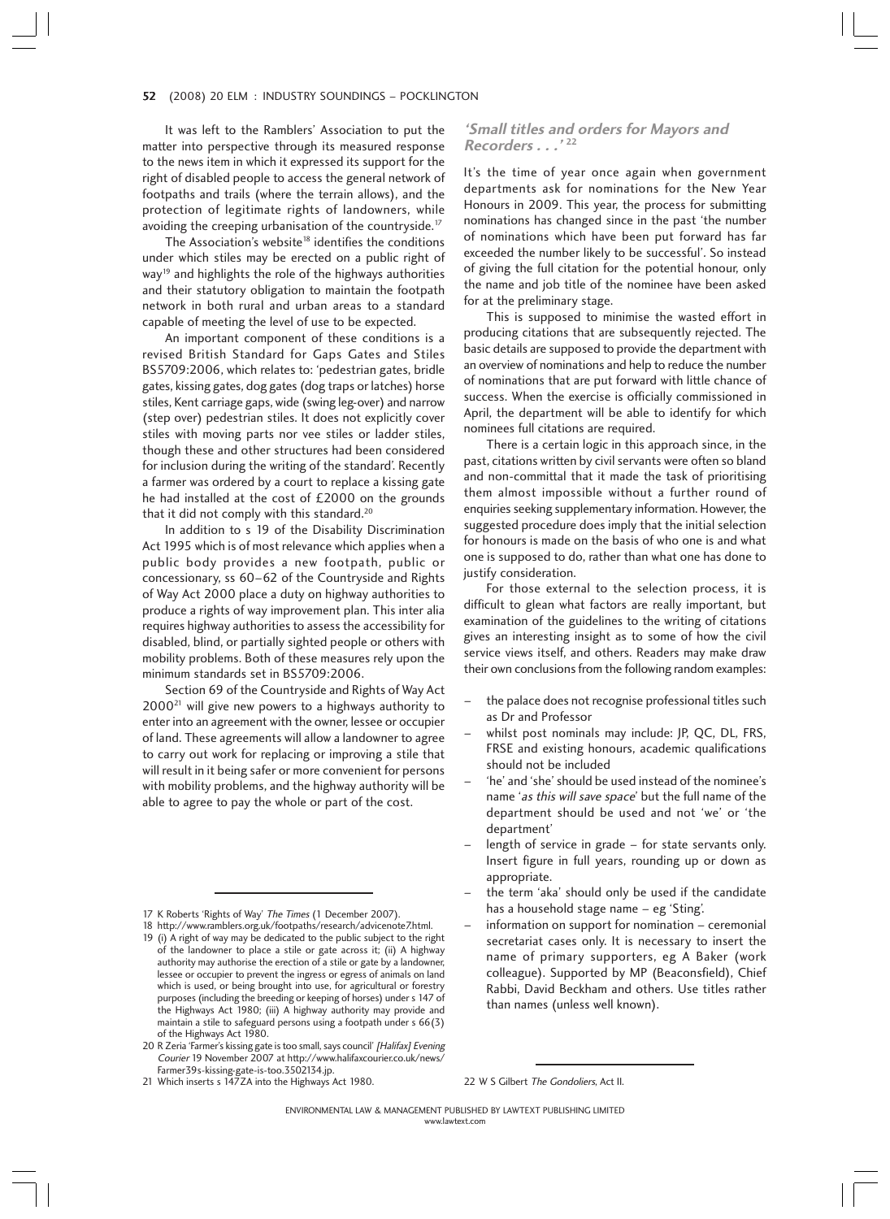It was left to the Ramblers' Association to put the matter into perspective through its measured response to the news item in which it expressed its support for the right of disabled people to access the general network of footpaths and trails (where the terrain allows), and the protection of legitimate rights of landowners, while avoiding the creeping urbanisation of the countryside.[17]

The Association's website[18] identifies the conditions under which stiles may be erected on a public right of way[19] and highlights the role of the highways authorities and their statutory obligation to maintain the footpath network in both rural and urban areas to a standard capable of meeting the level of use to be expected.

An important component of these conditions is a revised British Standard for Gaps Gates and Stiles BS5709:2006, which relates to: 'pedestrian gates, bridle gates, kissing gates, dog gates (dog traps or latches) horse stiles, Kent carriage gaps, wide (swing leg-over) and narrow (step over) pedestrian stiles. It does not explicitly cover stiles with moving parts nor vee stiles or ladder stiles, though these and other structures had been considered for inclusion during the writing of the standard'. Recently a farmer was ordered by a court to replace a kissing gate he had installed at the cost of £2000 on the grounds that it did not comply with this standard.[20]

In addition to s 19 of the Disability Discrimination Act 1995 which is of most relevance which applies when a public body provides a new footpath, public or concessionary, ss 60–62 of the Countryside and Rights of Way Act 2000 place a duty on highway authorities to produce a rights of way improvement plan. This inter alia requires highway authorities to assess the accessibility for disabled, blind, or partially sighted people or others with mobility problems. Both of these measures rely upon the minimum standards set in BS5709:2006.

Section 69 of the Countryside and Rights of Way Act 2000[21] will give new powers to a highways authority to enter into an agreement with the owner, lessee or occupier of land. These agreements will allow a landowner to agree to carry out work for replacing or improving a stile that will result in it being safer or more convenient for persons with mobility problems, and the highway authority will be able to agree to pay the whole or part of the cost.

17 K Roberts 'Rights of Way' *The Times* (1 December 2007).

18 http://www.ramblers.org.uk/footpaths/research/advicenote7.html.

19 (i) A right of way may be dedicated to the public subject to the right of the landowner to place a stile or gate across it; (ii) A highway authority may authorise the erection of a stile or gate by a landowner, lessee or occupier to prevent the ingress or egress of animals on land which is used, or being brought into use, for agricultural or forestry purposes (including the breeding or keeping of horses) under s 147 of the Highways Act 1980; (iii) A highway authority may provide and maintain a stile to safeguard persons using a footpath under s 66(3) of the Highways Act 1980.

20 R Zeria 'Farmer's kissing gate is too small, says council' *[Halifax] Evening Courier* 19 November 2007 at http://www.halifaxcourier.co.uk/news/Farmer39s-kissing-gate-is-too.3502134.jp.

21 Which inserts s 147ZA into the Highways Act 1980.

## *'Small titles and orders for Mayors and Recorders . . .'*[22]

It's the time of year once again when government departments ask for nominations for the New Year Honours in 2009. This year, the process for submitting nominations has changed since in the past 'the number of nominations which have been put forward has far exceeded the number likely to be successful'. So instead of giving the full citation for the potential honour, only the name and job title of the nominee have been asked for at the preliminary stage.

This is supposed to minimise the wasted effort in producing citations that are subsequently rejected. The basic details are supposed to provide the department with an overview of nominations and help to reduce the number of nominations that are put forward with little chance of success. When the exercise is officially commissioned in April, the department will be able to identify for which nominees full citations are required.

There is a certain logic in this approach since, in the past, citations written by civil servants were often so bland and non-committal that it made the task of prioritising them almost impossible without a further round of enquiries seeking supplementary information. However, the suggested procedure does imply that the initial selection for honours is made on the basis of who one is and what one is supposed to do, rather than what one has done to justify consideration.

For those external to the selection process, it is difficult to glean what factors are really important, but examination of the guidelines to the writing of citations gives an interesting insight as to some of how the civil service views itself, and others. Readers may make draw their own conclusions from the following random examples:

- the palace does not recognise professional titles such as Dr and Professor
- whilst post nominals may include: JP, QC, DL, FRS, FRSE and existing honours, academic qualifications should not be included
- 'he' and 'she' should be used instead of the nominee's name '*as this will save space*' but the full name of the department should be used and not 'we' or 'the department'
- length of service in grade – for state servants only. Insert figure in full years, rounding up or down as appropriate.
- the term 'aka' should only be used if the candidate has a household stage name – eg 'Sting'.
- information on support for nomination – ceremonial secretariat cases only. It is necessary to insert the name of primary supporters, eg A Baker (work colleague). Supported by MP (Beaconsfield), Chief Rabbi, David Beckham and others. Use titles rather than names (unless well known).

22 W S Gilbert *The Gondoliers*, Act II.